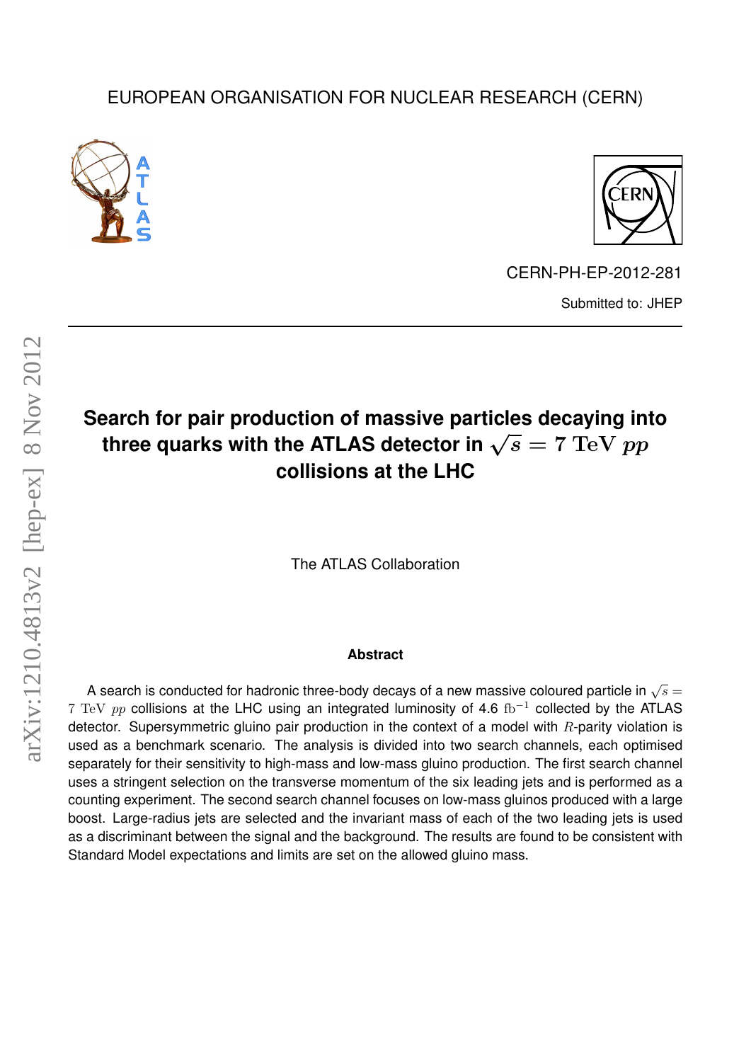EUROPEAN ORGANISATION FOR NUCLEAR RESEARCH (CERN)

CERN-PH-EP-2012-281

Submitted to: JHEP

# Search for pair production of massive particles decaying into three quarks with the ATLAS detector in $\sqrt{s} = 7$ TeV $pp$ collisions at the LHC

The ATLAS Collaboration

### Abstract

A search is conducted for hadronic three-body decays of a new massive coloured particle in $\sqrt{s} = 7$ TeV $pp$ collisions at the LHC using an integrated luminosity of 4.6 $\mathrm{fb}^{-1}$ collected by the ATLAS detector. Supersymmetric gluino pair production in the context of a model with $R$-parity violation is used as a benchmark scenario. The analysis is divided into two search channels, each optimised separately for their sensitivity to high-mass and low-mass gluino production. The first search channel uses a stringent selection on the transverse momentum of the six leading jets and is performed as a counting experiment. The second search channel focuses on low-mass gluinos produced with a large boost. Large-radius jets are selected and the invariant mass of each of the two leading jets is used as a discriminant between the signal and the background. The results are found to be consistent with Standard Model expectations and limits are set on the allowed gluino mass.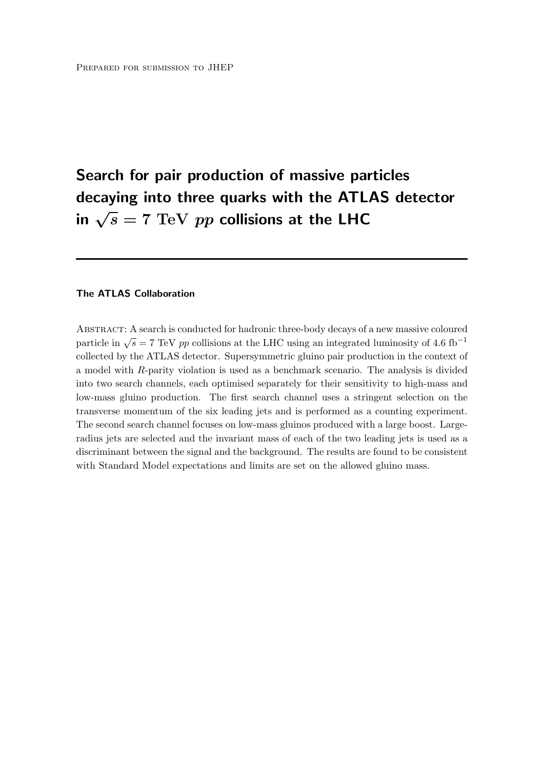Prepared for submission to JHEP

# Search for pair production of massive particles decaying into three quarks with the ATLAS detector in $\sqrt{s} = 7$ TeV $pp$ collisions at the LHC

**The ATLAS Collaboration**

Abstract: A search is conducted for hadronic three-body decays of a new massive coloured particle in $\sqrt{s} = 7$ TeV $pp$ collisions at the LHC using an integrated luminosity of 4.6 fb$^{-1}$ collected by the ATLAS detector. Supersymmetric gluino pair production in the context of a model with $R$-parity violation is used as a benchmark scenario. The analysis is divided into two search channels, each optimised separately for their sensitivity to high-mass and low-mass gluino production. The first search channel uses a stringent selection on the transverse momentum of the six leading jets and is performed as a counting experiment. The second search channel focuses on low-mass gluinos produced with a large boost. Large-radius jets are selected and the invariant mass of each of the two leading jets is used as a discriminant between the signal and the background. The results are found to be consistent with Standard Model expectations and limits are set on the allowed gluino mass.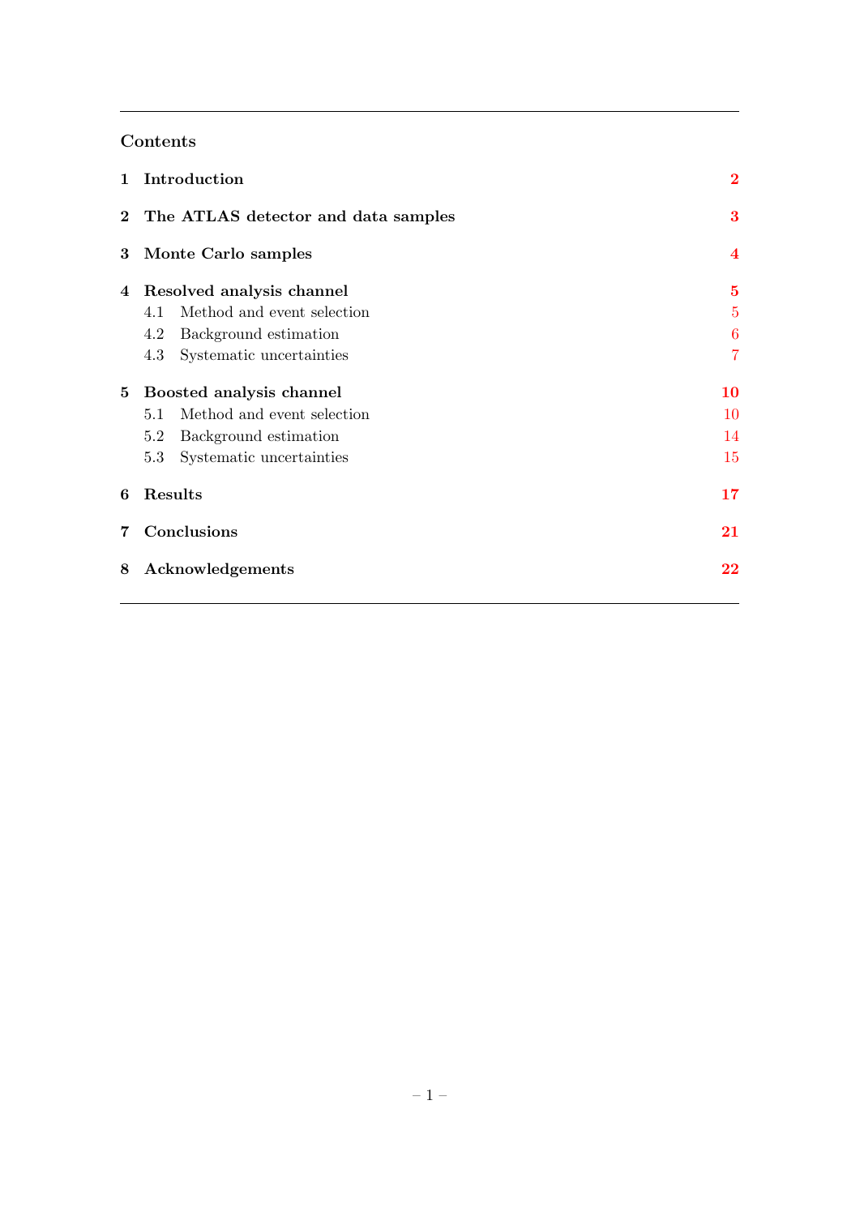## Contents

| | | |
|---|---|---|
| **1** | **Introduction** | **2** |
| **2** | **The ATLAS detector and data samples** | **3** |
| **3** | **Monte Carlo samples** | **4** |
| **4** | **Resolved analysis channel** | **5** |
| 4.1 | Method and event selection | 5 |
| 4.2 | Background estimation | 6 |
| 4.3 | Systematic uncertainties | 7 |
| **5** | **Boosted analysis channel** | **10** |
| 5.1 | Method and event selection | 10 |
| 5.2 | Background estimation | 14 |
| 5.3 | Systematic uncertainties | 15 |
| **6** | **Results** | **17** |
| **7** | **Conclusions** | **21** |
| **8** | **Acknowledgements** | **22** |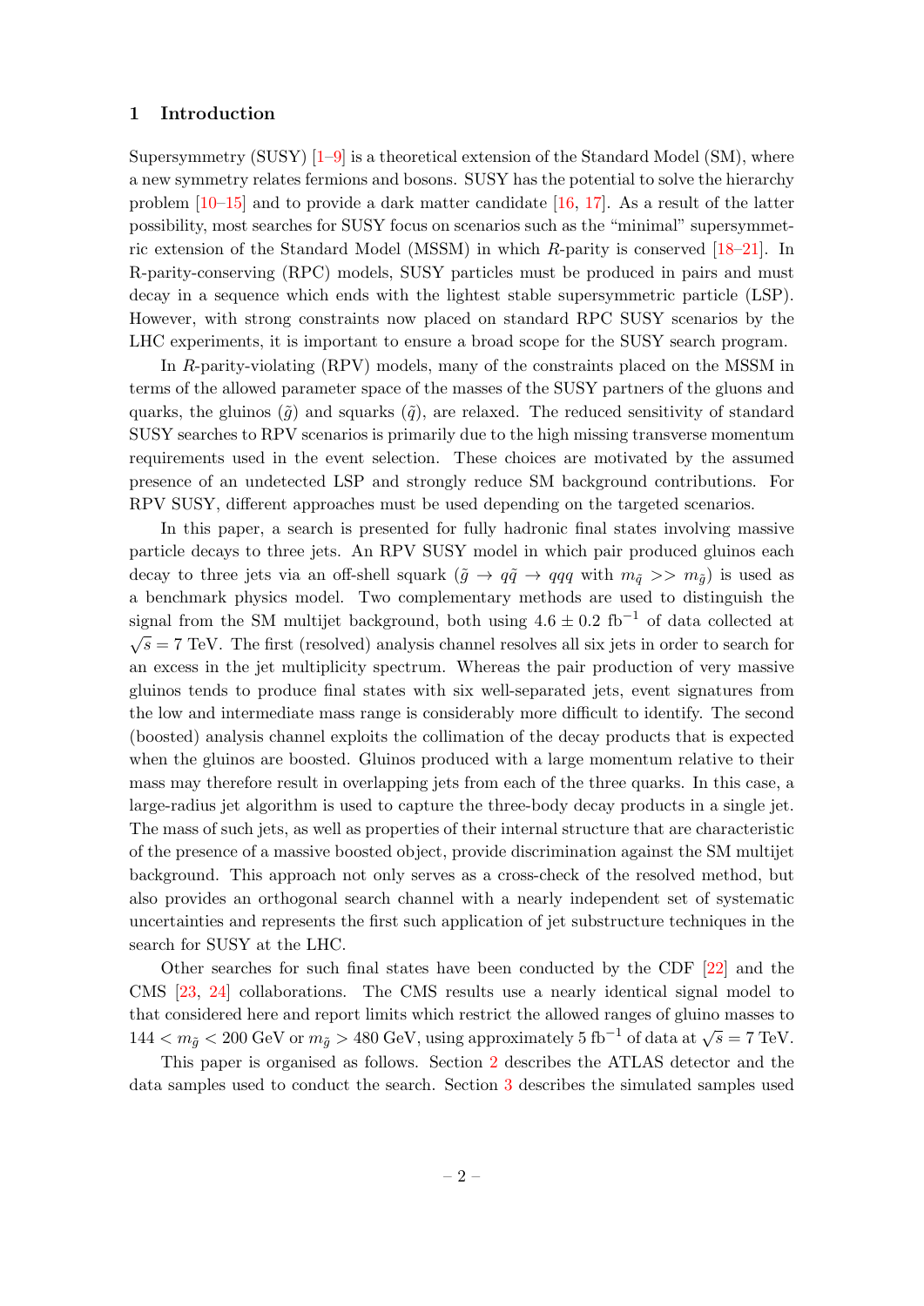## 1 Introduction

Supersymmetry (SUSY) [1–9] is a theoretical extension of the Standard Model (SM), where a new symmetry relates fermions and bosons. SUSY has the potential to solve the hierarchy problem [10–15] and to provide a dark matter candidate [16, 17]. As a result of the latter possibility, most searches for SUSY focus on scenarios such as the "minimal" supersymmetric extension of the Standard Model (MSSM) in which *R*-parity is conserved [18–21]. In R-parity-conserving (RPC) models, SUSY particles must be produced in pairs and must decay in a sequence which ends with the lightest stable supersymmetric particle (LSP). However, with strong constraints now placed on standard RPC SUSY scenarios by the LHC experiments, it is important to ensure a broad scope for the SUSY search program.

In *R*-parity-violating (RPV) models, many of the constraints placed on the MSSM in terms of the allowed parameter space of the masses of the SUSY partners of the gluons and quarks, the gluinos ($\tilde{g}$) and squarks ($\tilde{q}$), are relaxed. The reduced sensitivity of standard SUSY searches to RPV scenarios is primarily due to the high missing transverse momentum requirements used in the event selection. These choices are motivated by the assumed presence of an undetected LSP and strongly reduce SM background contributions. For RPV SUSY, different approaches must be used depending on the targeted scenarios.

In this paper, a search is presented for fully hadronic final states involving massive particle decays to three jets. An RPV SUSY model in which pair produced gluinos each decay to three jets via an off-shell squark ($\tilde{g} \to q\tilde{q} \to qqq$ with $m_{\tilde{q}} >> m_{\tilde{g}}$) is used as a benchmark physics model. Two complementary methods are used to distinguish the signal from the SM multijet background, both using $4.6 \pm 0.2$ fb$^{-1}$ of data collected at $\sqrt{s} = 7$ TeV. The first (resolved) analysis channel resolves all six jets in order to search for an excess in the jet multiplicity spectrum. Whereas the pair production of very massive gluinos tends to produce final states with six well-separated jets, event signatures from the low and intermediate mass range is considerably more difficult to identify. The second (boosted) analysis channel exploits the collimation of the decay products that is expected when the gluinos are boosted. Gluinos produced with a large momentum relative to their mass may therefore result in overlapping jets from each of the three quarks. In this case, a large-radius jet algorithm is used to capture the three-body decay products in a single jet. The mass of such jets, as well as properties of their internal structure that are characteristic of the presence of a massive boosted object, provide discrimination against the SM multijet background. This approach not only serves as a cross-check of the resolved method, but also provides an orthogonal search channel with a nearly independent set of systematic uncertainties and represents the first such application of jet substructure techniques in the search for SUSY at the LHC.

Other searches for such final states have been conducted by the CDF [22] and the CMS [23, 24] collaborations. The CMS results use a nearly identical signal model to that considered here and report limits which restrict the allowed ranges of gluino masses to $144 < m_{\tilde{g}} < 200$ GeV or $m_{\tilde{g}} > 480$ GeV, using approximately 5 fb$^{-1}$ of data at $\sqrt{s} = 7$ TeV.

This paper is organised as follows. Section 2 describes the ATLAS detector and the data samples used to conduct the search. Section 3 describes the simulated samples used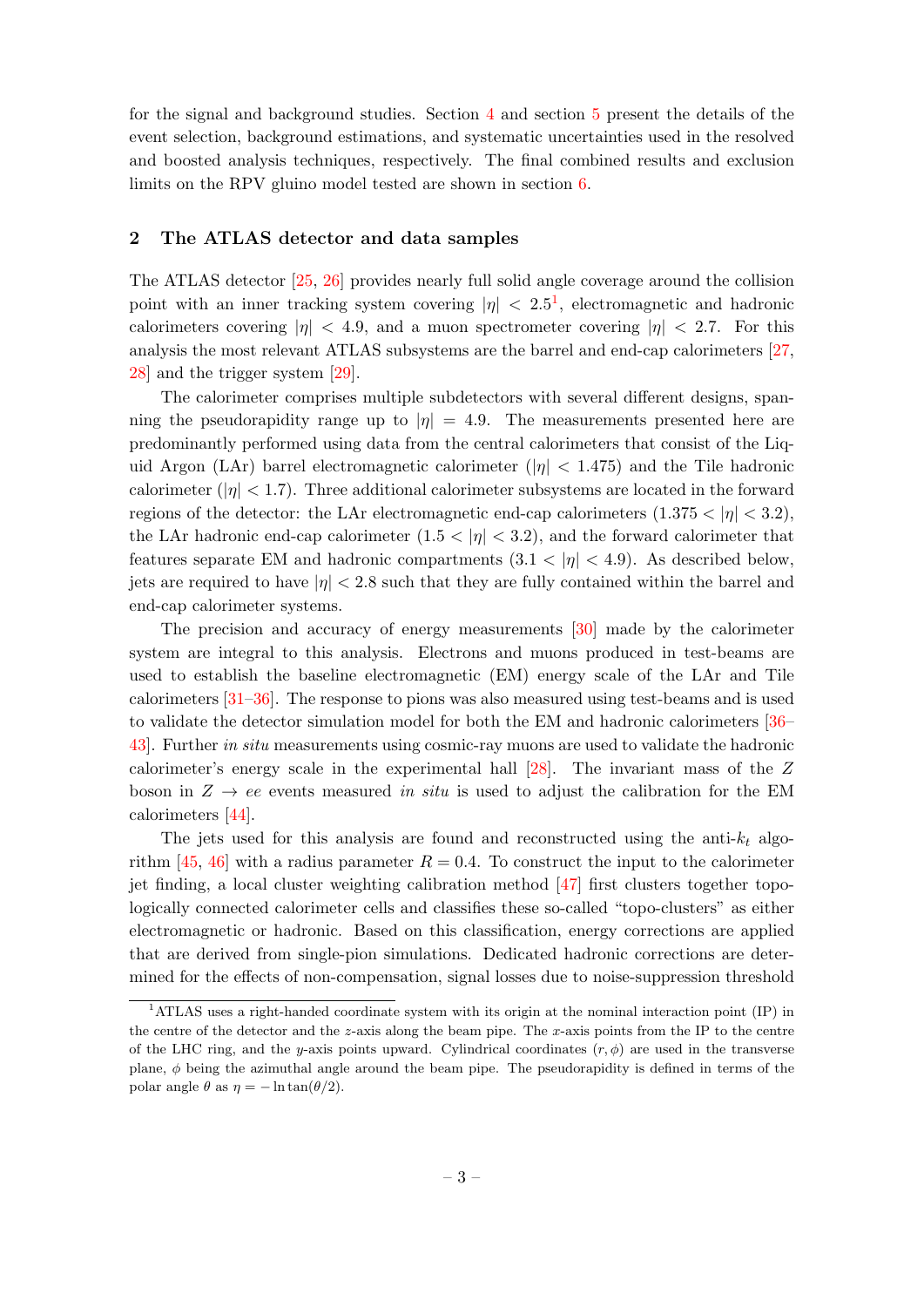for the signal and background studies. Section 4 and section 5 present the details of the event selection, background estimations, and systematic uncertainties used in the resolved and boosted analysis techniques, respectively. The final combined results and exclusion limits on the RPV gluino model tested are shown in section 6.

## 2 The ATLAS detector and data samples

The ATLAS detector [25, 26] provides nearly full solid angle coverage around the collision point with an inner tracking system covering $|\eta| < 2.5$[1], electromagnetic and hadronic calorimeters covering $|\eta| < 4.9$, and a muon spectrometer covering $|\eta| < 2.7$. For this analysis the most relevant ATLAS subsystems are the barrel and end-cap calorimeters [27, 28] and the trigger system [29].

The calorimeter comprises multiple subdetectors with several different designs, spanning the pseudorapidity range up to $|\eta| = 4.9$. The measurements presented here are predominantly performed using data from the central calorimeters that consist of the Liquid Argon (LAr) barrel electromagnetic calorimeter ($|\eta| < 1.475$) and the Tile hadronic calorimeter ($|\eta| < 1.7$). Three additional calorimeter subsystems are located in the forward regions of the detector: the LAr electromagnetic end-cap calorimeters ($1.375 < |\eta| < 3.2$), the LAr hadronic end-cap calorimeter ($1.5 < |\eta| < 3.2$), and the forward calorimeter that features separate EM and hadronic compartments ($3.1 < |\eta| < 4.9$). As described below, jets are required to have $|\eta| < 2.8$ such that they are fully contained within the barrel and end-cap calorimeter systems.

The precision and accuracy of energy measurements [30] made by the calorimeter system are integral to this analysis. Electrons and muons produced in test-beams are used to establish the baseline electromagnetic (EM) energy scale of the LAr and Tile calorimeters [31–36]. The response to pions was also measured using test-beams and is used to validate the detector simulation model for both the EM and hadronic calorimeters [36–43]. Further *in situ* measurements using cosmic-ray muons are used to validate the hadronic calorimeter's energy scale in the experimental hall [28]. The invariant mass of the $Z$ boson in $Z \to ee$ events measured *in situ* is used to adjust the calibration for the EM calorimeters [44].

The jets used for this analysis are found and reconstructed using the anti-$k_t$ algorithm [45, 46] with a radius parameter $R = 0.4$. To construct the input to the calorimeter jet finding, a local cluster weighting calibration method [47] first clusters together topologically connected calorimeter cells and classifies these so-called "topo-clusters" as either electromagnetic or hadronic. Based on this classification, energy corrections are applied that are derived from single-pion simulations. Dedicated hadronic corrections are determined for the effects of non-compensation, signal losses due to noise-suppression threshold

[1] ATLAS uses a right-handed coordinate system with its origin at the nominal interaction point (IP) in the centre of the detector and the $z$-axis along the beam pipe. The $x$-axis points from the IP to the centre of the LHC ring, and the $y$-axis points upward. Cylindrical coordinates $(r, \phi)$ are used in the transverse plane, $\phi$ being the azimuthal angle around the beam pipe. The pseudorapidity is defined in terms of the polar angle $\theta$ as $\eta = -\ln \tan(\theta/2)$.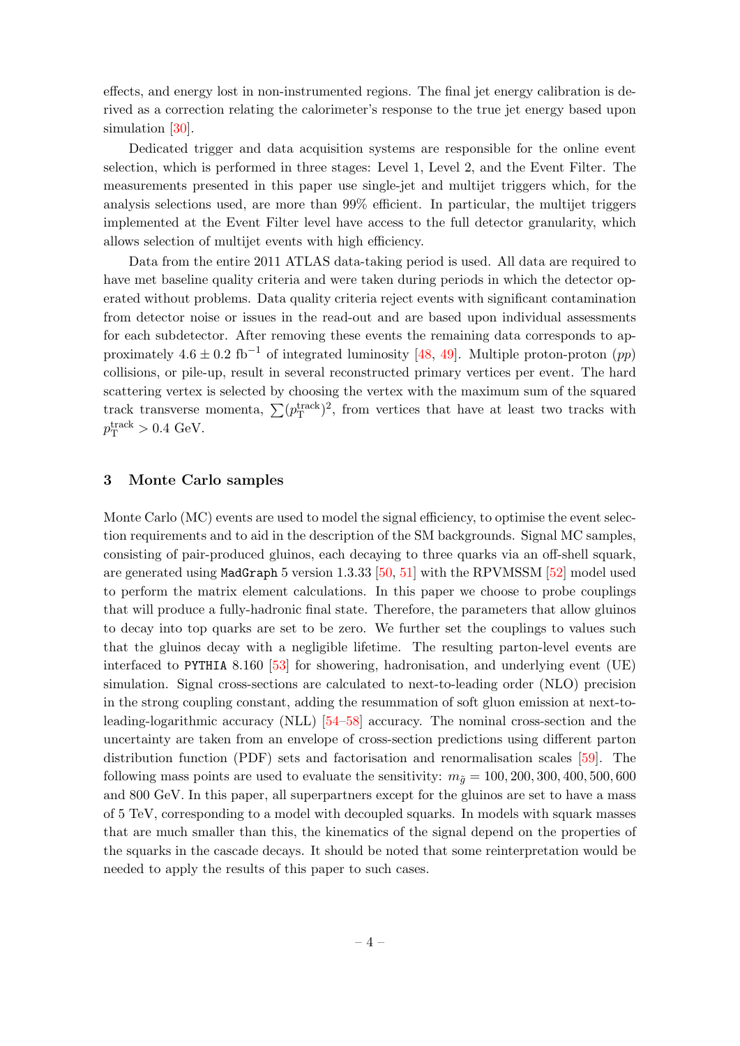effects, and energy lost in non-instrumented regions. The final jet energy calibration is derived as a correction relating the calorimeter's response to the true jet energy based upon simulation [30].

Dedicated trigger and data acquisition systems are responsible for the online event selection, which is performed in three stages: Level 1, Level 2, and the Event Filter. The measurements presented in this paper use single-jet and multijet triggers which, for the analysis selections used, are more than 99% efficient. In particular, the multijet triggers implemented at the Event Filter level have access to the full detector granularity, which allows selection of multijet events with high efficiency.

Data from the entire 2011 ATLAS data-taking period is used. All data are required to have met baseline quality criteria and were taken during periods in which the detector operated without problems. Data quality criteria reject events with significant contamination from detector noise or issues in the read-out and are based upon individual assessments for each subdetector. After removing these events the remaining data corresponds to approximately $4.6 \pm 0.2$ fb$^{-1}$ of integrated luminosity [48, 49]. Multiple proton-proton ($pp$) collisions, or pile-up, result in several reconstructed primary vertices per event. The hard scattering vertex is selected by choosing the vertex with the maximum sum of the squared track transverse momenta, $\sum(p_{\mathrm{T}}^{\mathrm{track}})^2$, from vertices that have at least two tracks with $p_{\mathrm{T}}^{\mathrm{track}} > 0.4$ GeV.

## 3 Monte Carlo samples

Monte Carlo (MC) events are used to model the signal efficiency, to optimise the event selection requirements and to aid in the description of the SM backgrounds. Signal MC samples, consisting of pair-produced gluinos, each decaying to three quarks via an off-shell squark, are generated using `MadGraph` 5 version 1.3.33 [50, 51] with the RPVMSSM [52] model used to perform the matrix element calculations. In this paper we choose to probe couplings that will produce a fully-hadronic final state. Therefore, the parameters that allow gluinos to decay into top quarks are set to be zero. We further set the couplings to values such that the gluinos decay with a negligible lifetime. The resulting parton-level events are interfaced to `PYTHIA` 8.160 [53] for showering, hadronisation, and underlying event (UE) simulation. Signal cross-sections are calculated to next-to-leading order (NLO) precision in the strong coupling constant, adding the resummation of soft gluon emission at next-to-leading-logarithmic accuracy (NLL) [54–58] accuracy. The nominal cross-section and the uncertainty are taken from an envelope of cross-section predictions using different parton distribution function (PDF) sets and factorisation and renormalisation scales [59]. The following mass points are used to evaluate the sensitivity: $m_{\tilde{g}} = 100, 200, 300, 400, 500, 600$ and 800 GeV. In this paper, all superpartners except for the gluinos are set to have a mass of 5 TeV, corresponding to a model with decoupled squarks. In models with squark masses that are much smaller than this, the kinematics of the signal depend on the properties of the squarks in the cascade decays. It should be noted that some reinterpretation would be needed to apply the results of this paper to such cases.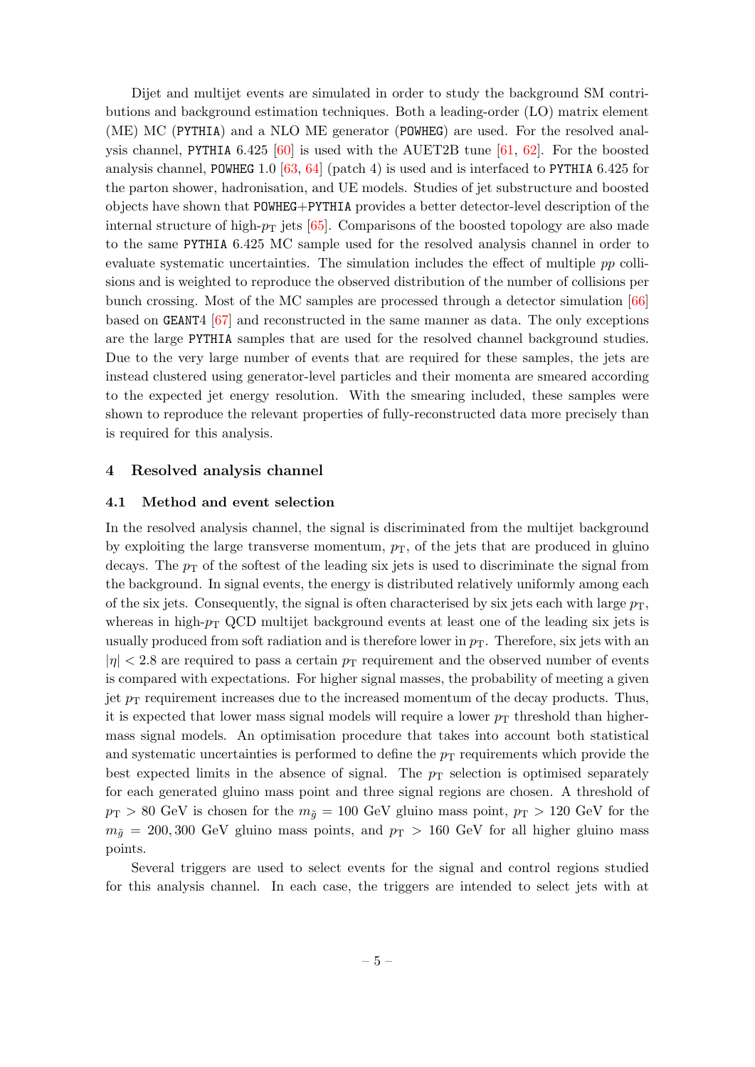Dijet and multijet events are simulated in order to study the background SM contributions and background estimation techniques. Both a leading-order (LO) matrix element (ME) MC (PYTHIA) and a NLO ME generator (POWHEG) are used. For the resolved analysis channel, PYTHIA 6.425 [60] is used with the AUET2B tune [61, 62]. For the boosted analysis channel, POWHEG 1.0 [63, 64] (patch 4) is used and is interfaced to PYTHIA 6.425 for the parton shower, hadronisation, and UE models. Studies of jet substructure and boosted objects have shown that POWHEG+PYTHIA provides a better detector-level description of the internal structure of high-$p_{\mathrm{T}}$ jets [65]. Comparisons of the boosted topology are also made to the same PYTHIA 6.425 MC sample used for the resolved analysis channel in order to evaluate systematic uncertainties. The simulation includes the effect of multiple $pp$ collisions and is weighted to reproduce the observed distribution of the number of collisions per bunch crossing. Most of the MC samples are processed through a detector simulation [66] based on GEANT4 [67] and reconstructed in the same manner as data. The only exceptions are the large PYTHIA samples that are used for the resolved channel background studies. Due to the very large number of events that are required for these samples, the jets are instead clustered using generator-level particles and their momenta are smeared according to the expected jet energy resolution. With the smearing included, these samples were shown to reproduce the relevant properties of fully-reconstructed data more precisely than is required for this analysis.

## 4 Resolved analysis channel

### 4.1 Method and event selection

In the resolved analysis channel, the signal is discriminated from the multijet background by exploiting the large transverse momentum, $p_{\mathrm{T}}$, of the jets that are produced in gluino decays. The $p_{\mathrm{T}}$ of the softest of the leading six jets is used to discriminate the signal from the background. In signal events, the energy is distributed relatively uniformly among each of the six jets. Consequently, the signal is often characterised by six jets each with large $p_{\mathrm{T}}$, whereas in high-$p_{\mathrm{T}}$ QCD multijet background events at least one of the leading six jets is usually produced from soft radiation and is therefore lower in $p_{\mathrm{T}}$. Therefore, six jets with an $|\eta| < 2.8$ are required to pass a certain $p_{\mathrm{T}}$ requirement and the observed number of events is compared with expectations. For higher signal masses, the probability of meeting a given jet $p_{\mathrm{T}}$ requirement increases due to the increased momentum of the decay products. Thus, it is expected that lower mass signal models will require a lower $p_{\mathrm{T}}$ threshold than higher-mass signal models. An optimisation procedure that takes into account both statistical and systematic uncertainties is performed to define the $p_{\mathrm{T}}$ requirements which provide the best expected limits in the absence of signal. The $p_{\mathrm{T}}$ selection is optimised separately for each generated gluino mass point and three signal regions are chosen. A threshold of $p_{\mathrm{T}} > 80$ GeV is chosen for the $m_{\tilde{g}} = 100$ GeV gluino mass point, $p_{\mathrm{T}} > 120$ GeV for the $m_{\tilde{g}} = 200, 300$ GeV gluino mass points, and $p_{\mathrm{T}} > 160$ GeV for all higher gluino mass points.

Several triggers are used to select events for the signal and control regions studied for this analysis channel. In each case, the triggers are intended to select jets with at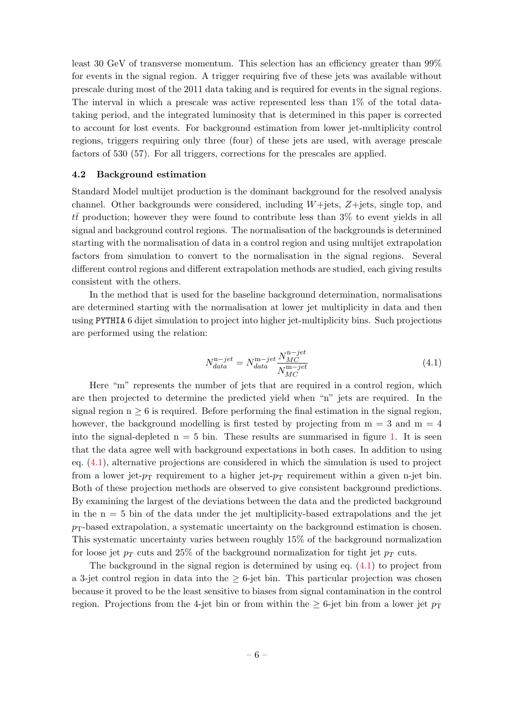least 30 GeV of transverse momentum. This selection has an efficiency greater than 99% for events in the signal region. A trigger requiring five of these jets was available without prescale during most of the 2011 data taking and is required for events in the signal regions. The interval in which a prescale was active represented less than 1% of the total data-taking period, and the integrated luminosity that is determined in this paper is corrected to account for lost events. For background estimation from lower jet-multiplicity control regions, triggers requiring only three (four) of these jets are used, with average prescale factors of 530 (57). For all triggers, corrections for the prescales are applied.

### 4.2 Background estimation

Standard Model multijet production is the dominant background for the resolved analysis channel. Other backgrounds were considered, including $W$+jets, $Z$+jets, single top, and $t\bar{t}$ production; however they were found to contribute less than 3% to event yields in all signal and background control regions. The normalisation of the backgrounds is determined starting with the normalisation of data in a control region and using multijet extrapolation factors from simulation to convert to the normalisation in the signal regions. Several different control regions and different extrapolation methods are studied, each giving results consistent with the others.

In the method that is used for the baseline background determination, normalisations are determined starting with the normalisation at lower jet multiplicity in data and then using PYTHIA 6 dijet simulation to project into higher jet-multiplicity bins. Such projections are performed using the relation:

$$N_{data}^{\text{n}-jet} = N_{data}^{\text{m}-jet} \frac{N_{MC}^{\text{n}-jet}}{N_{MC}^{\text{m}-jet}} \tag{4.1}$$

Here "m" represents the number of jets that are required in a control region, which are then projected to determine the predicted yield when "n" jets are required. In the signal region $\text{n} \geq 6$ is required. Before performing the final estimation in the signal region, however, the background modelling is first tested by projecting from $\text{m} = 3$ and $\text{m} = 4$ into the signal-depleted $\text{n} = 5$ bin. These results are summarised in figure 1. It is seen that the data agree well with background expectations in both cases. In addition to using eq. (4.1), alternative projections are considered in which the simulation is used to project from a lower jet-$p_{\text{T}}$ requirement to a higher jet-$p_{\text{T}}$ requirement within a given n-jet bin. Both of these projection methods are observed to give consistent background predictions. By examining the largest of the deviations between the data and the predicted background in the $\text{n} = 5$ bin of the data under the jet multiplicity-based extrapolations and the jet $p_{\text{T}}$-based extrapolation, a systematic uncertainty on the background estimation is chosen. This systematic uncertainty varies between roughly 15% of the background normalization for loose jet $p_T$ cuts and 25% of the background normalization for tight jet $p_T$ cuts.

The background in the signal region is determined by using eq. (4.1) to project from a 3-jet control region in data into the $\geq 6$-jet bin. This particular projection was chosen because it proved to be the least sensitive to biases from signal contamination in the control region. Projections from the 4-jet bin or from within the $\geq 6$-jet bin from a lower jet $p_{\text{T}}$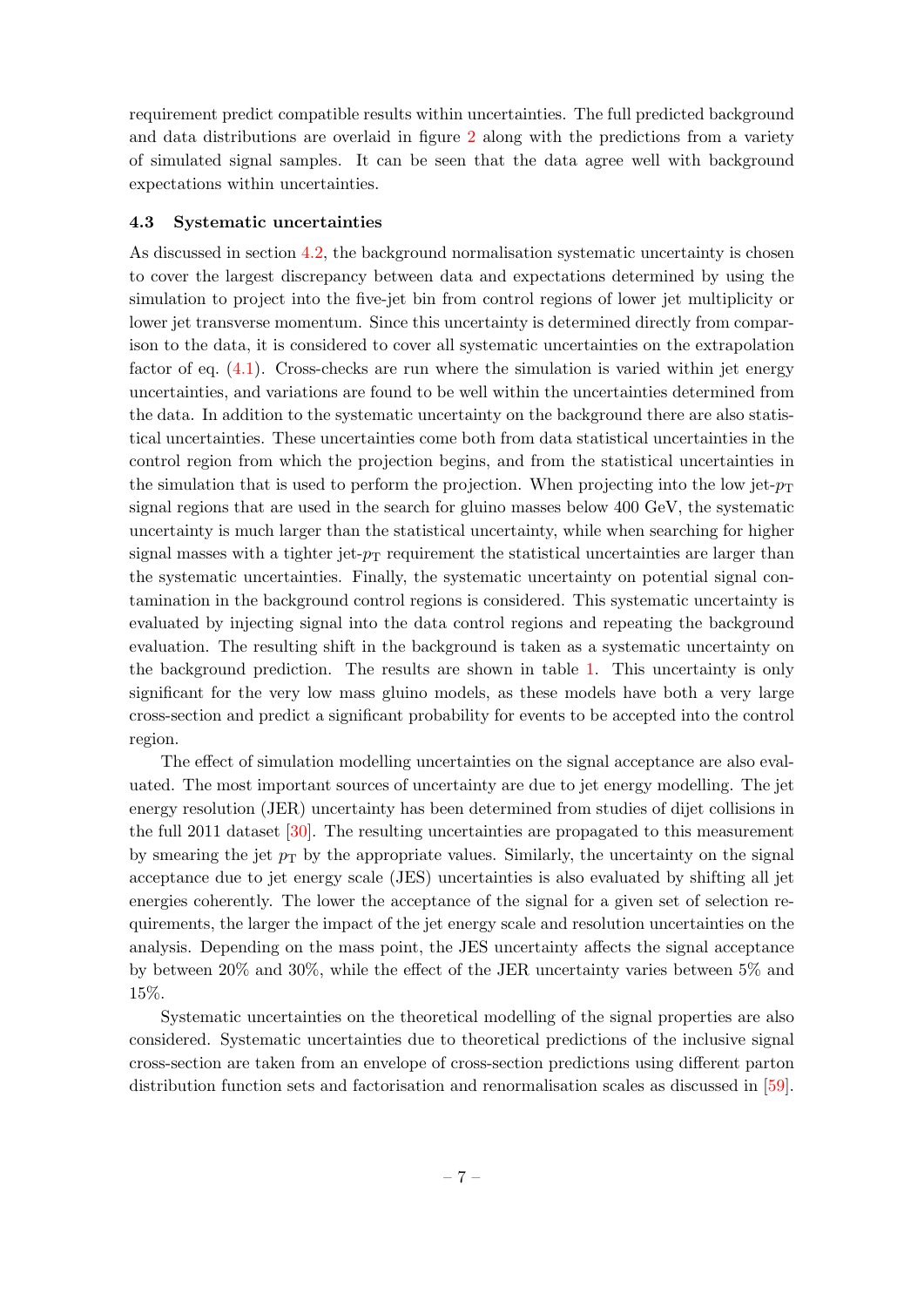requirement predict compatible results within uncertainties. The full predicted background and data distributions are overlaid in figure 2 along with the predictions from a variety of simulated signal samples. It can be seen that the data agree well with background expectations within uncertainties.

### 4.3 Systematic uncertainties

As discussed in section 4.2, the background normalisation systematic uncertainty is chosen to cover the largest discrepancy between data and expectations determined by using the simulation to project into the five-jet bin from control regions of lower jet multiplicity or lower jet transverse momentum. Since this uncertainty is determined directly from comparison to the data, it is considered to cover all systematic uncertainties on the extrapolation factor of eq. (4.1). Cross-checks are run where the simulation is varied within jet energy uncertainties, and variations are found to be well within the uncertainties determined from the data. In addition to the systematic uncertainty on the background there are also statistical uncertainties. These uncertainties come both from data statistical uncertainties in the control region from which the projection begins, and from the statistical uncertainties in the simulation that is used to perform the projection. When projecting into the low jet-$p_{\mathrm{T}}$ signal regions that are used in the search for gluino masses below 400 GeV, the systematic uncertainty is much larger than the statistical uncertainty, while when searching for higher signal masses with a tighter jet-$p_{\mathrm{T}}$ requirement the statistical uncertainties are larger than the systematic uncertainties. Finally, the systematic uncertainty on potential signal contamination in the background control regions is considered. This systematic uncertainty is evaluated by injecting signal into the data control regions and repeating the background evaluation. The resulting shift in the background is taken as a systematic uncertainty on the background prediction. The results are shown in table 1. This uncertainty is only significant for the very low mass gluino models, as these models have both a very large cross-section and predict a significant probability for events to be accepted into the control region.

The effect of simulation modelling uncertainties on the signal acceptance are also evaluated. The most important sources of uncertainty are due to jet energy modelling. The jet energy resolution (JER) uncertainty has been determined from studies of dijet collisions in the full 2011 dataset [30]. The resulting uncertainties are propagated to this measurement by smearing the jet $p_{\mathrm{T}}$ by the appropriate values. Similarly, the uncertainty on the signal acceptance due to jet energy scale (JES) uncertainties is also evaluated by shifting all jet energies coherently. The lower the acceptance of the signal for a given set of selection requirements, the larger the impact of the jet energy scale and resolution uncertainties on the analysis. Depending on the mass point, the JES uncertainty affects the signal acceptance by between 20% and 30%, while the effect of the JER uncertainty varies between 5% and 15%.

Systematic uncertainties on the theoretical modelling of the signal properties are also considered. Systematic uncertainties due to theoretical predictions of the inclusive signal cross-section are taken from an envelope of cross-section predictions using different parton distribution function sets and factorisation and renormalisation scales as discussed in [59].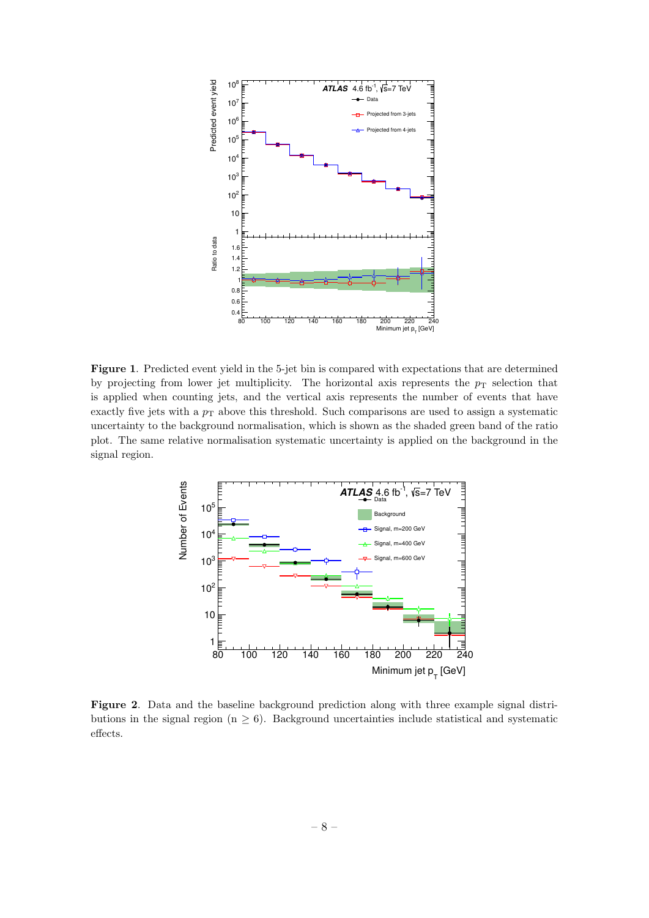**Figure 1**. Predicted event yield in the 5-jet bin is compared with expectations that are determined by projecting from lower jet multiplicity. The horizontal axis represents the $p_{\mathrm{T}}$ selection that is applied when counting jets, and the vertical axis represents the number of events that have exactly five jets with a $p_{\mathrm{T}}$ above this threshold. Such comparisons are used to assign a systematic uncertainty to the background normalisation, which is shown as the shaded green band of the ratio plot. The same relative normalisation systematic uncertainty is applied on the background in the signal region.

**Figure 2**. Data and the baseline background prediction along with three example signal distributions in the signal region ($n \geq 6$). Background uncertainties include statistical and systematic effects.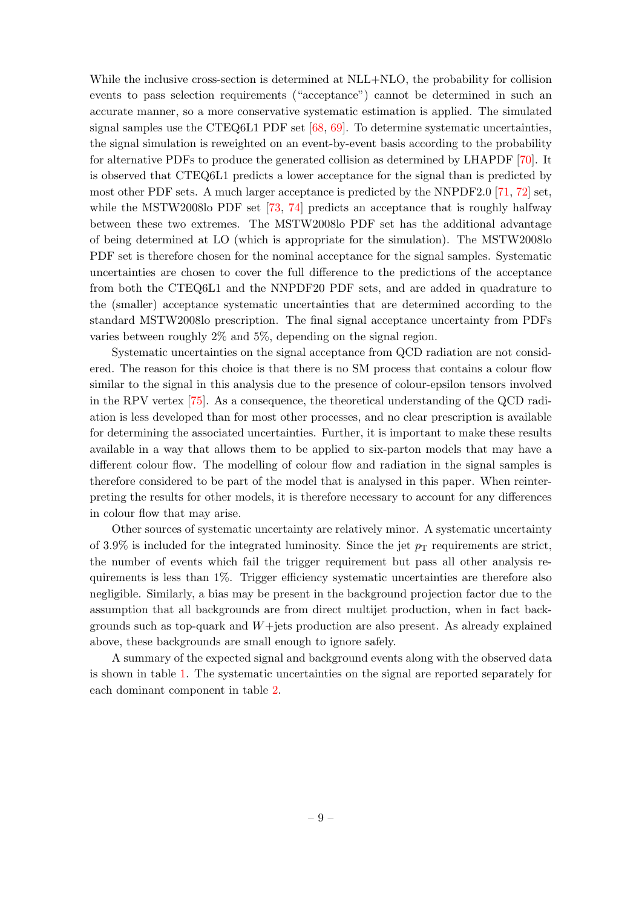While the inclusive cross-section is determined at NLL+NLO, the probability for collision events to pass selection requirements ("acceptance") cannot be determined in such an accurate manner, so a more conservative systematic estimation is applied. The simulated signal samples use the CTEQ6L1 PDF set [68, 69]. To determine systematic uncertainties, the signal simulation is reweighted on an event-by-event basis according to the probability for alternative PDFs to produce the generated collision as determined by LHAPDF [70]. It is observed that CTEQ6L1 predicts a lower acceptance for the signal than is predicted by most other PDF sets. A much larger acceptance is predicted by the NNPDF2.0 [71, 72] set, while the MSTW2008lo PDF set [73, 74] predicts an acceptance that is roughly halfway between these two extremes. The MSTW2008lo PDF set has the additional advantage of being determined at LO (which is appropriate for the simulation). The MSTW2008lo PDF set is therefore chosen for the nominal acceptance for the signal samples. Systematic uncertainties are chosen to cover the full difference to the predictions of the acceptance from both the CTEQ6L1 and the NNPDF20 PDF sets, and are added in quadrature to the (smaller) acceptance systematic uncertainties that are determined according to the standard MSTW2008lo prescription. The final signal acceptance uncertainty from PDFs varies between roughly 2% and 5%, depending on the signal region.

Systematic uncertainties on the signal acceptance from QCD radiation are not considered. The reason for this choice is that there is no SM process that contains a colour flow similar to the signal in this analysis due to the presence of colour-epsilon tensors involved in the RPV vertex [75]. As a consequence, the theoretical understanding of the QCD radiation is less developed than for most other processes, and no clear prescription is available for determining the associated uncertainties. Further, it is important to make these results available in a way that allows them to be applied to six-parton models that may have a different colour flow. The modelling of colour flow and radiation in the signal samples is therefore considered to be part of the model that is analysed in this paper. When reinterpreting the results for other models, it is therefore necessary to account for any differences in colour flow that may arise.

Other sources of systematic uncertainty are relatively minor. A systematic uncertainty of 3.9% is included for the integrated luminosity. Since the jet $p_{\mathrm{T}}$ requirements are strict, the number of events which fail the trigger requirement but pass all other analysis requirements is less than 1%. Trigger efficiency systematic uncertainties are therefore also negligible. Similarly, a bias may be present in the background projection factor due to the assumption that all backgrounds are from direct multijet production, when in fact backgrounds such as top-quark and $W$+jets production are also present. As already explained above, these backgrounds are small enough to ignore safely.

A summary of the expected signal and background events along with the observed data is shown in table 1. The systematic uncertainties on the signal are reported separately for each dominant component in table 2.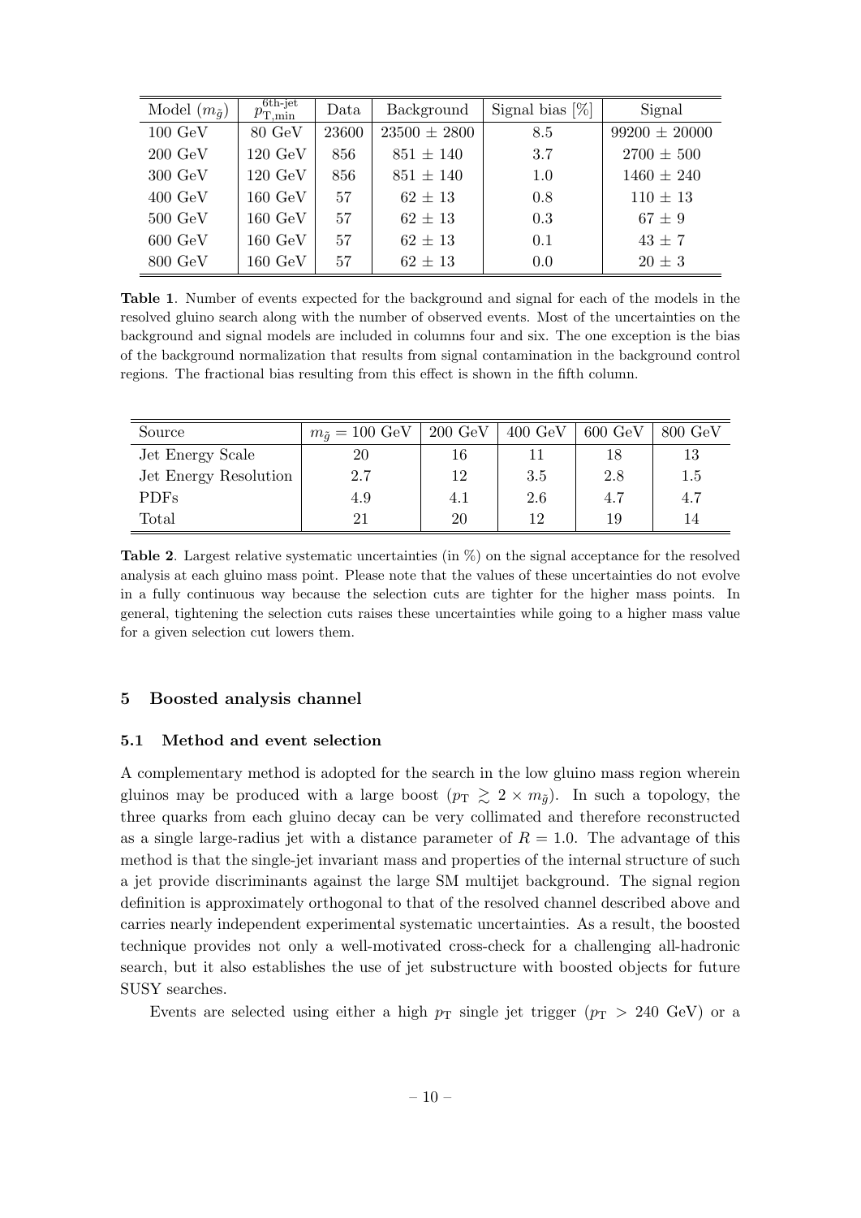| Model ($m_{\tilde{g}}$) | $p_{\mathrm{T,min}}^{\text{6th-jet}}$ | Data | Background | Signal bias [%] | Signal |
|---|---|---|---|---|---|
| 100 GeV | 80 GeV | 23600 | 23500 ± 2800 | 8.5 | 99200 ± 20000 |
| 200 GeV | 120 GeV | 856 | 851 ± 140 | 3.7 | 2700 ± 500 |
| 300 GeV | 120 GeV | 856 | 851 ± 140 | 1.0 | 1460 ± 240 |
| 400 GeV | 160 GeV | 57 | 62 ± 13 | 0.8 | 110 ± 13 |
| 500 GeV | 160 GeV | 57 | 62 ± 13 | 0.3 | 67 ± 9 |
| 600 GeV | 160 GeV | 57 | 62 ± 13 | 0.1 | 43 ± 7 |
| 800 GeV | 160 GeV | 57 | 62 ± 13 | 0.0 | 20 ± 3 |

**Table 1**. Number of events expected for the background and signal for each of the models in the resolved gluino search along with the number of observed events. Most of the uncertainties on the background and signal models are included in columns four and six. The one exception is the bias of the background normalization that results from signal contamination in the background control regions. The fractional bias resulting from this effect is shown in the fifth column.

| Source | $m_{\tilde{g}} = 100$ GeV | 200 GeV | 400 GeV | 600 GeV | 800 GeV |
|---|---|---|---|---|---|
| Jet Energy Scale | 20 | 16 | 11 | 18 | 13 |
| Jet Energy Resolution | 2.7 | 12 | 3.5 | 2.8 | 1.5 |
| PDFs | 4.9 | 4.1 | 2.6 | 4.7 | 4.7 |
| Total | 21 | 20 | 12 | 19 | 14 |

**Table 2**. Largest relative systematic uncertainties (in %) on the signal acceptance for the resolved analysis at each gluino mass point. Please note that the values of these uncertainties do not evolve in a fully continuous way because the selection cuts are tighter for the higher mass points. In general, tightening the selection cuts raises these uncertainties while going to a higher mass value for a given selection cut lowers them.

## 5 Boosted analysis channel

### 5.1 Method and event selection

A complementary method is adopted for the search in the low gluino mass region wherein gluinos may be produced with a large boost ($p_{\mathrm{T}} \gtrsim 2 \times m_{\tilde{g}}$). In such a topology, the three quarks from each gluino decay can be very collimated and therefore reconstructed as a single large-radius jet with a distance parameter of $R = 1.0$. The advantage of this method is that the single-jet invariant mass and properties of the internal structure of such a jet provide discriminants against the large SM multijet background. The signal region definition is approximately orthogonal to that of the resolved channel described above and carries nearly independent experimental systematic uncertainties. As a result, the boosted technique provides not only a well-motivated cross-check for a challenging all-hadronic search, but it also establishes the use of jet substructure with boosted objects for future SUSY searches.

Events are selected using either a high $p_{\mathrm{T}}$ single jet trigger ($p_{\mathrm{T}} > 240$ GeV) or a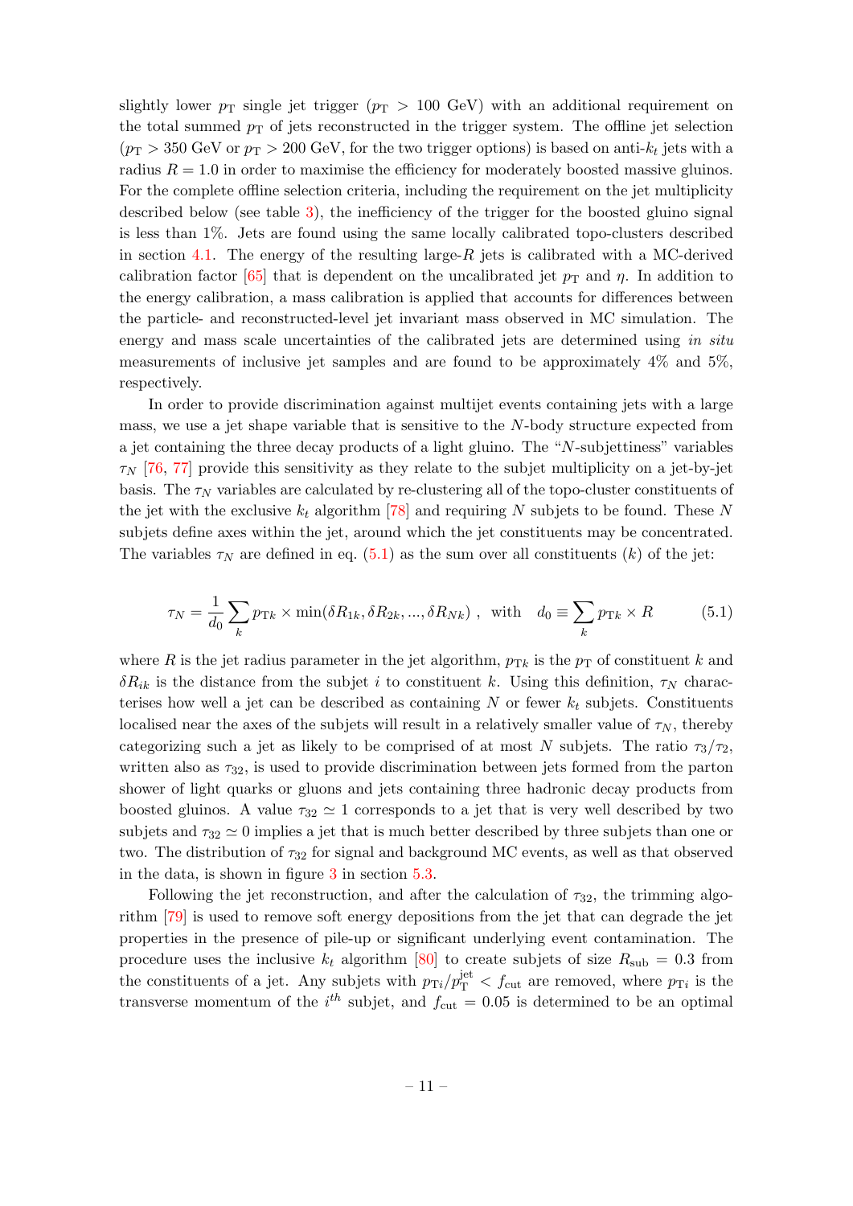slightly lower $p_{\mathrm{T}}$ single jet trigger ($p_{\mathrm{T}} > 100$ GeV) with an additional requirement on the total summed $p_{\mathrm{T}}$ of jets reconstructed in the trigger system. The offline jet selection ($p_{\mathrm{T}} > 350$ GeV or $p_{\mathrm{T}} > 200$ GeV, for the two trigger options) is based on anti-$k_t$ jets with a radius $R = 1.0$ in order to maximise the efficiency for moderately boosted massive gluinos. For the complete offline selection criteria, including the requirement on the jet multiplicity described below (see table 3), the inefficiency of the trigger for the boosted gluino signal is less than 1%. Jets are found using the same locally calibrated topo-clusters described in section 4.1. The energy of the resulting large-$R$ jets is calibrated with a MC-derived calibration factor [65] that is dependent on the uncalibrated jet $p_{\mathrm{T}}$ and $\eta$. In addition to the energy calibration, a mass calibration is applied that accounts for differences between the particle- and reconstructed-level jet invariant mass observed in MC simulation. The energy and mass scale uncertainties of the calibrated jets are determined using *in situ* measurements of inclusive jet samples and are found to be approximately 4% and 5%, respectively.

In order to provide discrimination against multijet events containing jets with a large mass, we use a jet shape variable that is sensitive to the $N$-body structure expected from a jet containing the three decay products of a light gluino. The "$N$-subjettiness" variables $\tau_N$ [76, 77] provide this sensitivity as they relate to the subjet multiplicity on a jet-by-jet basis. The $\tau_N$ variables are calculated by re-clustering all of the topo-cluster constituents of the jet with the exclusive $k_t$ algorithm [78] and requiring $N$ subjets to be found. These $N$ subjets define axes within the jet, around which the jet constituents may be concentrated. The variables $\tau_N$ are defined in eq. (5.1) as the sum over all constituents ($k$) of the jet:

$$\tau_N = \frac{1}{d_0} \sum_k p_{\mathrm{T}k} \times \min(\delta R_{1k}, \delta R_{2k}, ..., \delta R_{Nk}) \ , \quad \text{with} \quad d_0 \equiv \sum_k p_{\mathrm{T}k} \times R \tag{5.1}$$

where $R$ is the jet radius parameter in the jet algorithm, $p_{\mathrm{T}k}$ is the $p_{\mathrm{T}}$ of constituent $k$ and $\delta R_{ik}$ is the distance from the subjet $i$ to constituent $k$. Using this definition, $\tau_N$ characterises how well a jet can be described as containing $N$ or fewer $k_t$ subjets. Constituents localised near the axes of the subjets will result in a relatively smaller value of $\tau_N$, thereby categorizing such a jet as likely to be comprised of at most $N$ subjets. The ratio $\tau_3/\tau_2$, written also as $\tau_{32}$, is used to provide discrimination between jets formed from the parton shower of light quarks or gluons and jets containing three hadronic decay products from boosted gluinos. A value $\tau_{32} \simeq 1$ corresponds to a jet that is very well described by two subjets and $\tau_{32} \simeq 0$ implies a jet that is much better described by three subjets than one or two. The distribution of $\tau_{32}$ for signal and background MC events, as well as that observed in the data, is shown in figure 3 in section 5.3.

Following the jet reconstruction, and after the calculation of $\tau_{32}$, the trimming algorithm [79] is used to remove soft energy depositions from the jet that can degrade the jet properties in the presence of pile-up or significant underlying event contamination. The procedure uses the inclusive $k_t$ algorithm [80] to create subjets of size $R_{\mathrm{sub}} = 0.3$ from the constituents of a jet. Any subjets with $p_{\mathrm{T}i}/p_{\mathrm{T}}^{\mathrm{jet}} < f_{\mathrm{cut}}$ are removed, where $p_{\mathrm{T}i}$ is the transverse momentum of the $i^{th}$ subjet, and $f_{\mathrm{cut}} = 0.05$ is determined to be an optimal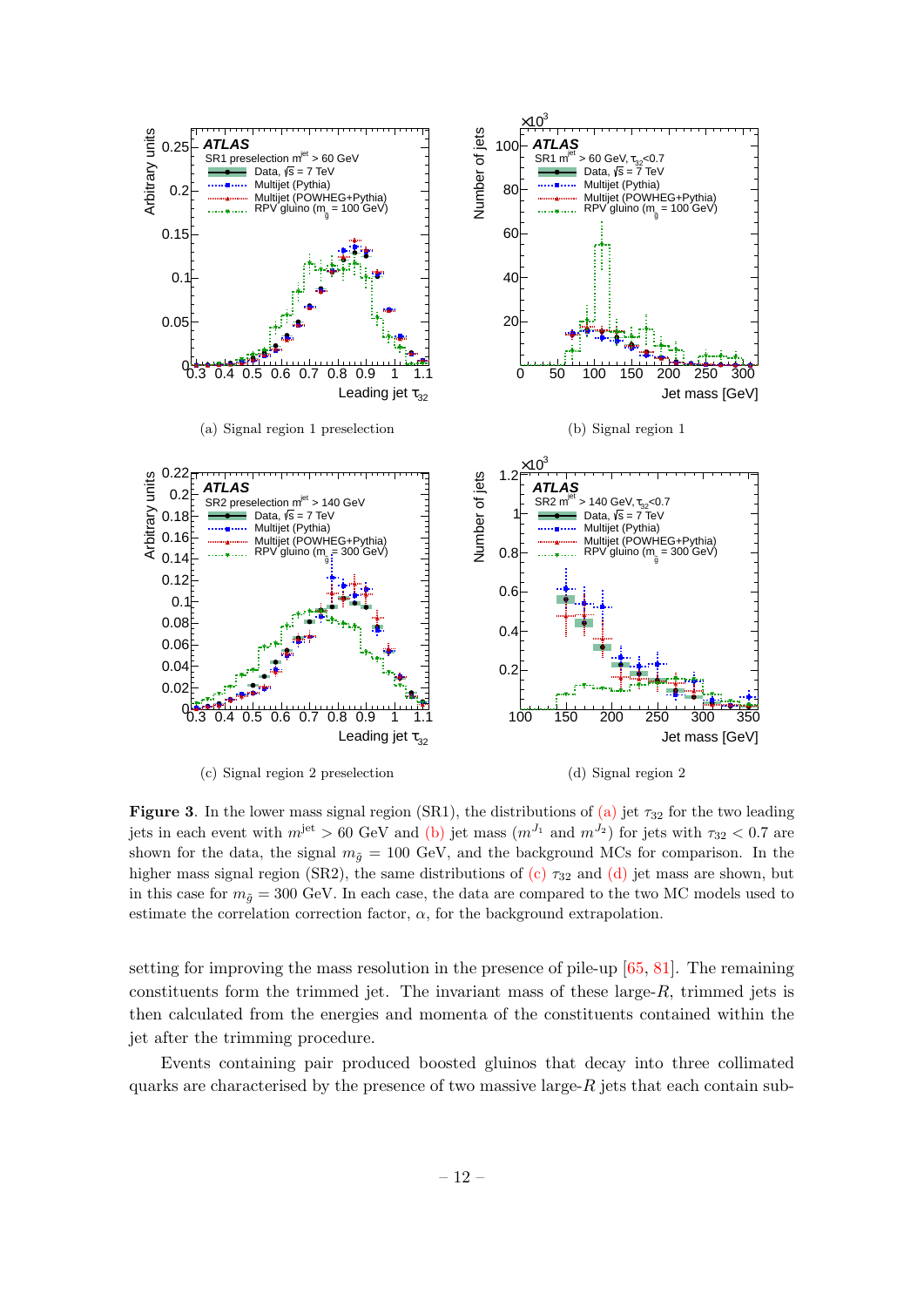(a) Signal region 1 preselection

(b) Signal region 1

(c) Signal region 2 preselection

(d) Signal region 2

**Figure 3**. In the lower mass signal region (SR1), the distributions of (a) jet $\tau_{32}$ for the two leading jets in each event with $m^{\text{jet}} > 60$ GeV and (b) jet mass ($m^{J_1}$ and $m^{J_2}$) for jets with $\tau_{32} < 0.7$ are shown for the data, the signal $m_{\tilde{g}} = 100$ GeV, and the background MCs for comparison. In the higher mass signal region (SR2), the same distributions of (c) $\tau_{32}$ and (d) jet mass are shown, but in this case for $m_{\tilde{g}} = 300$ GeV. In each case, the data are compared to the two MC models used to estimate the correlation correction factor, $\alpha$, for the background extrapolation.

setting for improving the mass resolution in the presence of pile-up [65, 81]. The remaining constituents form the trimmed jet. The invariant mass of these large-$R$, trimmed jets is then calculated from the energies and momenta of the constituents contained within the jet after the trimming procedure.

Events containing pair produced boosted gluinos that decay into three collimated quarks are characterised by the presence of two massive large-$R$ jets that each contain sub-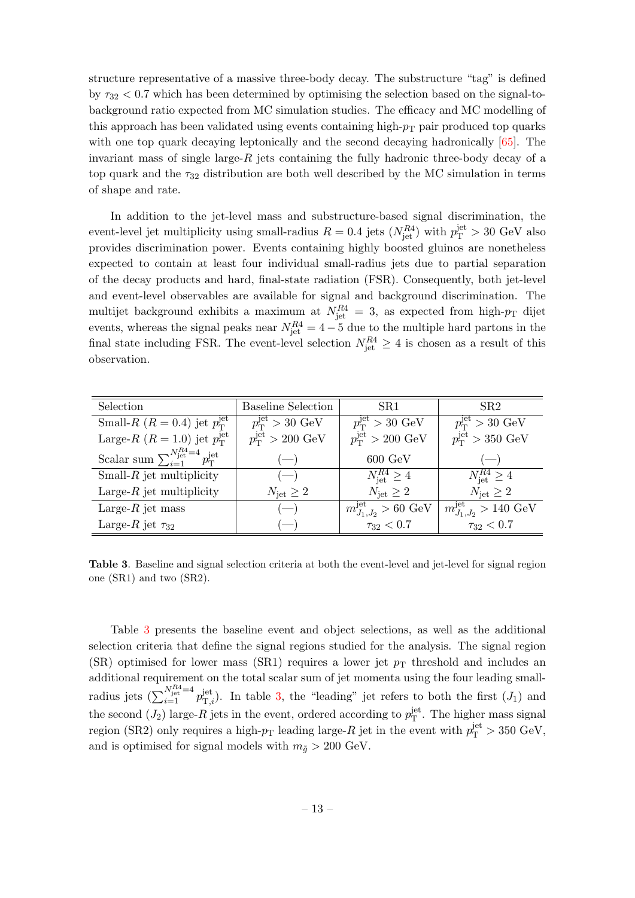structure representative of a massive three-body decay. The substructure "tag" is defined by $\tau_{32} < 0.7$ which has been determined by optimising the selection based on the signal-to-background ratio expected from MC simulation studies. The efficacy and MC modelling of this approach has been validated using events containing high-$p_{\rm T}$ pair produced top quarks with one top quark decaying leptonically and the second decaying hadronically [65]. The invariant mass of single large-$R$ jets containing the fully hadronic three-body decay of a top quark and the $\tau_{32}$ distribution are both well described by the MC simulation in terms of shape and rate.

In addition to the jet-level mass and substructure-based signal discrimination, the event-level jet multiplicity using small-radius $R = 0.4$ jets ($N_{\rm jet}^{R4}$) with $p_{\rm T}^{\rm jet} > 30$ GeV also provides discrimination power. Events containing highly boosted gluinos are nonetheless expected to contain at least four individual small-radius jets due to partial separation of the decay products and hard, final-state radiation (FSR). Consequently, both jet-level and event-level observables are available for signal and background discrimination. The multijet background exhibits a maximum at $N_{\rm jet}^{R4} = 3$, as expected from high-$p_{\rm T}$ dijet events, whereas the signal peaks near $N_{\rm jet}^{R4} = 4-5$ due to the multiple hard partons in the final state including FSR. The event-level selection $N_{\rm jet}^{R4} \geq 4$ is chosen as a result of this observation.

| Selection | Baseline Selection | SR1 | SR2 |
|---|---|---|---|
| Small-$R$ ($R = 0.4$) jet $p_{\rm T}^{\rm jet}$ | $p_{\rm T}^{\rm jet} > 30$ GeV | $p_{\rm T}^{\rm jet} > 30$ GeV | $p_{\rm T}^{\rm jet} > 30$ GeV |
| Large-$R$ ($R = 1.0$) jet $p_{\rm T}^{\rm jet}$ | $p_{\rm T}^{\rm jet} > 200$ GeV | $p_{\rm T}^{\rm jet} > 200$ GeV | $p_{\rm T}^{\rm jet} > 350$ GeV |
| Scalar sum $\sum_{i=1}^{N_{\rm jet}^{R4}=4} p_{\rm T}^{\rm jet}$ | (—) | 600 GeV | (—) |
| Small-$R$ jet multiplicity | (—) | $N_{\rm jet}^{R4} \geq 4$ | $N_{\rm jet}^{R4} \geq 4$ |
| Large-$R$ jet multiplicity | $N_{\rm jet} \geq 2$ | $N_{\rm jet} \geq 2$ | $N_{\rm jet} \geq 2$ |
| Large-$R$ jet mass | (—) | $m_{J_1,J_2}^{\rm jet} > 60$ GeV | $m_{J_1,J_2}^{\rm jet} > 140$ GeV |
| Large-$R$ jet $\tau_{32}$ | (—) | $\tau_{32} < 0.7$ | $\tau_{32} < 0.7$ |

**Table 3**. Baseline and signal selection criteria at both the event-level and jet-level for signal region one (SR1) and two (SR2).

Table 3 presents the baseline event and object selections, as well as the additional selection criteria that define the signal regions studied for the analysis. The signal region (SR) optimised for lower mass (SR1) requires a lower jet $p_{\rm T}$ threshold and includes an additional requirement on the total scalar sum of jet momenta using the four leading small-radius jets ($\sum_{i=1}^{N_{\rm jet}^{R4}=4} p_{{\rm T},i}^{\rm jet}$). In table 3, the "leading" jet refers to both the first ($J_1$) and the second ($J_2$) large-$R$ jets in the event, ordered according to $p_{\rm T}^{\rm jet}$. The higher mass signal region (SR2) only requires a high-$p_{\rm T}$ leading large-$R$ jet in the event with $p_{\rm T}^{\rm jet} > 350$ GeV, and is optimised for signal models with $m_{\tilde{g}} > 200$ GeV.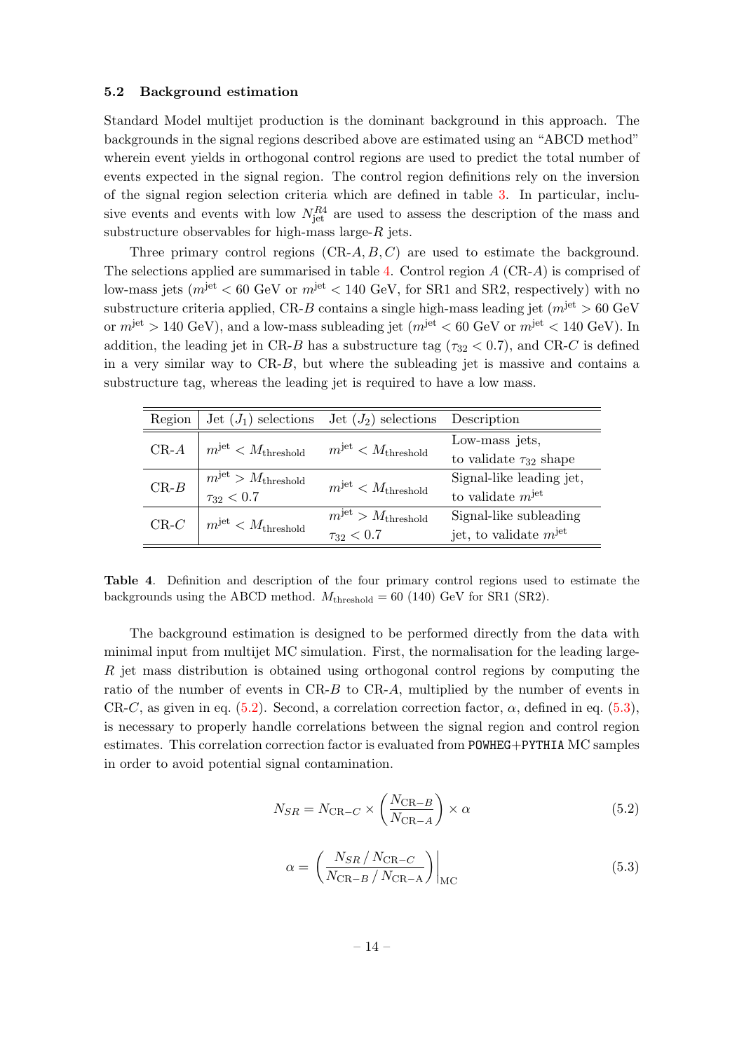### 5.2 Background estimation

Standard Model multijet production is the dominant background in this approach. The backgrounds in the signal regions described above are estimated using an "ABCD method" wherein event yields in orthogonal control regions are used to predict the total number of events expected in the signal region. The control region definitions rely on the inversion of the signal region selection criteria which are defined in table 3. In particular, inclusive events and events with low $N_{\text{jet}}^{R4}$ are used to assess the description of the mass and substructure observables for high-mass large-$R$ jets.

Three primary control regions (CR-$A, B, C$) are used to estimate the background. The selections applied are summarised in table 4. Control region $A$ (CR-$A$) is comprised of low-mass jets ($m^{\text{jet}} < 60$ GeV or $m^{\text{jet}} < 140$ GeV, for SR1 and SR2, respectively) with no substructure criteria applied, CR-$B$ contains a single high-mass leading jet ($m^{\text{jet}} > 60$ GeV or $m^{\text{jet}} > 140$ GeV), and a low-mass subleading jet ($m^{\text{jet}} < 60$ GeV or $m^{\text{jet}} < 140$ GeV). In addition, the leading jet in CR-$B$ has a substructure tag ($\tau_{32} < 0.7$), and CR-$C$ is defined in a very similar way to CR-$B$, but where the subleading jet is massive and contains a substructure tag, whereas the leading jet is required to have a low mass.

| Region | Jet ($J_1$) selections | Jet ($J_2$) selections | Description |
|---|---|---|---|
| CR-$A$ | $m^{\text{jet}} < M_{\text{threshold}}$ | $m^{\text{jet}} < M_{\text{threshold}}$ | Low-mass jets, to validate $\tau_{32}$ shape |
| CR-$B$ | $m^{\text{jet}} > M_{\text{threshold}}$, $\tau_{32} < 0.7$ | $m^{\text{jet}} < M_{\text{threshold}}$ | Signal-like leading jet, to validate $m^{\text{jet}}$ |
| CR-$C$ | $m^{\text{jet}} < M_{\text{threshold}}$ | $m^{\text{jet}} > M_{\text{threshold}}$, $\tau_{32} < 0.7$ | Signal-like subleading jet, to validate $m^{\text{jet}}$ |

**Table 4**. Definition and description of the four primary control regions used to estimate the backgrounds using the ABCD method. $M_{\text{threshold}} = 60$ (140) GeV for SR1 (SR2).

The background estimation is designed to be performed directly from the data with minimal input from multijet MC simulation. First, the normalisation for the leading large-$R$ jet mass distribution is obtained using orthogonal control regions by computing the ratio of the number of events in CR-$B$ to CR-$A$, multiplied by the number of events in CR-$C$, as given in eq. (5.2). Second, a correlation correction factor, $\alpha$, defined in eq. (5.3), is necessary to properly handle correlations between the signal region and control region estimates. This correlation correction factor is evaluated from POWHEG+PYTHIA MC samples in order to avoid potential signal contamination.

$$N_{SR} = N_{\text{CR}-C} \times \left( \frac{N_{\text{CR}-B}}{N_{\text{CR}-A}} \right) \times \alpha \tag{5.2}$$

$$\alpha = \left( \frac{N_{SR} \,/\, N_{\text{CR}-C}}{N_{\text{CR}-B} \,/\, N_{\text{CR-A}}} \right) \Bigg|_{\text{MC}} \tag{5.3}$$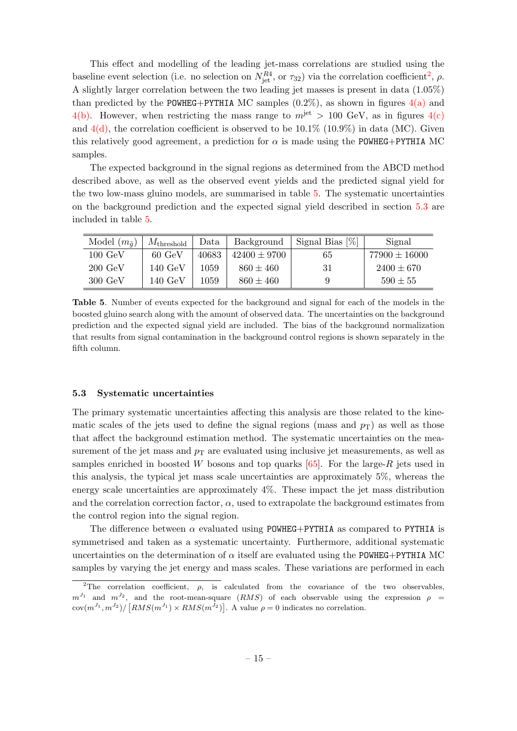This effect and modelling of the leading jet-mass correlations are studied using the baseline event selection (i.e. no selection on $N_{\rm jet}^{R4}$, or $\tau_{32}$) via the correlation coefficient[2], $\rho$. A slightly larger correlation between the two leading jet masses is present in data (1.05%) than predicted by the POWHEG+PYTHIA MC samples (0.2%), as shown in figures 4(a) and 4(b). However, when restricting the mass range to $m^{\rm jet} > 100$ GeV, as in figures 4(c) and 4(d), the correlation coefficient is observed to be 10.1% (10.9%) in data (MC). Given this relatively good agreement, a prediction for $\alpha$ is made using the POWHEG+PYTHIA MC samples.

The expected background in the signal regions as determined from the ABCD method described above, as well as the observed event yields and the predicted signal yield for the two low-mass gluino models, are summarised in table 5. The systematic uncertainties on the background prediction and the expected signal yield described in section 5.3 are included in table 5.

| Model ($m_{\tilde{g}}$) | $M_{\rm threshold}$ | Data | Background | Signal Bias [%] | Signal |
|---|---|---|---|---|---|
| 100 GeV | 60 GeV | 40683 | $42400 \pm 9700$ | 65 | $77900 \pm 16000$ |
| 200 GeV | 140 GeV | 1059 | $860 \pm 460$ | 31 | $2400 \pm 670$ |
| 300 GeV | 140 GeV | 1059 | $860 \pm 460$ | 9 | $590 \pm 55$ |

**Table 5**. Number of events expected for the background and signal for each of the models in the boosted gluino search along with the amount of observed data. The uncertainties on the background prediction and the expected signal yield are included. The bias of the background normalization that results from signal contamination in the background control regions is shown separately in the fifth column.

### 5.3 Systematic uncertainties

The primary systematic uncertainties affecting this analysis are those related to the kinematic scales of the jets used to define the signal regions (mass and $p_{\rm T}$) as well as those that affect the background estimation method. The systematic uncertainties on the measurement of the jet mass and $p_{\rm T}$ are evaluated using inclusive jet measurements, as well as samples enriched in boosted $W$ bosons and top quarks [65]. For the large-$R$ jets used in this analysis, the typical jet mass scale uncertainties are approximately 5%, whereas the energy scale uncertainties are approximately 4%. These impact the jet mass distribution and the correlation correction factor, $\alpha$, used to extrapolate the background estimates from the control region into the signal region.

The difference between $\alpha$ evaluated using POWHEG+PYTHIA as compared to PYTHIA is symmetrised and taken as a systematic uncertainty. Furthermore, additional systematic uncertainties on the determination of $\alpha$ itself are evaluated using the POWHEG+PYTHIA MC samples by varying the jet energy and mass scales. These variations are performed in each

[2]The correlation coefficient, $\rho$, is calculated from the covariance of the two observables, $m^{J_1}$ and $m^{J_2}$, and the root-mean-square ($RMS$) of each observable using the expression $\rho = {\rm cov}(m^{J_1}, m^{J_2}) / \left[RMS(m^{J_1}) \times RMS(m^{J_2})\right]$. A value $\rho = 0$ indicates no correlation.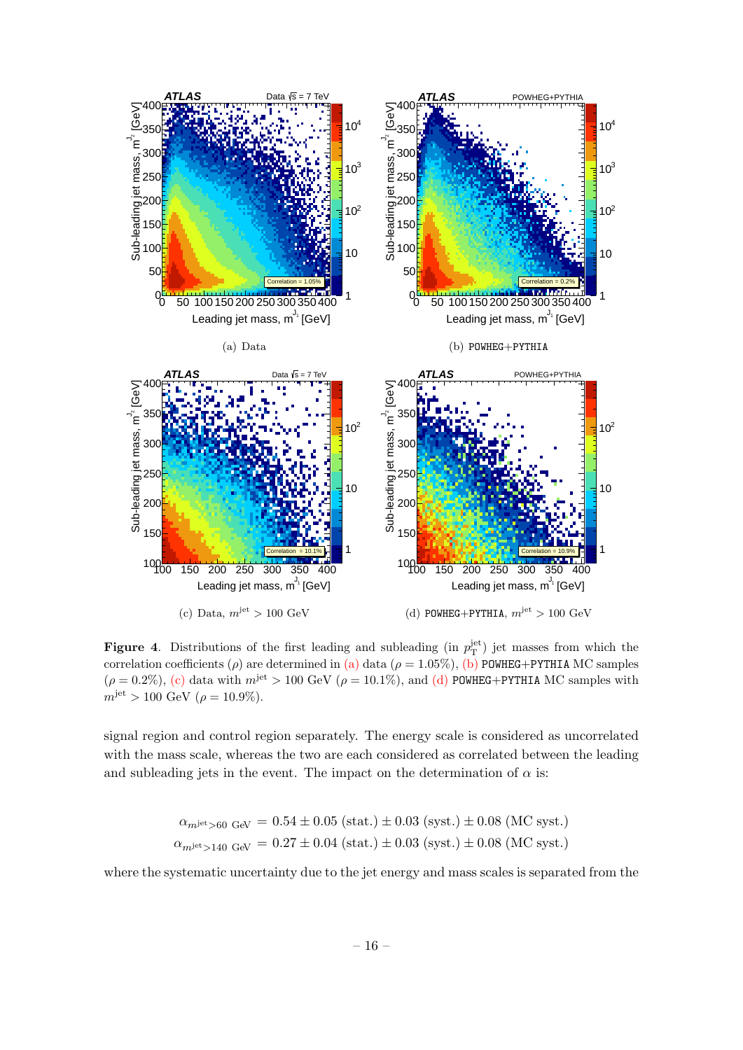**Figure 4**. Distributions of the first leading and subleading (in $p_{\mathrm{T}}^{\mathrm{jet}}$) jet masses from which the correlation coefficients ($\rho$) are determined in (a) data ($\rho = 1.05\%$), (b) POWHEG+PYTHIA MC samples ($\rho = 0.2\%$), (c) data with $m^{\mathrm{jet}} > 100$ GeV ($\rho = 10.1\%$), and (d) POWHEG+PYTHIA MC samples with $m^{\mathrm{jet}} > 100$ GeV ($\rho = 10.9\%$).

signal region and control region separately. The energy scale is considered as uncorrelated with the mass scale, whereas the two are each considered as correlated between the leading and subleading jets in the event. The impact on the determination of $\alpha$ is:

$$\alpha_{m^{\mathrm{jet}}>60\ \mathrm{GeV}} = 0.54 \pm 0.05\ (\mathrm{stat.}) \pm 0.03\ (\mathrm{syst.}) \pm 0.08\ (\mathrm{MC\ syst.})$$

$$\alpha_{m^{\mathrm{jet}}>140\ \mathrm{GeV}} = 0.27 \pm 0.04\ (\mathrm{stat.}) \pm 0.03\ (\mathrm{syst.}) \pm 0.08\ (\mathrm{MC\ syst.})$$

where the systematic uncertainty due to the jet energy and mass scales is separated from the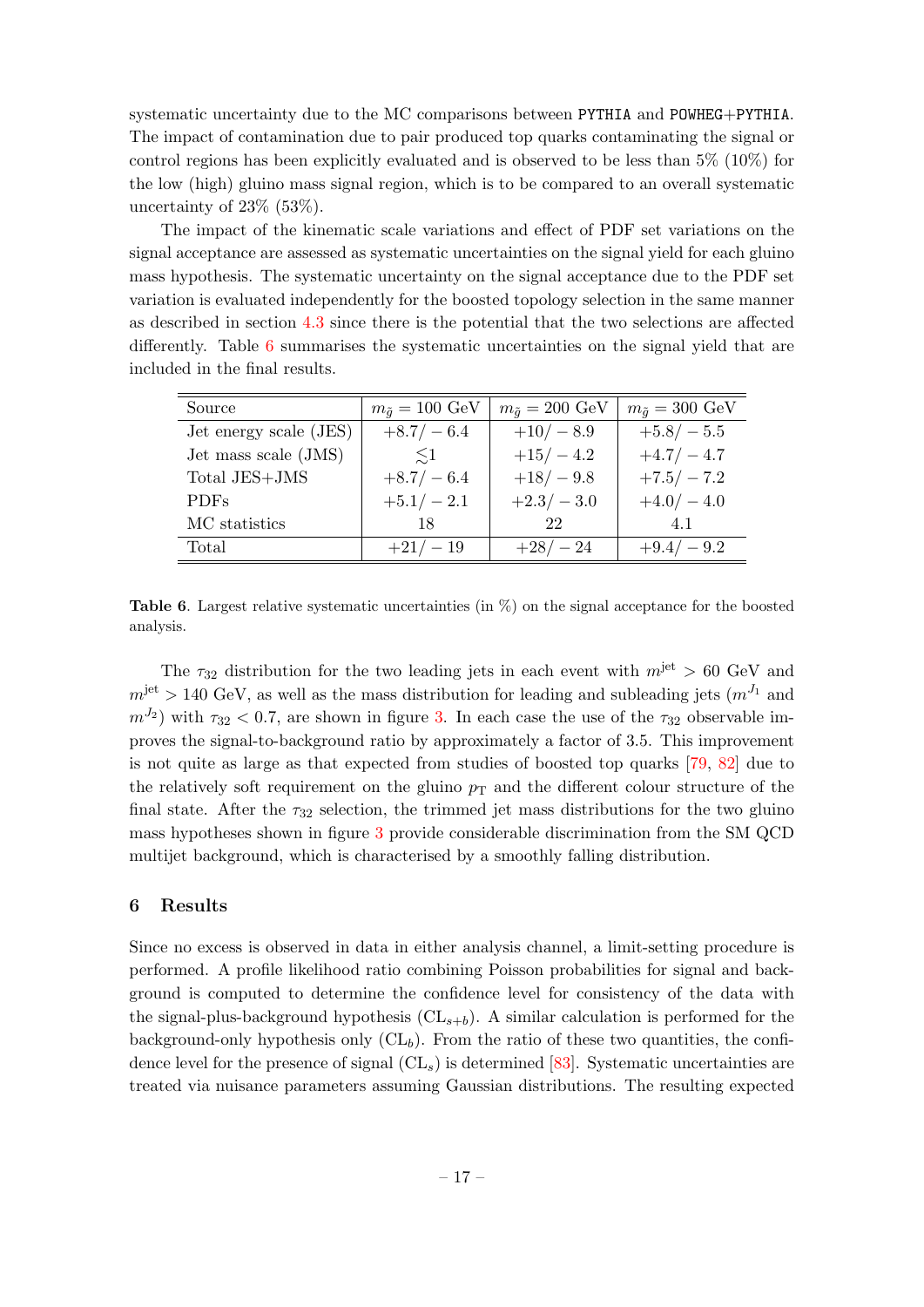systematic uncertainty due to the MC comparisons between PYTHIA and POWHEG+PYTHIA. The impact of contamination due to pair produced top quarks contaminating the signal or control regions has been explicitly evaluated and is observed to be less than 5% (10%) for the low (high) gluino mass signal region, which is to be compared to an overall systematic uncertainty of 23% (53%).

The impact of the kinematic scale variations and effect of PDF set variations on the signal acceptance are assessed as systematic uncertainties on the signal yield for each gluino mass hypothesis. The systematic uncertainty on the signal acceptance due to the PDF set variation is evaluated independently for the boosted topology selection in the same manner as described in section 4.3 since there is the potential that the two selections are affected differently. Table 6 summarises the systematic uncertainties on the signal yield that are included in the final results.

| Source | $m_{\tilde{g}} = 100$ GeV | $m_{\tilde{g}} = 200$ GeV | $m_{\tilde{g}} = 300$ GeV |
|---|---|---|---|
| Jet energy scale (JES) | $+8.7/-6.4$ | $+10/-8.9$ | $+5.8/-5.5$ |
| Jet mass scale (JMS) | $\lesssim 1$ | $+15/-4.2$ | $+4.7/-4.7$ |
| Total JES+JMS | $+8.7/-6.4$ | $+18/-9.8$ | $+7.5/-7.2$ |
| PDFs | $+5.1/-2.1$ | $+2.3/-3.0$ | $+4.0/-4.0$ |
| MC statistics | 18 | 22 | 4.1 |
| Total | $+21/-19$ | $+28/-24$ | $+9.4/-9.2$ |

**Table 6**. Largest relative systematic uncertainties (in %) on the signal acceptance for the boosted analysis.

The $\tau_{32}$ distribution for the two leading jets in each event with $m^{\mathrm{jet}} > 60$ GeV and $m^{\mathrm{jet}} > 140$ GeV, as well as the mass distribution for leading and subleading jets ($m^{J_1}$ and $m^{J_2}$) with $\tau_{32} < 0.7$, are shown in figure 3. In each case the use of the $\tau_{32}$ observable improves the signal-to-background ratio by approximately a factor of 3.5. This improvement is not quite as large as that expected from studies of boosted top quarks [79, 82] due to the relatively soft requirement on the gluino $p_{\mathrm{T}}$ and the different colour structure of the final state. After the $\tau_{32}$ selection, the trimmed jet mass distributions for the two gluino mass hypotheses shown in figure 3 provide considerable discrimination from the SM QCD multijet background, which is characterised by a smoothly falling distribution.

## 6 Results

Since no excess is observed in data in either analysis channel, a limit-setting procedure is performed. A profile likelihood ratio combining Poisson probabilities for signal and background is computed to determine the confidence level for consistency of the data with the signal-plus-background hypothesis ($\mathrm{CL}_{s+b}$). A similar calculation is performed for the background-only hypothesis only ($\mathrm{CL}_b$). From the ratio of these two quantities, the confidence level for the presence of signal ($\mathrm{CL}_s$) is determined [83]. Systematic uncertainties are treated via nuisance parameters assuming Gaussian distributions. The resulting expected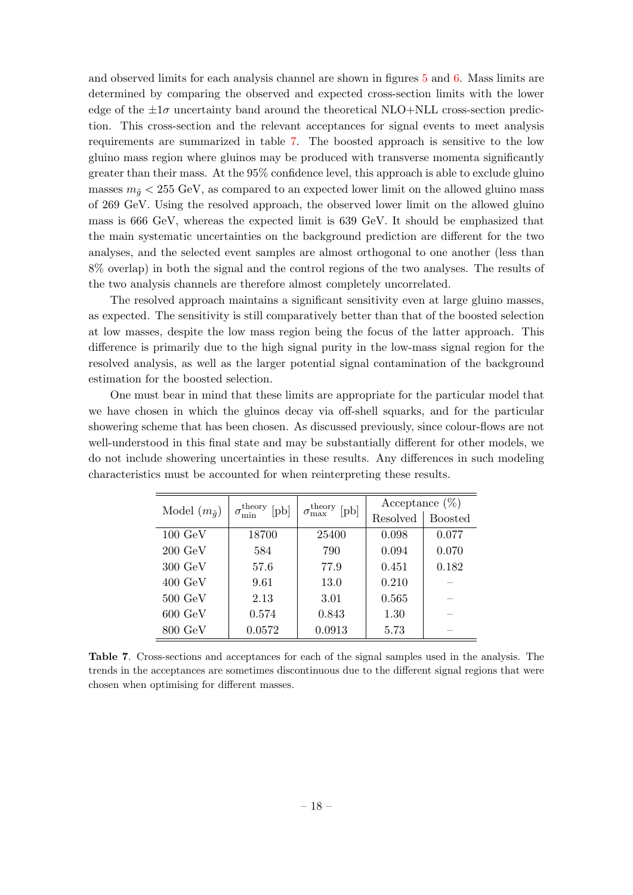and observed limits for each analysis channel are shown in figures 5 and 6. Mass limits are determined by comparing the observed and expected cross-section limits with the lower edge of the $\pm 1\sigma$ uncertainty band around the theoretical NLO+NLL cross-section prediction. This cross-section and the relevant acceptances for signal events to meet analysis requirements are summarized in table 7. The boosted approach is sensitive to the low gluino mass region where gluinos may be produced with transverse momenta significantly greater than their mass. At the 95% confidence level, this approach is able to exclude gluino masses $m_{\tilde{g}} < 255$ GeV, as compared to an expected lower limit on the allowed gluino mass of 269 GeV. Using the resolved approach, the observed lower limit on the allowed gluino mass is 666 GeV, whereas the expected limit is 639 GeV. It should be emphasized that the main systematic uncertainties on the background prediction are different for the two analyses, and the selected event samples are almost orthogonal to one another (less than 8% overlap) in both the signal and the control regions of the two analyses. The results of the two analysis channels are therefore almost completely uncorrelated.

The resolved approach maintains a significant sensitivity even at large gluino masses, as expected. The sensitivity is still comparatively better than that of the boosted selection at low masses, despite the low mass region being the focus of the latter approach. This difference is primarily due to the high signal purity in the low-mass signal region for the resolved analysis, as well as the larger potential signal contamination of the background estimation for the boosted selection.

One must bear in mind that these limits are appropriate for the particular model that we have chosen in which the gluinos decay via off-shell squarks, and for the particular showering scheme that has been chosen. As discussed previously, since colour-flows are not well-understood in this final state and may be substantially different for other models, we do not include showering uncertainties in these results. Any differences in such modeling characteristics must be accounted for when reinterpreting these results.

| Model ($m_{\tilde{g}}$) | $\sigma_{\min}^{\text{theory}}$ [pb] | $\sigma_{\max}^{\text{theory}}$ [pb] | Acceptance (%) | |
|---|---|---|---|---|
| | | | Resolved | Boosted |
| 100 GeV | 18700 | 25400 | 0.098 | 0.077 |
| 200 GeV | 584 | 790 | 0.094 | 0.070 |
| 300 GeV | 57.6 | 77.9 | 0.451 | 0.182 |
| 400 GeV | 9.61 | 13.0 | 0.210 | – |
| 500 GeV | 2.13 | 3.01 | 0.565 | – |
| 600 GeV | 0.574 | 0.843 | 1.30 | – |
| 800 GeV | 0.0572 | 0.0913 | 5.73 | – |

**Table 7**. Cross-sections and acceptances for each of the signal samples used in the analysis. The trends in the acceptances are sometimes discontinuous due to the different signal regions that were chosen when optimising for different masses.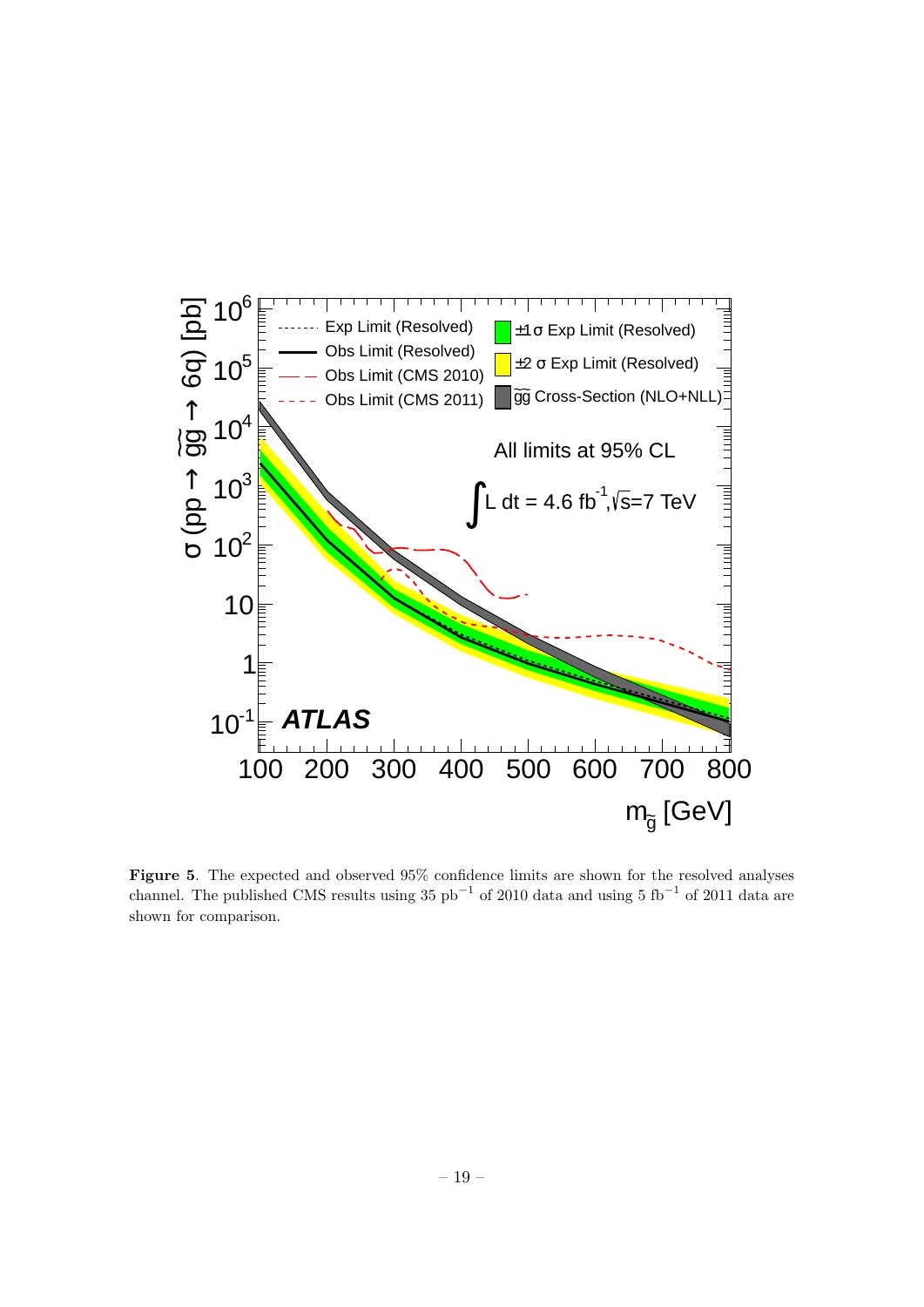**Figure 5**. The expected and observed 95% confidence limits are shown for the resolved analyses channel. The published CMS results using 35 $\text{pb}^{-1}$ of 2010 data and using 5 $\text{fb}^{-1}$ of 2011 data are shown for comparison.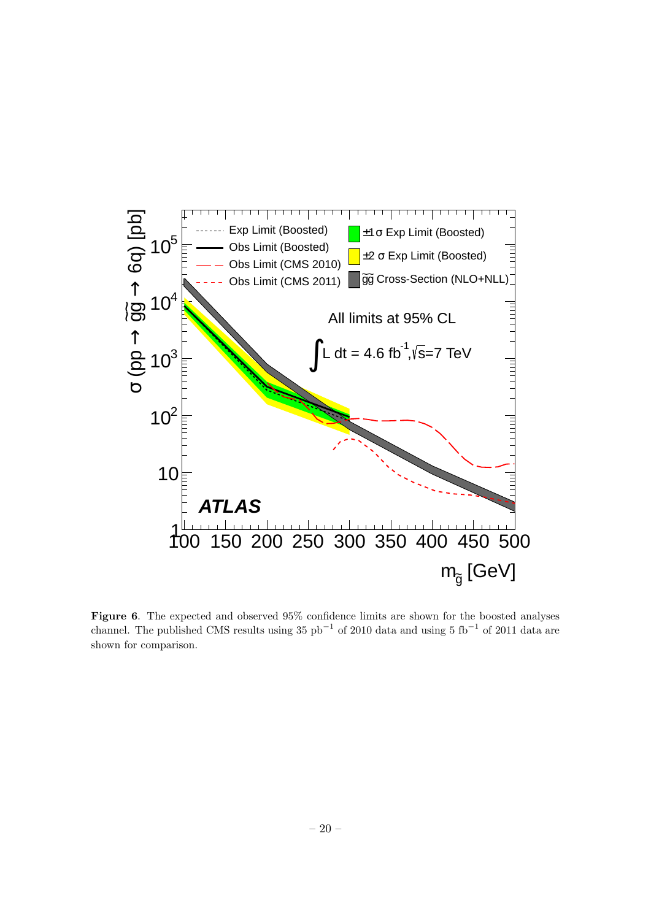**Figure 6**. The expected and observed 95% confidence limits are shown for the boosted analyses channel. The published CMS results using 35 $\mathrm{pb}^{-1}$ of 2010 data and using 5 $\mathrm{fb}^{-1}$ of 2011 data are shown for comparison.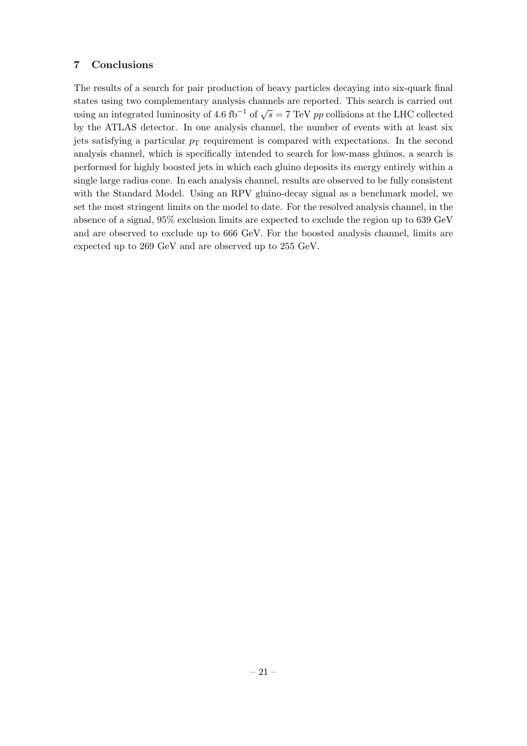## 7 Conclusions

The results of a search for pair production of heavy particles decaying into six-quark final states using two complementary analysis channels are reported. This search is carried out using an integrated luminosity of 4.6 fb$^{-1}$ of $\sqrt{s} = 7$ TeV $pp$ collisions at the LHC collected by the ATLAS detector. In one analysis channel, the number of events with at least six jets satisfying a particular $p_{\mathrm{T}}$ requirement is compared with expectations. In the second analysis channel, which is specifically intended to search for low-mass gluinos, a search is performed for highly boosted jets in which each gluino deposits its energy entirely within a single large radius cone. In each analysis channel, results are observed to be fully consistent with the Standard Model. Using an RPV gluino-decay signal as a benchmark model, we set the most stringent limits on the model to date. For the resolved analysis channel, in the absence of a signal, 95% exclusion limits are expected to exclude the region up to 639 GeV and are observed to exclude up to 666 GeV. For the boosted analysis channel, limits are expected up to 269 GeV and are observed up to 255 GeV.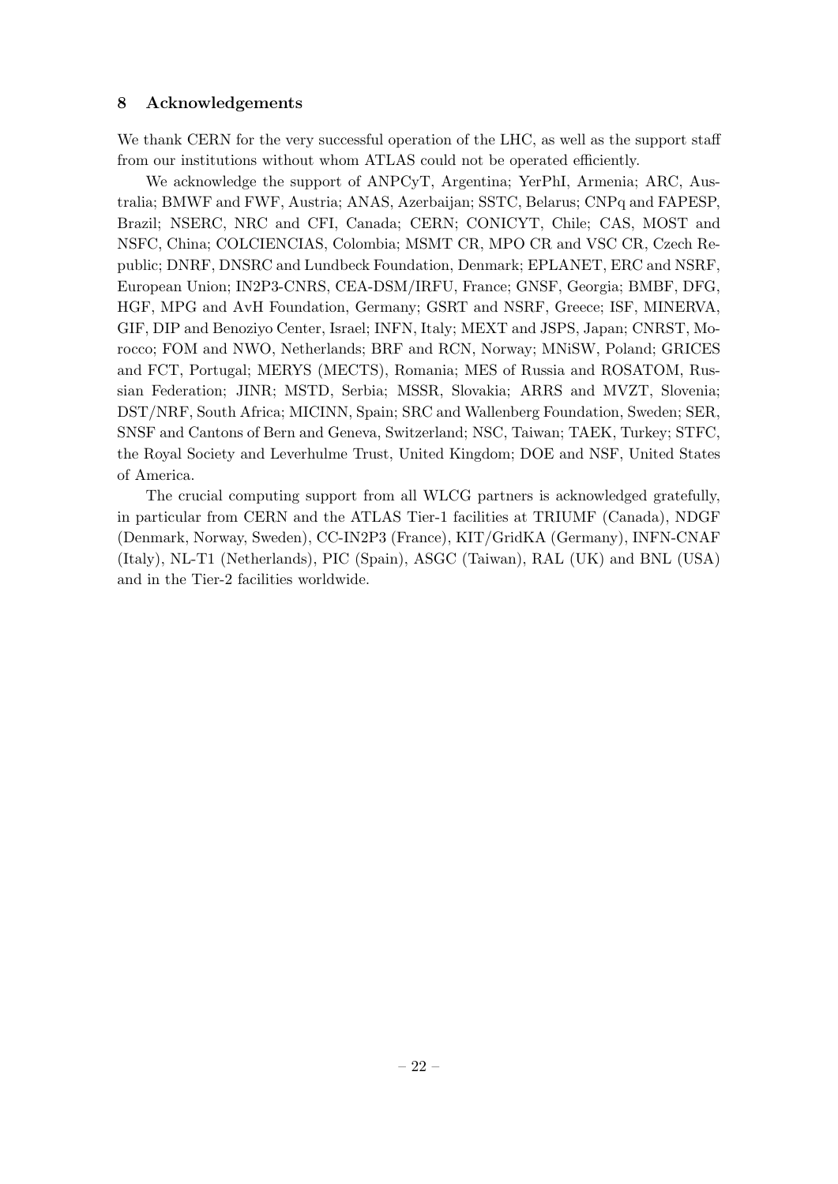## 8 Acknowledgements

We thank CERN for the very successful operation of the LHC, as well as the support staff from our institutions without whom ATLAS could not be operated efficiently.

We acknowledge the support of ANPCyT, Argentina; YerPhI, Armenia; ARC, Australia; BMWF and FWF, Austria; ANAS, Azerbaijan; SSTC, Belarus; CNPq and FAPESP, Brazil; NSERC, NRC and CFI, Canada; CERN; CONICYT, Chile; CAS, MOST and NSFC, China; COLCIENCIAS, Colombia; MSMT CR, MPO CR and VSC CR, Czech Republic; DNRF, DNSRC and Lundbeck Foundation, Denmark; EPLANET, ERC and NSRF, European Union; IN2P3-CNRS, CEA-DSM/IRFU, France; GNSF, Georgia; BMBF, DFG, HGF, MPG and AvH Foundation, Germany; GSRT and NSRF, Greece; ISF, MINERVA, GIF, DIP and Benoziyo Center, Israel; INFN, Italy; MEXT and JSPS, Japan; CNRST, Morocco; FOM and NWO, Netherlands; BRF and RCN, Norway; MNiSW, Poland; GRICES and FCT, Portugal; MERYS (MECTS), Romania; MES of Russia and ROSATOM, Russian Federation; JINR; MSTD, Serbia; MSSR, Slovakia; ARRS and MVZT, Slovenia; DST/NRF, South Africa; MICINN, Spain; SRC and Wallenberg Foundation, Sweden; SER, SNSF and Cantons of Bern and Geneva, Switzerland; NSC, Taiwan; TAEK, Turkey; STFC, the Royal Society and Leverhulme Trust, United Kingdom; DOE and NSF, United States of America.

The crucial computing support from all WLCG partners is acknowledged gratefully, in particular from CERN and the ATLAS Tier-1 facilities at TRIUMF (Canada), NDGF (Denmark, Norway, Sweden), CC-IN2P3 (France), KIT/GridKA (Germany), INFN-CNAF (Italy), NL-T1 (Netherlands), PIC (Spain), ASGC (Taiwan), RAL (UK) and BNL (USA) and in the Tier-2 facilities worldwide.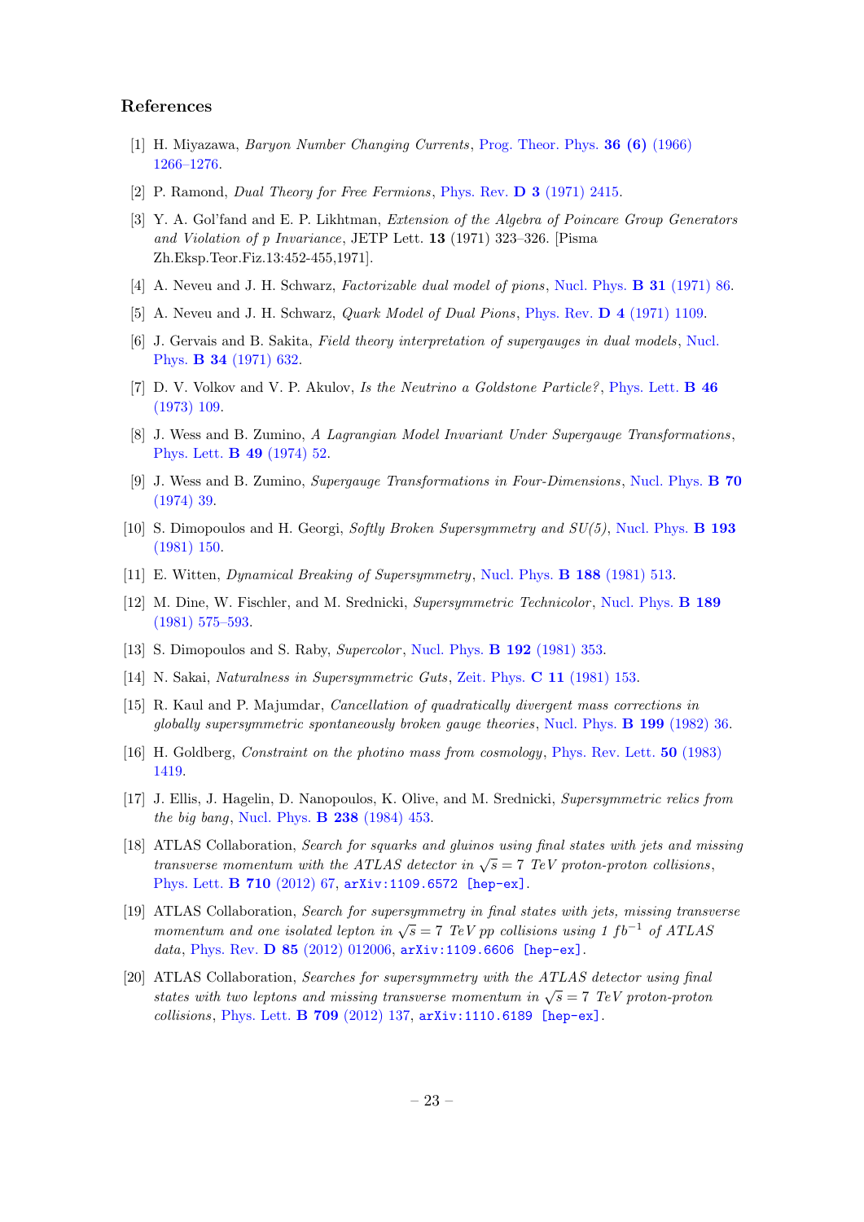## References

[1] H. Miyazawa, *Baryon Number Changing Currents*, Prog. Theor. Phys. **36 (6)** (1966) 1266–1276.

[2] P. Ramond, *Dual Theory for Free Fermions*, Phys. Rev. **D 3** (1971) 2415.

[3] Y. A. Gol'fand and E. P. Likhtman, *Extension of the Algebra of Poincare Group Generators and Violation of p Invariance*, JETP Lett. **13** (1971) 323–326. [Pisma Zh.Eksp.Teor.Fiz.13:452-455,1971].

[4] A. Neveu and J. H. Schwarz, *Factorizable dual model of pions*, Nucl. Phys. **B 31** (1971) 86.

[5] A. Neveu and J. H. Schwarz, *Quark Model of Dual Pions*, Phys. Rev. **D 4** (1971) 1109.

[6] J. Gervais and B. Sakita, *Field theory interpretation of supergauges in dual models*, Nucl. Phys. **B 34** (1971) 632.

[7] D. V. Volkov and V. P. Akulov, *Is the Neutrino a Goldstone Particle?*, Phys. Lett. **B 46** (1973) 109.

[8] J. Wess and B. Zumino, *A Lagrangian Model Invariant Under Supergauge Transformations*, Phys. Lett. **B 49** (1974) 52.

[9] J. Wess and B. Zumino, *Supergauge Transformations in Four-Dimensions*, Nucl. Phys. **B 70** (1974) 39.

[10] S. Dimopoulos and H. Georgi, *Softly Broken Supersymmetry and SU(5)*, Nucl. Phys. **B 193** (1981) 150.

[11] E. Witten, *Dynamical Breaking of Supersymmetry*, Nucl. Phys. **B 188** (1981) 513.

[12] M. Dine, W. Fischler, and M. Srednicki, *Supersymmetric Technicolor*, Nucl. Phys. **B 189** (1981) 575–593.

[13] S. Dimopoulos and S. Raby, *Supercolor*, Nucl. Phys. **B 192** (1981) 353.

[14] N. Sakai, *Naturalness in Supersymmetric Guts*, Zeit. Phys. **C 11** (1981) 153.

[15] R. Kaul and P. Majumdar, *Cancellation of quadratically divergent mass corrections in globally supersymmetric spontaneously broken gauge theories*, Nucl. Phys. **B 199** (1982) 36.

[16] H. Goldberg, *Constraint on the photino mass from cosmology*, Phys. Rev. Lett. **50** (1983) 1419.

[17] J. Ellis, J. Hagelin, D. Nanopoulos, K. Olive, and M. Srednicki, *Supersymmetric relics from the big bang*, Nucl. Phys. **B 238** (1984) 453.

[18] ATLAS Collaboration, *Search for squarks and gluinos using final states with jets and missing transverse momentum with the ATLAS detector in $\sqrt{s} = 7$ TeV proton-proton collisions*, Phys. Lett. **B 710** (2012) 67, arXiv:1109.6572 [hep-ex].

[19] ATLAS Collaboration, *Search for supersymmetry in final states with jets, missing transverse momentum and one isolated lepton in $\sqrt{s} = 7$ TeV pp collisions using 1 $fb^{-1}$ of ATLAS data*, Phys. Rev. **D 85** (2012) 012006, arXiv:1109.6606 [hep-ex].

[20] ATLAS Collaboration, *Searches for supersymmetry with the ATLAS detector using final states with two leptons and missing transverse momentum in $\sqrt{s} = 7$ TeV proton-proton collisions*, Phys. Lett. **B 709** (2012) 137, arXiv:1110.6189 [hep-ex].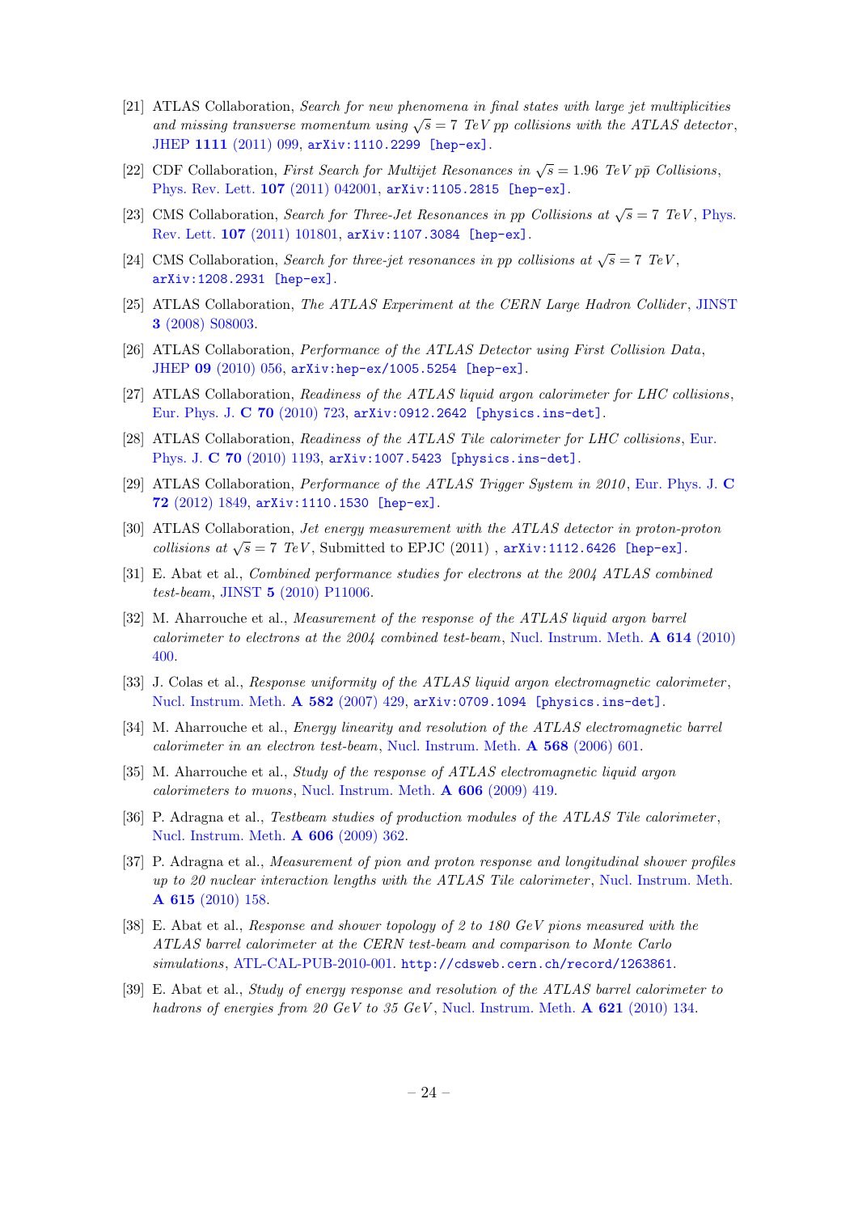[21] ATLAS Collaboration, *Search for new phenomena in final states with large jet multiplicities and missing transverse momentum using $\sqrt{s} = 7$ TeV pp collisions with the ATLAS detector*, JHEP **1111** (2011) 099, arXiv:1110.2299 [hep-ex].

[22] CDF Collaboration, *First Search for Multijet Resonances in $\sqrt{s} = 1.96$ TeV $p\bar{p}$ Collisions*, Phys. Rev. Lett. **107** (2011) 042001, arXiv:1105.2815 [hep-ex].

[23] CMS Collaboration, *Search for Three-Jet Resonances in pp Collisions at $\sqrt{s} = 7$ TeV*, Phys. Rev. Lett. **107** (2011) 101801, arXiv:1107.3084 [hep-ex].

[24] CMS Collaboration, *Search for three-jet resonances in pp collisions at $\sqrt{s} = 7$ TeV*, arXiv:1208.2931 [hep-ex].

[25] ATLAS Collaboration, *The ATLAS Experiment at the CERN Large Hadron Collider*, JINST **3** (2008) S08003.

[26] ATLAS Collaboration, *Performance of the ATLAS Detector using First Collision Data*, JHEP **09** (2010) 056, arXiv:hep-ex/1005.5254 [hep-ex].

[27] ATLAS Collaboration, *Readiness of the ATLAS liquid argon calorimeter for LHC collisions*, Eur. Phys. J. **C 70** (2010) 723, arXiv:0912.2642 [physics.ins-det].

[28] ATLAS Collaboration, *Readiness of the ATLAS Tile calorimeter for LHC collisions*, Eur. Phys. J. **C 70** (2010) 1193, arXiv:1007.5423 [physics.ins-det].

[29] ATLAS Collaboration, *Performance of the ATLAS Trigger System in 2010*, Eur. Phys. J. **C 72** (2012) 1849, arXiv:1110.1530 [hep-ex].

[30] ATLAS Collaboration, *Jet energy measurement with the ATLAS detector in proton-proton collisions at $\sqrt{s} = 7$ TeV*, Submitted to EPJC (2011) , arXiv:1112.6426 [hep-ex].

[31] E. Abat et al., *Combined performance studies for electrons at the 2004 ATLAS combined test-beam*, JINST **5** (2010) P11006.

[32] M. Aharrouche et al., *Measurement of the response of the ATLAS liquid argon barrel calorimeter to electrons at the 2004 combined test-beam*, Nucl. Instrum. Meth. **A 614** (2010) 400.

[33] J. Colas et al., *Response uniformity of the ATLAS liquid argon electromagnetic calorimeter*, Nucl. Instrum. Meth. **A 582** (2007) 429, arXiv:0709.1094 [physics.ins-det].

[34] M. Aharrouche et al., *Energy linearity and resolution of the ATLAS electromagnetic barrel calorimeter in an electron test-beam*, Nucl. Instrum. Meth. **A 568** (2006) 601.

[35] M. Aharrouche et al., *Study of the response of ATLAS electromagnetic liquid argon calorimeters to muons*, Nucl. Instrum. Meth. **A 606** (2009) 419.

[36] P. Adragna et al., *Testbeam studies of production modules of the ATLAS Tile calorimeter*, Nucl. Instrum. Meth. **A 606** (2009) 362.

[37] P. Adragna et al., *Measurement of pion and proton response and longitudinal shower profiles up to 20 nuclear interaction lengths with the ATLAS Tile calorimeter*, Nucl. Instrum. Meth. **A 615** (2010) 158.

[38] E. Abat et al., *Response and shower topology of 2 to 180 GeV pions measured with the ATLAS barrel calorimeter at the CERN test-beam and comparison to Monte Carlo simulations*, ATL-CAL-PUB-2010-001. http://cdsweb.cern.ch/record/1263861.

[39] E. Abat et al., *Study of energy response and resolution of the ATLAS barrel calorimeter to hadrons of energies from 20 GeV to 35 GeV*, Nucl. Instrum. Meth. **A 621** (2010) 134.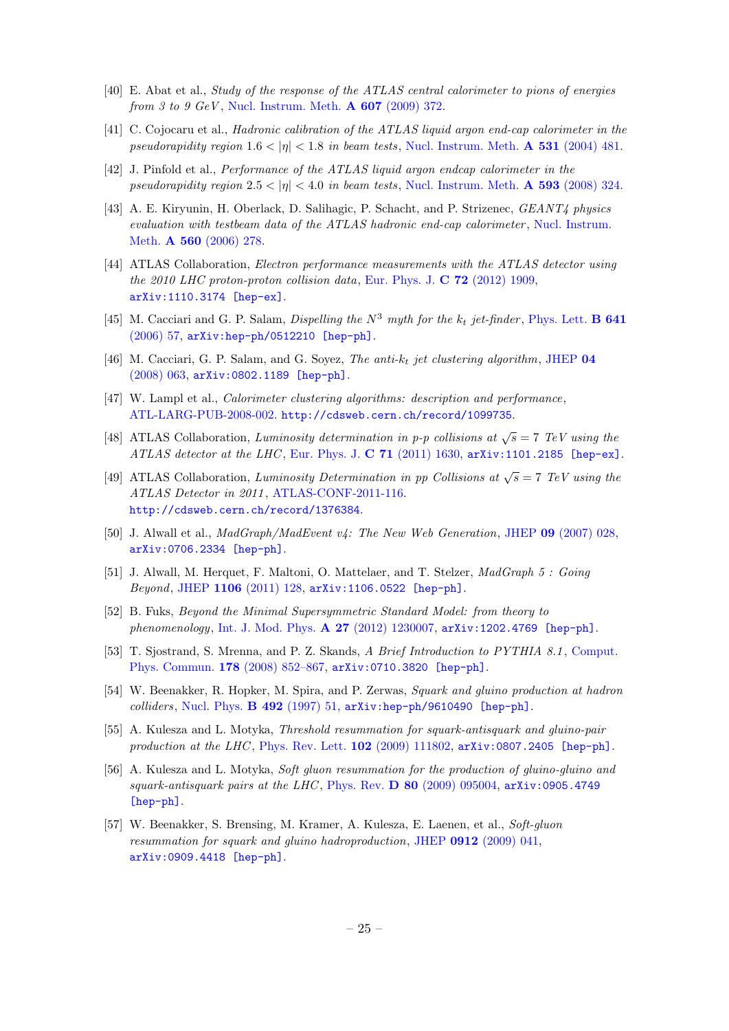[40] E. Abat et al., *Study of the response of the ATLAS central calorimeter to pions of energies from 3 to 9 GeV*, Nucl. Instrum. Meth. **A 607** (2009) 372.

[41] C. Cojocaru et al., *Hadronic calibration of the ATLAS liquid argon end-cap calorimeter in the pseudorapidity region* $1.6 < |\eta| < 1.8$ *in beam tests*, Nucl. Instrum. Meth. **A 531** (2004) 481.

[42] J. Pinfold et al., *Performance of the ATLAS liquid argon endcap calorimeter in the pseudorapidity region* $2.5 < |\eta| < 4.0$ *in beam tests*, Nucl. Instrum. Meth. **A 593** (2008) 324.

[43] A. E. Kiryunin, H. Oberlack, D. Salihagic, P. Schacht, and P. Strizenec, *GEANT4 physics evaluation with testbeam data of the ATLAS hadronic end-cap calorimeter*, Nucl. Instrum. Meth. **A 560** (2006) 278.

[44] ATLAS Collaboration, *Electron performance measurements with the ATLAS detector using the 2010 LHC proton-proton collision data*, Eur. Phys. J. **C 72** (2012) 1909, arXiv:1110.3174 [hep-ex].

[45] M. Cacciari and G. P. Salam, *Dispelling the* $N^3$ *myth for the* $k_t$ *jet-finder*, Phys. Lett. **B 641** (2006) 57, arXiv:hep-ph/0512210 [hep-ph].

[46] M. Cacciari, G. P. Salam, and G. Soyez, *The anti-*$k_t$ *jet clustering algorithm*, JHEP **04** (2008) 063, arXiv:0802.1189 [hep-ph].

[47] W. Lampl et al., *Calorimeter clustering algorithms: description and performance*, ATL-LARG-PUB-2008-002. http://cdsweb.cern.ch/record/1099735.

[48] ATLAS Collaboration, *Luminosity determination in p-p collisions at* $\sqrt{s} = 7$ *TeV using the ATLAS detector at the LHC*, Eur. Phys. J. **C 71** (2011) 1630, arXiv:1101.2185 [hep-ex].

[49] ATLAS Collaboration, *Luminosity Determination in pp Collisions at* $\sqrt{s} = 7$ *TeV using the ATLAS Detector in 2011*, ATLAS-CONF-2011-116. http://cdsweb.cern.ch/record/1376384.

[50] J. Alwall et al., *MadGraph/MadEvent v4: The New Web Generation*, JHEP **09** (2007) 028, arXiv:0706.2334 [hep-ph].

[51] J. Alwall, M. Herquet, F. Maltoni, O. Mattelaer, and T. Stelzer, *MadGraph 5 : Going Beyond*, JHEP **1106** (2011) 128, arXiv:1106.0522 [hep-ph].

[52] B. Fuks, *Beyond the Minimal Supersymmetric Standard Model: from theory to phenomenology*, Int. J. Mod. Phys. **A 27** (2012) 1230007, arXiv:1202.4769 [hep-ph].

[53] T. Sjostrand, S. Mrenna, and P. Z. Skands, *A Brief Introduction to PYTHIA 8.1*, Comput. Phys. Commun. **178** (2008) 852–867, arXiv:0710.3820 [hep-ph].

[54] W. Beenakker, R. Hopker, M. Spira, and P. Zerwas, *Squark and gluino production at hadron colliders*, Nucl. Phys. **B 492** (1997) 51, arXiv:hep-ph/9610490 [hep-ph].

[55] A. Kulesza and L. Motyka, *Threshold resummation for squark-antisquark and gluino-pair production at the LHC*, Phys. Rev. Lett. **102** (2009) 111802, arXiv:0807.2405 [hep-ph].

[56] A. Kulesza and L. Motyka, *Soft gluon resummation for the production of gluino-gluino and squark-antisquark pairs at the LHC*, Phys. Rev. **D 80** (2009) 095004, arXiv:0905.4749 [hep-ph].

[57] W. Beenakker, S. Brensing, M. Kramer, A. Kulesza, E. Laenen, et al., *Soft-gluon resummation for squark and gluino hadroproduction*, JHEP **0912** (2009) 041, arXiv:0909.4418 [hep-ph].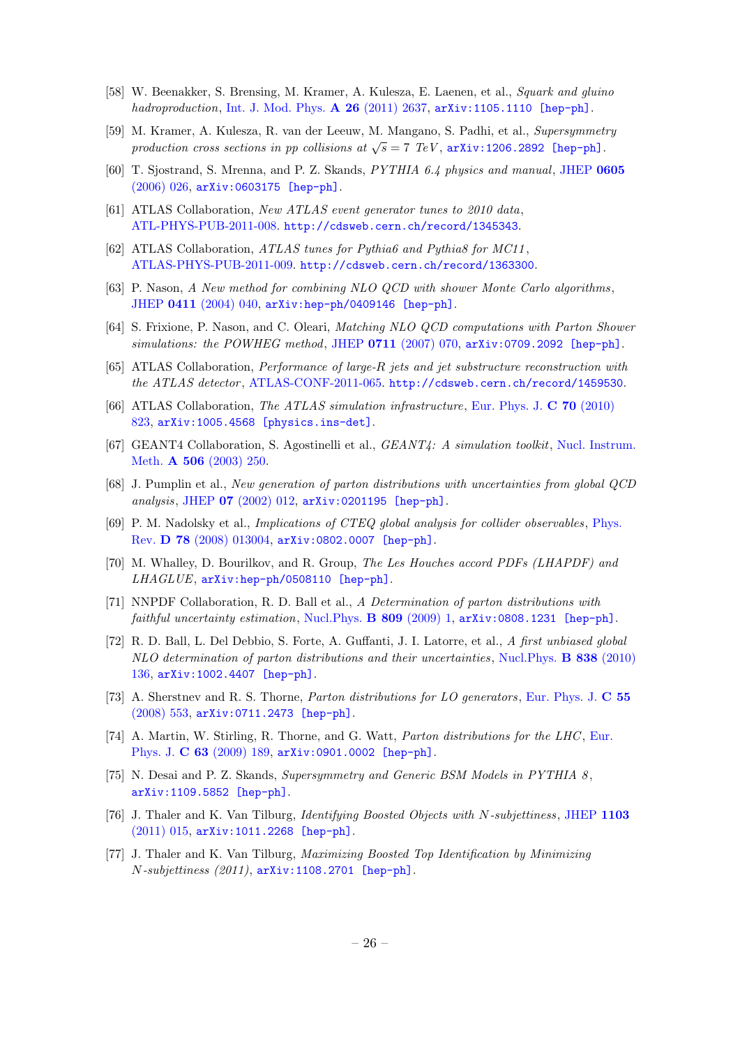[58] W. Beenakker, S. Brensing, M. Kramer, A. Kulesza, E. Laenen, et al., *Squark and gluino hadroproduction*, Int. J. Mod. Phys. **A 26** (2011) 2637, arXiv:1105.1110 [hep-ph].

[59] M. Kramer, A. Kulesza, R. van der Leeuw, M. Mangano, S. Padhi, et al., *Supersymmetry production cross sections in pp collisions at $\sqrt{s} = 7$ TeV*, arXiv:1206.2892 [hep-ph].

[60] T. Sjostrand, S. Mrenna, and P. Z. Skands, *PYTHIA 6.4 physics and manual*, JHEP **0605** (2006) 026, arXiv:0603175 [hep-ph].

[61] ATLAS Collaboration, *New ATLAS event generator tunes to 2010 data*, ATL-PHYS-PUB-2011-008. http://cdsweb.cern.ch/record/1345343.

[62] ATLAS Collaboration, *ATLAS tunes for Pythia6 and Pythia8 for MC11*, ATLAS-PHYS-PUB-2011-009. http://cdsweb.cern.ch/record/1363300.

[63] P. Nason, *A New method for combining NLO QCD with shower Monte Carlo algorithms*, JHEP **0411** (2004) 040, arXiv:hep-ph/0409146 [hep-ph].

[64] S. Frixione, P. Nason, and C. Oleari, *Matching NLO QCD computations with Parton Shower simulations: the POWHEG method*, JHEP **0711** (2007) 070, arXiv:0709.2092 [hep-ph].

[65] ATLAS Collaboration, *Performance of large-R jets and jet substructure reconstruction with the ATLAS detector*, ATLAS-CONF-2011-065. http://cdsweb.cern.ch/record/1459530.

[66] ATLAS Collaboration, *The ATLAS simulation infrastructure*, Eur. Phys. J. **C 70** (2010) 823, arXiv:1005.4568 [physics.ins-det].

[67] GEANT4 Collaboration, S. Agostinelli et al., *GEANT4: A simulation toolkit*, Nucl. Instrum. Meth. **A 506** (2003) 250.

[68] J. Pumplin et al., *New generation of parton distributions with uncertainties from global QCD analysis*, JHEP **07** (2002) 012, arXiv:0201195 [hep-ph].

[69] P. M. Nadolsky et al., *Implications of CTEQ global analysis for collider observables*, Phys. Rev. **D 78** (2008) 013004, arXiv:0802.0007 [hep-ph].

[70] M. Whalley, D. Bourilkov, and R. Group, *The Les Houches accord PDFs (LHAPDF) and LHAGLUE*, arXiv:hep-ph/0508110 [hep-ph].

[71] NNPDF Collaboration, R. D. Ball et al., *A Determination of parton distributions with faithful uncertainty estimation*, Nucl.Phys. **B 809** (2009) 1, arXiv:0808.1231 [hep-ph].

[72] R. D. Ball, L. Del Debbio, S. Forte, A. Guffanti, J. I. Latorre, et al., *A first unbiased global NLO determination of parton distributions and their uncertainties*, Nucl.Phys. **B 838** (2010) 136, arXiv:1002.4407 [hep-ph].

[73] A. Sherstnev and R. S. Thorne, *Parton distributions for LO generators*, Eur. Phys. J. **C 55** (2008) 553, arXiv:0711.2473 [hep-ph].

[74] A. Martin, W. Stirling, R. Thorne, and G. Watt, *Parton distributions for the LHC*, Eur. Phys. J. **C 63** (2009) 189, arXiv:0901.0002 [hep-ph].

[75] N. Desai and P. Z. Skands, *Supersymmetry and Generic BSM Models in PYTHIA 8*, arXiv:1109.5852 [hep-ph].

[76] J. Thaler and K. Van Tilburg, *Identifying Boosted Objects with N-subjettiness*, JHEP **1103** (2011) 015, arXiv:1011.2268 [hep-ph].

[77] J. Thaler and K. Van Tilburg, *Maximizing Boosted Top Identification by Minimizing N-subjettiness (2011)*, arXiv:1108.2701 [hep-ph].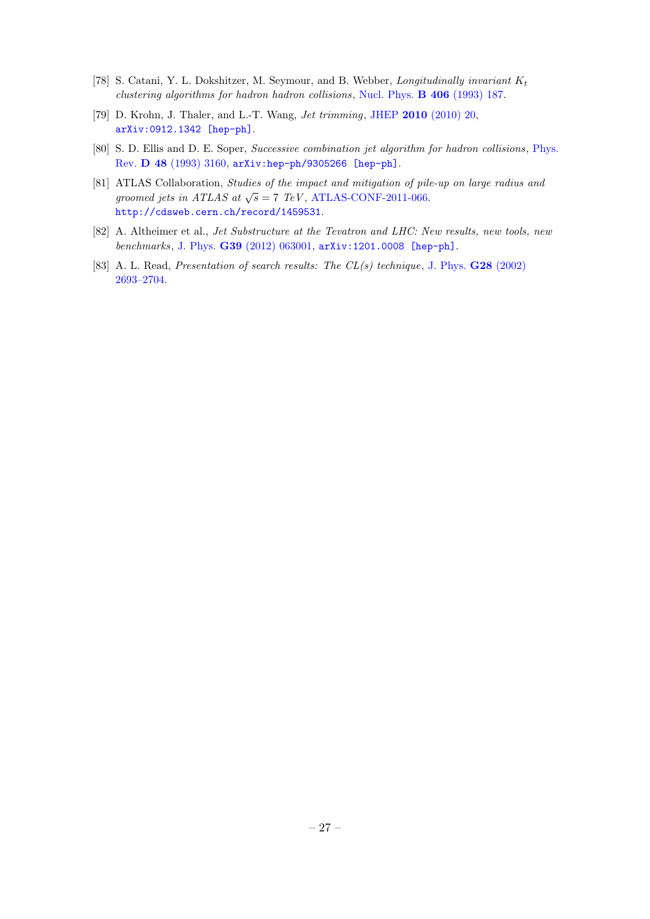[78] S. Catani, Y. L. Dokshitzer, M. Seymour, and B. Webber, *Longitudinally invariant $K_t$ clustering algorithms for hadron hadron collisions*, Nucl. Phys. **B 406** (1993) 187.

[79] D. Krohn, J. Thaler, and L.-T. Wang, *Jet trimming*, JHEP **2010** (2010) 20, arXiv:0912.1342 [hep-ph].

[80] S. D. Ellis and D. E. Soper, *Successive combination jet algorithm for hadron collisions*, Phys. Rev. **D 48** (1993) 3160, arXiv:hep-ph/9305266 [hep-ph].

[81] ATLAS Collaboration, *Studies of the impact and mitigation of pile-up on large radius and groomed jets in ATLAS at $\sqrt{s} = 7$ TeV*, ATLAS-CONF-2011-066. http://cdsweb.cern.ch/record/1459531.

[82] A. Altheimer et al., *Jet Substructure at the Tevatron and LHC: New results, new tools, new benchmarks*, J. Phys. **G39** (2012) 063001, arXiv:1201.0008 [hep-ph].

[83] A. L. Read, *Presentation of search results: The CL(s) technique*, J. Phys. **G28** (2002) 2693–2704.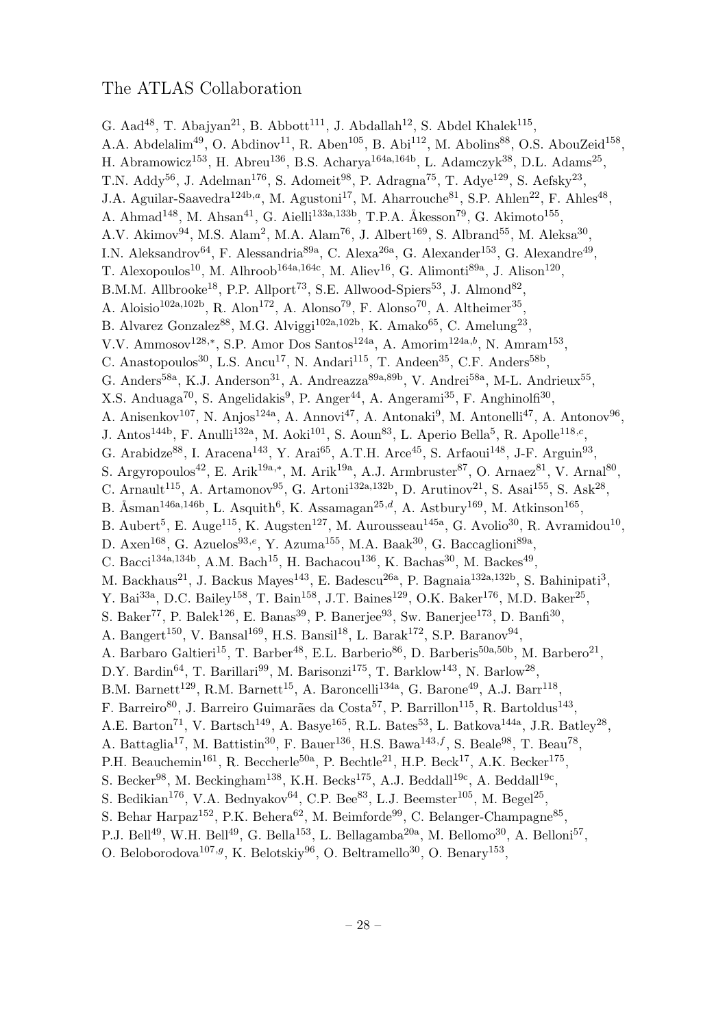# The ATLAS Collaboration

G. Aad[48], T. Abajyan[21], B. Abbott[111], J. Abdallah[12], S. Abdel Khalek[115], A.A. Abdelalim[49], O. Abdinov[11], R. Aben[105], B. Abi[112], M. Abolins[88], O.S. AbouZeid[158], H. Abramowicz[153], H. Abreu[136], B.S. Acharya[164a,164b], L. Adamczyk[38], D.L. Adams[25], T.N. Addy[56], J. Adelman[176], S. Adomeit[98], P. Adragna[75], T. Adye[129], S. Aefsky[23], J.A. Aguilar-Saavedra[124b,a], M. Agustoni[17], M. Aharrouche[81], S.P. Ahlen[22], F. Ahles[48], A. Ahmad[148], M. Ahsan[41], G. Aielli[133a,133b], T.P.A. Åkesson[79], G. Akimoto[155], A.V. Akimov[94], M.S. Alam[2], M.A. Alam[76], J. Albert[169], S. Albrand[55], M. Aleksa[30], I.N. Aleksandrov[64], F. Alessandria[89a], C. Alexa[26a], G. Alexander[153], G. Alexandre[49], T. Alexopoulos[10], M. Alhroob[164a,164c], M. Aliev[16], G. Alimonti[89a], J. Alison[120], B.M.M. Allbrooke[18], P.P. Allport[73], S.E. Allwood-Spiers[53], J. Almond[82], A. Aloisio[102a,102b], R. Alon[172], A. Alonso[79], F. Alonso[70], A. Altheimer[35], B. Alvarez Gonzalez[88], M.G. Alviggi[102a,102b], K. Amako[65], C. Amelung[23], V.V. Ammosov[128,*], S.P. Amor Dos Santos[124a], A. Amorim[124a,b], N. Amram[153], C. Anastopoulos[30], L.S. Ancu[17], N. Andari[115], T. Andeen[35], C.F. Anders[58b], G. Anders[58a], K.J. Anderson[31], A. Andreazza[89a,89b], V. Andrei[58a], M-L. Andrieux[55], X.S. Anduaga[70], S. Angelidakis[9], P. Anger[44], A. Angerami[35], F. Anghinolfi[30], A. Anisenkov[107], N. Anjos[124a], A. Annovi[47], A. Antonaki[9], M. Antonelli[47], A. Antonov[96], J. Antos[144b], F. Anulli[132a], M. Aoki[101], S. Aoun[83], L. Aperio Bella[5], R. Apolle[118,c], G. Arabidze[88], I. Aracena[143], Y. Arai[65], A.T.H. Arce[45], S. Arfaoui[148], J-F. Arguin[93], S. Argyropoulos[42], E. Arik[19a,*], M. Arik[19a], A.J. Armbruster[87], O. Arnaez[81], V. Arnal[80], C. Arnault[115], A. Artamonov[95], G. Artoni[132a,132b], D. Arutinov[21], S. Asai[155], S. Ask[28], B. Åsman[146a,146b], L. Asquith[6], K. Assamagan[25,d], A. Astbury[169], M. Atkinson[165], B. Aubert[5], E. Auge[115], K. Augsten[127], M. Aurousseau[145a], G. Avolio[30], R. Avramidou[10], D. Axen[168], G. Azuelos[93,e], Y. Azuma[155], M.A. Baak[30], G. Baccaglioni[89a], C. Bacci[134a,134b], A.M. Bach[15], H. Bachacou[136], K. Bachas[30], M. Backes[49], M. Backhaus[21], J. Backus Mayes[143], E. Badescu[26a], P. Bagnaia[132a,132b], S. Bahinipati[3], Y. Bai[33a], D.C. Bailey[158], T. Bain[158], J.T. Baines[129], O.K. Baker[176], M.D. Baker[25], S. Baker[77], P. Balek[126], E. Banas[39], P. Banerjee[93], Sw. Banerjee[173], D. Banfi[30], A. Bangert[150], V. Bansal[169], H.S. Bansil[18], L. Barak[172], S.P. Baranov[94], A. Barbaro Galtieri[15], T. Barber[48], E.L. Barberio[86], D. Barberis[50a,50b], M. Barbero[21], D.Y. Bardin[64], T. Barillari[99], M. Barisonzi[175], T. Barklow[143], N. Barlow[28], B.M. Barnett[129], R.M. Barnett[15], A. Baroncelli[134a], G. Barone[49], A.J. Barr[118], F. Barreiro[80], J. Barreiro Guimarães da Costa[57], P. Barrillon[115], R. Bartoldus[143], A.E. Barton[71], V. Bartsch[149], A. Basye[165], R.L. Bates[53], L. Batkova[144a], J.R. Batley[28], A. Battaglia[17], M. Battistin[30], F. Bauer[136], H.S. Bawa[143,f], S. Beale[98], T. Beau[78], P.H. Beauchemin[161], R. Beccherle[50a], P. Bechtle[21], H.P. Beck[17], A.K. Becker[175], S. Becker[98], M. Beckingham[138], K.H. Becks[175], A.J. Beddall[19c], A. Beddall[19c], S. Bedikian[176], V.A. Bednyakov[64], C.P. Bee[83], L.J. Beemster[105], M. Begel[25], S. Behar Harpaz[152], P.K. Behera[62], M. Beimforde[99], C. Belanger-Champagne[85], P.J. Bell[49], W.H. Bell[49], G. Bella[153], L. Bellagamba[20a], M. Bellomo[30], A. Belloni[57], O. Beloborodova[107,g], K. Belotskiy[96], O. Beltramello[30], O. Benary[153],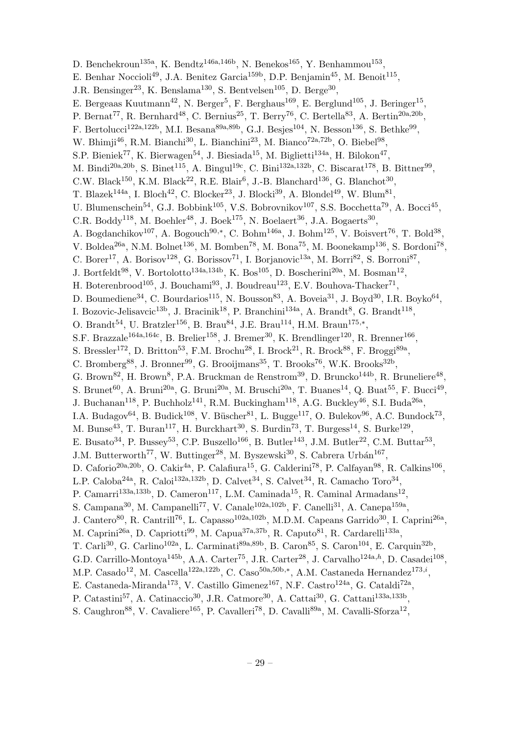D. Benchekroun[135a], K. Bendtz[146a,146b], N. Benekos[165], Y. Benhammou[153], E. Benhar Noccioli[49], J.A. Benitez Garcia[159b], D.P. Benjamin[45], M. Benoit[115], J.R. Bensinger[23], K. Benslama[130], S. Bentvelsen[105], D. Berge[30], E. Bergeaas Kuutmann[42], N. Berger[5], F. Berghaus[169], E. Berglund[105], J. Beringer[15], P. Bernat[77], R. Bernhard[48], C. Bernius[25], T. Berry[76], C. Bertella[83], A. Bertin[20a,20b], F. Bertolucci[122a,122b], M.I. Besana[89a,89b], G.J. Besjes[104], N. Besson[136], S. Bethke[99], W. Bhimji[46], R.M. Bianchi[30], L. Bianchini[23], M. Bianco[72a,72b], O. Biebel[98], S.P. Bieniek[77], K. Bierwagen[54], J. Biesiada[15], M. Biglietti[134a], H. Bilokon[47], M. Bindi[20a,20b], S. Binet[115], A. Bingul[19c], C. Bini[132a,132b], C. Biscarat[178], B. Bittner[99], C.W. Black[150], K.M. Black[22], R.E. Blair[6], J.-B. Blanchard[136], G. Blanchot[30], T. Blazek[144a], I. Bloch[42], C. Blocker[23], J. Blocki[39], A. Blondel[49], W. Blum[81], U. Blumenschein[54], G.J. Bobbink[105], V.S. Bobrovnikov[107], S.S. Bocchetta[79], A. Bocci[45], C.R. Boddy[118], M. Boehler[48], J. Boek[175], N. Boelaert[36], J.A. Bogaerts[30], A. Bogdanchikov[107], A. Bogouch[90,*], C. Bohm[146a], J. Bohm[125], V. Boisvert[76], T. Bold[38], V. Boldea[26a], N.M. Bolnet[136], M. Bomben[78], M. Bona[75], M. Boonekamp[136], S. Bordoni[78], C. Borer[17], A. Borisov[128], G. Borissov[71], I. Borjanovic[13a], M. Borri[82], S. Borroni[87], J. Bortfeldt[98], V. Bortolotto[134a,134b], K. Bos[105], D. Boscherini[20a], M. Bosman[12], H. Boterenbrood[105], J. Bouchami[93], J. Boudreau[123], E.V. Bouhova-Thacker[71], D. Boumediene[34], C. Bourdarios[115], N. Bousson[83], A. Boveia[31], J. Boyd[30], I.R. Boyko[64], I. Bozovic-Jelisavcic[13b], J. Bracinik[18], P. Branchini[134a], A. Brandt[8], G. Brandt[118], O. Brandt[54], U. Bratzler[156], B. Brau[84], J.E. Brau[114], H.M. Braun[175,*], S.F. Brazzale[164a,164c], B. Brelier[158], J. Bremer[30], K. Brendlinger[120], R. Brenner[166], S. Bressler[172], D. Britton[53], F.M. Brochu[28], I. Brock[21], R. Brock[88], F. Broggi[89a], C. Bromberg[88], J. Bronner[99], G. Brooijmans[35], T. Brooks[76], W.K. Brooks[32b], G. Brown[82], H. Brown[8], P.A. Bruckman de Renstrom[39], D. Bruncko[144b], R. Bruneliere[48], S. Brunet[60], A. Bruni[20a], G. Bruni[20a], M. Bruschi[20a], T. Buanes[14], Q. Buat[55], F. Bucci[49], J. Buchanan[118], P. Buchholz[141], R.M. Buckingham[118], A.G. Buckley[46], S.I. Buda[26a], I.A. Budagov[64], B. Budick[108], V. Büscher[81], L. Bugge[117], O. Bulekov[96], A.C. Bundock[73], M. Bunse[43], T. Buran[117], H. Burckhart[30], S. Burdin[73], T. Burgess[14], S. Burke[129], E. Busato[34], P. Bussey[53], C.P. Buszello[166], B. Butler[143], J.M. Butler[22], C.M. Buttar[53], J.M. Butterworth[77], W. Buttinger[28], M. Byszewski[30], S. Cabrera Urbán[167], D. Caforio[20a,20b], O. Cakir[4a], P. Calafiura[15], G. Calderini[78], P. Calfayan[98], R. Calkins[106], L.P. Caloba[24a], R. Caloi[132a,132b], D. Calvet[34], S. Calvet[34], R. Camacho Toro[34], P. Camarri[133a,133b], D. Cameron[117], L.M. Caminada[15], R. Caminal Armadans[12], S. Campana[30], M. Campanelli[77], V. Canale[102a,102b], F. Canelli[31], A. Canepa[159a], J. Cantero[80], R. Cantrill[76], L. Capasso[102a,102b], M.D.M. Capeans Garrido[30], I. Caprini[26a], M. Caprini[26a], D. Capriotti[99], M. Capua[37a,37b], R. Caputo[81], R. Cardarelli[133a], T. Carli[30], G. Carlino[102a], L. Carminati[89a,89b], B. Caron[85], S. Caron[104], E. Carquin[32b], G.D. Carrillo-Montoya[145b], A.A. Carter[75], J.R. Carter[28], J. Carvalho[124a,h], D. Casadei[108], M.P. Casado[12], M. Cascella[122a,122b], C. Caso[50a,50b,*], A.M. Castaneda Hernandez[173,i], E. Castaneda-Miranda[173], V. Castillo Gimenez[167], N.F. Castro[124a], G. Cataldi[72a], P. Catastini[57], A. Catinaccio[30], J.R. Catmore[30], A. Cattai[30], G. Cattani[133a,133b], S. Caughron[88], V. Cavaliere[165], P. Cavalleri[78], D. Cavalli[89a], M. Cavalli-Sforza[12],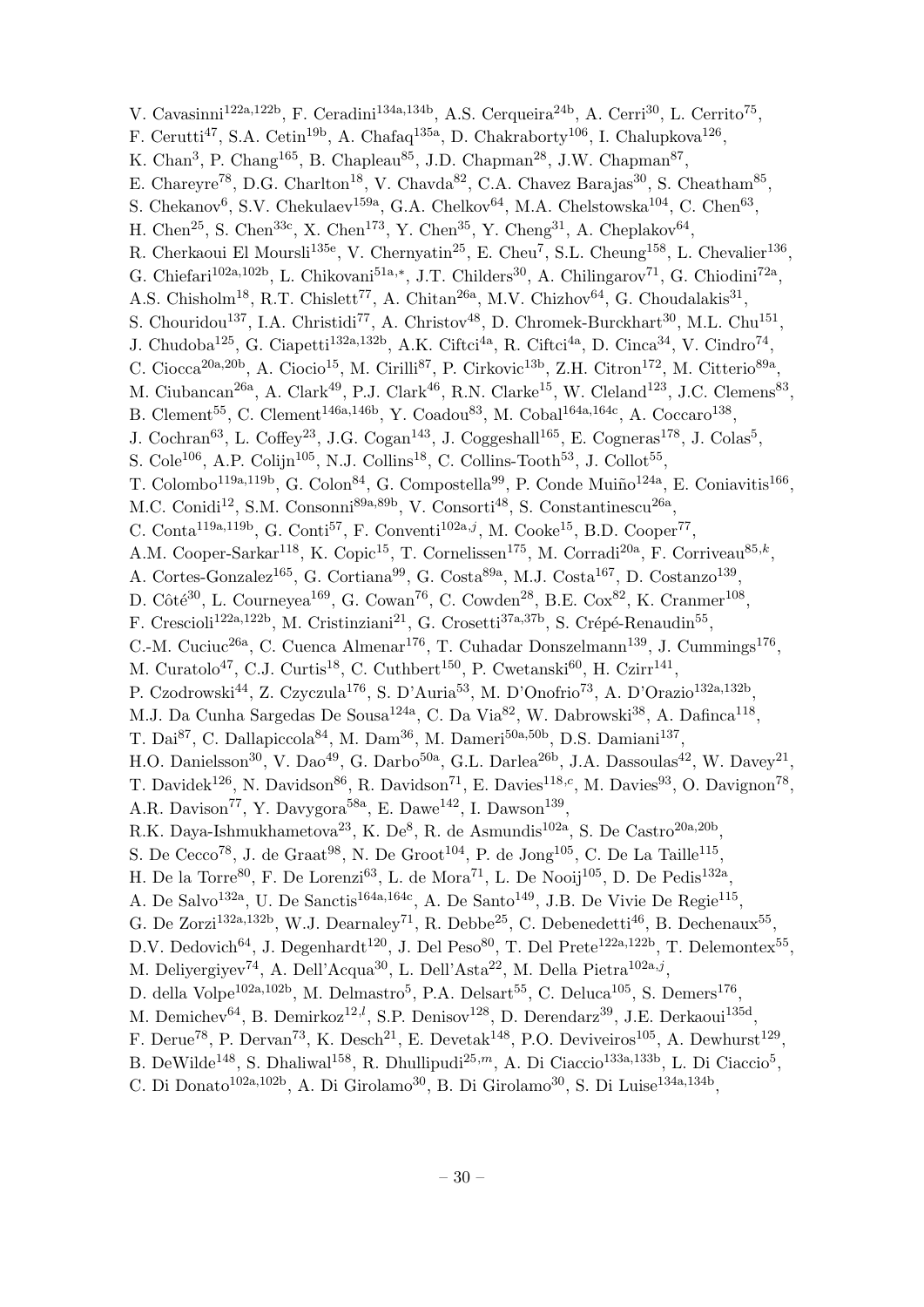V. Cavasinni[122a,122b], F. Ceradini[134a,134b], A.S. Cerqueira[24b], A. Cerri[30], L. Cerrito[75], F. Cerutti[47], S.A. Cetin[19b], A. Chafaq[135a], D. Chakraborty[106], I. Chalupkova[126], K. Chan[3], P. Chang[165], B. Chapleau[85], J.D. Chapman[28], J.W. Chapman[87], E. Chareyre[78], D.G. Charlton[18], V. Chavda[82], C.A. Chavez Barajas[30], S. Cheatham[85], S. Chekanov[6], S.V. Chekulaev[159a], G.A. Chelkov[64], M.A. Chelstowska[104], C. Chen[63], H. Chen[25], S. Chen[33c], X. Chen[173], Y. Chen[35], Y. Cheng[31], A. Cheplakov[64], R. Cherkaoui El Moursli[135e], V. Chernyatin[25], E. Cheu[7], S.L. Cheung[158], L. Chevalier[136], G. Chiefari[102a,102b], L. Chikovani[51a,*], J.T. Childers[30], A. Chilingarov[71], G. Chiodini[72a], A.S. Chisholm[18], R.T. Chislett[77], A. Chitan[26a], M.V. Chizhov[64], G. Choudalakis[31], S. Chouridou[137], I.A. Christidi[77], A. Christov[48], D. Chromek-Burckhart[30], M.L. Chu[151], J. Chudoba[125], G. Ciapetti[132a,132b], A.K. Ciftci[4a], R. Ciftci[4a], D. Cinca[34], V. Cindro[74], C. Ciocca[20a,20b], A. Ciocio[15], M. Cirilli[87], P. Cirkovic[13b], Z.H. Citron[172], M. Citterio[89a], M. Ciubancan[26a], A. Clark[49], P.J. Clark[46], R.N. Clarke[15], W. Cleland[123], J.C. Clemens[83], B. Clement[55], C. Clement[146a,146b], Y. Coadou[83], M. Cobal[164a,164c], A. Coccaro[138], J. Cochran[63], L. Coffey[23], J.G. Cogan[143], J. Coggeshall[165], E. Cogneras[178], J. Colas[5], S. Cole[106], A.P. Colijn[105], N.J. Collins[18], C. Collins-Tooth[53], J. Collot[55], T. Colombo[119a,119b], G. Colon[84], G. Compostella[99], P. Conde Muiño[124a], E. Coniavitis[166], M.C. Conidi[12], S.M. Consonni[89a,89b], V. Consorti[48], S. Constantinescu[26a], C. Conta[119a,119b], G. Conti[57], F. Conventi[102a,j], M. Cooke[15], B.D. Cooper[77], A.M. Cooper-Sarkar[118], K. Copic[15], T. Cornelissen[175], M. Corradi[20a], F. Corriveau[85,k], A. Cortes-Gonzalez[165], G. Cortiana[99], G. Costa[89a], M.J. Costa[167], D. Costanzo[139], D. Côté[30], L. Courneyea[169], G. Cowan[76], C. Cowden[28], B.E. Cox[82], K. Cranmer[108], F. Crescioli[122a,122b], M. Cristinziani[21], G. Crosetti[37a,37b], S. Crépé-Renaudin[55], C.-M. Cuciuc[26a], C. Cuenca Almenar[176], T. Cuhadar Donszelmann[139], J. Cummings[176], M. Curatolo[47], C.J. Curtis[18], C. Cuthbert[150], P. Cwetanski[60], H. Czirr[141], P. Czodrowski[44], Z. Czyczula[176], S. D'Auria[53], M. D'Onofrio[73], A. D'Orazio[132a,132b], M.J. Da Cunha Sargedas De Sousa[124a], C. Da Via[82], W. Dabrowski[38], A. Dafinca[118], T. Dai[87], C. Dallapiccola[84], M. Dam[36], M. Dameri[50a,50b], D.S. Damiani[137], H.O. Danielsson[30], V. Dao[49], G. Darbo[50a], G.L. Darlea[26b], J.A. Dassoulas[42], W. Davey[21], T. Davidek[126], N. Davidson[86], R. Davidson[71], E. Davies[118,c], M. Davies[93], O. Davignon[78], A.R. Davison[77], Y. Davygora[58a], E. Dawe[142], I. Dawson[139], R.K. Daya-Ishmukhametova[23], K. De[8], R. de Asmundis[102a], S. De Castro[20a,20b], S. De Cecco[78], J. de Graat[98], N. De Groot[104], P. de Jong[105], C. De La Taille[115], H. De la Torre[80], F. De Lorenzi[63], L. de Mora[71], L. De Nooij[105], D. De Pedis[132a], A. De Salvo[132a], U. De Sanctis[164a,164c], A. De Santo[149], J.B. De Vivie De Regie[115], G. De Zorzi[132a,132b], W.J. Dearnaley[71], R. Debbe[25], C. Debenedetti[46], B. Dechenaux[55], D.V. Dedovich[64], J. Degenhardt[120], J. Del Peso[80], T. Del Prete[122a,122b], T. Delemontex[55], M. Deliyergiyev[74], A. Dell'Acqua[30], L. Dell'Asta[22], M. Della Pietra[102a,j], D. della Volpe[102a,102b], M. Delmastro[5], P.A. Delsart[55], C. Deluca[105], S. Demers[176], M. Demichev[64], B. Demirkoz[12,l], S.P. Denisov[128], D. Derendarz[39], J.E. Derkaoui[135d], F. Derue[78], P. Dervan[73], K. Desch[21], E. Devetak[148], P.O. Deviveiros[105], A. Dewhurst[129], B. DeWilde[148], S. Dhaliwal[158], R. Dhullipudi[25,m], A. Di Ciaccio[133a,133b], L. Di Ciaccio[5], C. Di Donato[102a,102b], A. Di Girolamo[30], B. Di Girolamo[30], S. Di Luise[134a,134b],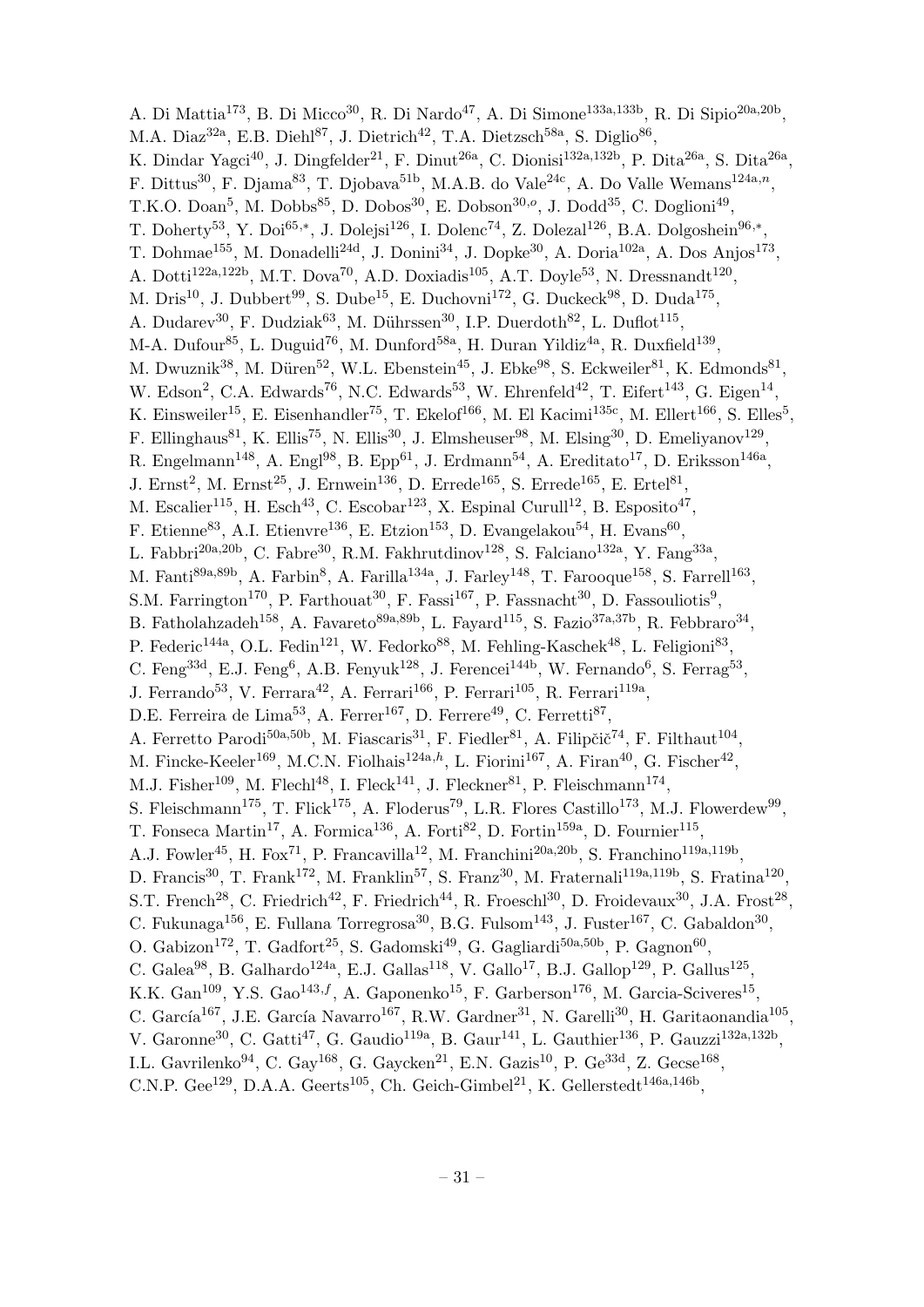A. Di Mattia[173], B. Di Micco[30], R. Di Nardo[47], A. Di Simone[133a,133b], R. Di Sipio[20a,20b], M.A. Diaz[32a], E.B. Diehl[87], J. Dietrich[42], T.A. Dietzsch[58a], S. Diglio[86], K. Dindar Yagci[40], J. Dingfelder[21], F. Dinut[26a], C. Dionisi[132a,132b], P. Dita[26a], S. Dita[26a], F. Dittus[30], F. Djama[83], T. Djobava[51b], M.A.B. do Vale[24c], A. Do Valle Wemans[124a,n], T.K.O. Doan[5], M. Dobbs[85], D. Dobos[30], E. Dobson[30,o], J. Dodd[35], C. Doglioni[49], T. Doherty[53], Y. Doi[65,*], J. Dolejsi[126], I. Dolenc[74], Z. Dolezal[126], B.A. Dolgoshein[96,*], T. Dohmae[155], M. Donadelli[24d], J. Donini[34], J. Dopke[30], A. Doria[102a], A. Dos Anjos[173], A. Dotti[122a,122b], M.T. Dova[70], A.D. Doxiadis[105], A.T. Doyle[53], N. Dressnandt[120], M. Dris[10], J. Dubbert[99], S. Dube[15], E. Duchovni[172], G. Duckeck[98], D. Duda[175], A. Dudarev[30], F. Dudziak[63], M. Dührssen[30], I.P. Duerdoth[82], L. Duflot[115], M-A. Dufour[85], L. Duguid[76], M. Dunford[58a], H. Duran Yildiz[4a], R. Duxfield[139], M. Dwuznik[38], M. Düren[52], W.L. Ebenstein[45], J. Ebke[98], S. Eckweiler[81], K. Edmonds[81], W. Edson[2], C.A. Edwards[76], N.C. Edwards[53], W. Ehrenfeld[42], T. Eifert[143], G. Eigen[14], K. Einsweiler[15], E. Eisenhandler[75], T. Ekelof[166], M. El Kacimi[135c], M. Ellert[166], S. Elles[5], F. Ellinghaus[81], K. Ellis[75], N. Ellis[30], J. Elmsheuser[98], M. Elsing[30], D. Emeliyanov[129], R. Engelmann[148], A. Engl[98], B. Epp[61], J. Erdmann[54], A. Ereditato[17], D. Eriksson[146a], J. Ernst[2], M. Ernst[25], J. Ernwein[136], D. Errede[165], S. Errede[165], E. Ertel[81], M. Escalier[115], H. Esch[43], C. Escobar[123], X. Espinal Curull[12], B. Esposito[47], F. Etienne[83], A.I. Etienvre[136], E. Etzion[153], D. Evangelakou[54], H. Evans[60], L. Fabbri[20a,20b], C. Fabre[30], R.M. Fakhrutdinov[128], S. Falciano[132a], Y. Fang[33a], M. Fanti[89a,89b], A. Farbin[8], A. Farilla[134a], J. Farley[148], T. Farooque[158], S. Farrell[163], S.M. Farrington[170], P. Farthouat[30], F. Fassi[167], P. Fassnacht[30], D. Fassouliotis[9], B. Fatholahzadeh[158], A. Favareto[89a,89b], L. Fayard[115], S. Fazio[37a,37b], R. Febbraro[34], P. Federic[144a], O.L. Fedin[121], W. Fedorko[88], M. Fehling-Kaschek[48], L. Feligioni[83], C. Feng[33d], E.J. Feng[6], A.B. Fenyuk[128], J. Ferencei[144b], W. Fernando[6], S. Ferrag[53], J. Ferrando[53], V. Ferrara[42], A. Ferrari[166], P. Ferrari[105], R. Ferrari[119a], D.E. Ferreira de Lima[53], A. Ferrer[167], D. Ferrere[49], C. Ferretti[87], A. Ferretto Parodi[50a,50b], M. Fiascaris[31], F. Fiedler[81], A. Filipčič[74], F. Filthaut[104], M. Fincke-Keeler[169], M.C.N. Fiolhais[124a,h], L. Fiorini[167], A. Firan[40], G. Fischer[42], M.J. Fisher[109], M. Flechl[48], I. Fleck[141], J. Fleckner[81], P. Fleischmann[174], S. Fleischmann[175], T. Flick[175], A. Floderus[79], L.R. Flores Castillo[173], M.J. Flowerdew[99], T. Fonseca Martin[17], A. Formica[136], A. Forti[82], D. Fortin[159a], D. Fournier[115], A.J. Fowler[45], H. Fox[71], P. Francavilla[12], M. Franchini[20a,20b], S. Franchino[119a,119b], D. Francis[30], T. Frank[172], M. Franklin[57], S. Franz[30], M. Fraternali[119a,119b], S. Fratina[120], S.T. French[28], C. Friedrich[42], F. Friedrich[44], R. Froeschl[30], D. Froidevaux[30], J.A. Frost[28], C. Fukunaga[156], E. Fullana Torregrosa[30], B.G. Fulsom[143], J. Fuster[167], C. Gabaldon[30], O. Gabizon[172], T. Gadfort[25], S. Gadomski[49], G. Gagliardi[50a,50b], P. Gagnon[60], C. Galea[98], B. Galhardo[124a], E.J. Gallas[118], V. Gallo[17], B.J. Gallop[129], P. Gallus[125], K.K. Gan[109], Y.S. Gao[143,f], A. Gaponenko[15], F. Garberson[176], M. Garcia-Sciveres[15], C. García[167], J.E. García Navarro[167], R.W. Gardner[31], N. Garelli[30], H. Garitaonandia[105], V. Garonne[30], C. Gatti[47], G. Gaudio[119a], B. Gaur[141], L. Gauthier[136], P. Gauzzi[132a,132b], I.L. Gavrilenko[94], C. Gay[168], G. Gaycken[21], E.N. Gazis[10], P. Ge[33d], Z. Gecse[168], C.N.P. Gee[129], D.A.A. Geerts[105], Ch. Geich-Gimbel[21], K. Gellerstedt[146a,146b],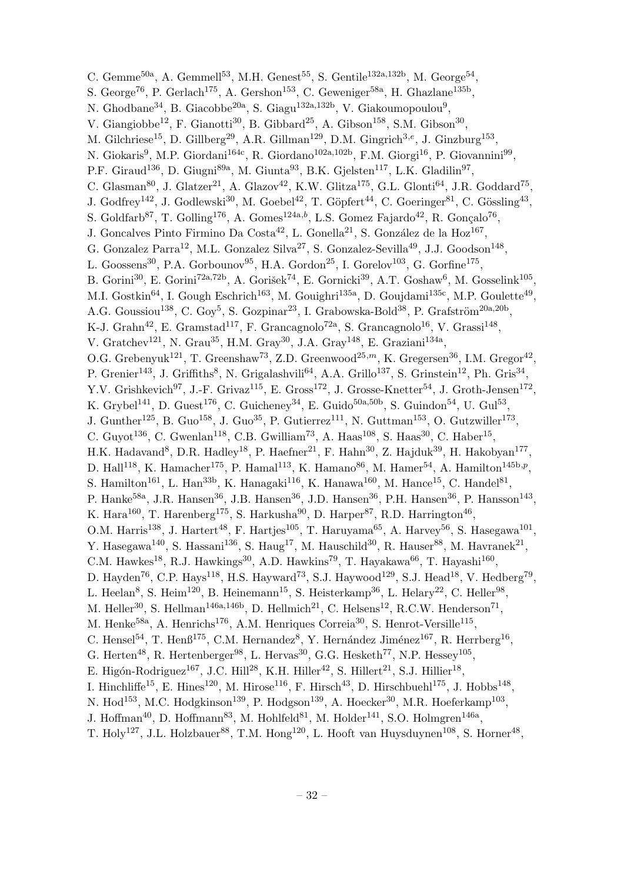C. Gemme[50a], A. Gemmell[53], M.H. Genest[55], S. Gentile[132a,132b], M. George[54], S. George[76], P. Gerlach[175], A. Gershon[153], C. Geweniger[58a], H. Ghazlane[135b], N. Ghodbane[34], B. Giacobbe[20a], S. Giagu[132a,132b], V. Giakoumopoulou[9], V. Giangiobbe[12], F. Gianotti[30], B. Gibbard[25], A. Gibson[158], S.M. Gibson[30], M. Gilchriese[15], D. Gillberg[29], A.R. Gillman[129], D.M. Gingrich[3,e], J. Ginzburg[153], N. Giokaris[9], M.P. Giordani[164c], R. Giordano[102a,102b], F.M. Giorgi[16], P. Giovannini[99], P.F. Giraud[136], D. Giugni[89a], M. Giunta[93], B.K. Gjelsten[117], L.K. Gladilin[97], C. Glasman[80], J. Glatzer[21], A. Glazov[42], K.W. Glitza[175], G.L. Glonti[64], J.R. Goddard[75], J. Godfrey[142], J. Godlewski[30], M. Goebel[42], T. Göpfert[44], C. Goeringer[81], C. Gössling[43], S. Goldfarb[87], T. Golling[176], A. Gomes[124a,b], L.S. Gomez Fajardo[42], R. Gonçalo[76], J. Goncalves Pinto Firmino Da Costa[42], L. Gonella[21], S. González de la Hoz[167], G. Gonzalez Parra[12], M.L. Gonzalez Silva[27], S. Gonzalez-Sevilla[49], J.J. Goodson[148], L. Goossens[30], P.A. Gorbounov[95], H.A. Gordon[25], I. Gorelov[103], G. Gorfine[175], B. Gorini[30], E. Gorini[72a,72b], A. Gorišek[74], E. Gornicki[39], A.T. Goshaw[6], M. Gosselink[105], M.I. Gostkin[64], I. Gough Eschrich[163], M. Gouighri[135a], D. Goujdami[135c], M.P. Goulette[49], A.G. Goussiou[138], C. Goy[5], S. Gozpinar[23], I. Grabowska-Bold[38], P. Grafström[20a,20b], K-J. Grahn[42], E. Gramstad[117], F. Grancagnolo[72a], S. Grancagnolo[16], V. Grassi[148], V. Gratchev[121], N. Grau[35], H.M. Gray[30], J.A. Gray[148], E. Graziani[134a], O.G. Grebenyuk[121], T. Greenshaw[73], Z.D. Greenwood[25,m], K. Gregersen[36], I.M. Gregor[42], P. Grenier[143], J. Griffiths[8], N. Grigalashvili[64], A.A. Grillo[137], S. Grinstein[12], Ph. Gris[34], Y.V. Grishkevich[97], J.-F. Grivaz[115], E. Gross[172], J. Grosse-Knetter[54], J. Groth-Jensen[172], K. Grybel[141], D. Guest[176], C. Guicheney[34], E. Guido[50a,50b], S. Guindon[54], U. Gul[53], J. Gunther[125], B. Guo[158], J. Guo[35], P. Gutierrez[111], N. Guttman[153], O. Gutzwiller[173], C. Guyot[136], C. Gwenlan[118], C.B. Gwilliam[73], A. Haas[108], S. Haas[30], C. Haber[15], H.K. Hadavand[8], D.R. Hadley[18], P. Haefner[21], F. Hahn[30], Z. Hajduk[39], H. Hakobyan[177], D. Hall[118], K. Hamacher[175], P. Hamal[113], K. Hamano[86], M. Hamer[54], A. Hamilton[145b,p], S. Hamilton[161], L. Han[33b], K. Hanagaki[116], K. Hanawa[160], M. Hance[15], C. Handel[81], P. Hanke[58a], J.R. Hansen[36], J.B. Hansen[36], J.D. Hansen[36], P.H. Hansen[36], P. Hansson[143], K. Hara[160], T. Harenberg[175], S. Harkusha[90], D. Harper[87], R.D. Harrington[46], O.M. Harris[138], J. Hartert[48], F. Hartjes[105], T. Haruyama[65], A. Harvey[56], S. Hasegawa[101], Y. Hasegawa[140], S. Hassani[136], S. Haug[17], M. Hauschild[30], R. Hauser[88], M. Havranek[21], C.M. Hawkes[18], R.J. Hawkings[30], A.D. Hawkins[79], T. Hayakawa[66], T. Hayashi[160], D. Hayden[76], C.P. Hays[118], H.S. Hayward[73], S.J. Haywood[129], S.J. Head[18], V. Hedberg[79], L. Heelan[8], S. Heim[120], B. Heinemann[15], S. Heisterkamp[36], L. Helary[22], C. Heller[98], M. Heller[30], S. Hellman[146a,146b], D. Hellmich[21], C. Helsens[12], R.C.W. Henderson[71], M. Henke[58a], A. Henrichs[176], A.M. Henriques Correia[30], S. Henrot-Versille[115], C. Hensel[54], T. Henß[175], C.M. Hernandez[8], Y. Hernández Jiménez[167], R. Herrberg[16], G. Herten[48], R. Hertenberger[98], L. Hervas[30], G.G. Hesketh[77], N.P. Hessey[105], E. Higón-Rodriguez[167], J.C. Hill[28], K.H. Hiller[42], S. Hillert[21], S.J. Hillier[18], I. Hinchliffe[15], E. Hines[120], M. Hirose[116], F. Hirsch[43], D. Hirschbuehl[175], J. Hobbs[148], N. Hod[153], M.C. Hodgkinson[139], P. Hodgson[139], A. Hoecker[30], M.R. Hoeferkamp[103], J. Hoffman[40], D. Hoffmann[83], M. Hohlfeld[81], M. Holder[141], S.O. Holmgren[146a], T. Holy[127], J.L. Holzbauer[88], T.M. Hong[120], L. Hooft van Huysduynen[108], S. Horner[48],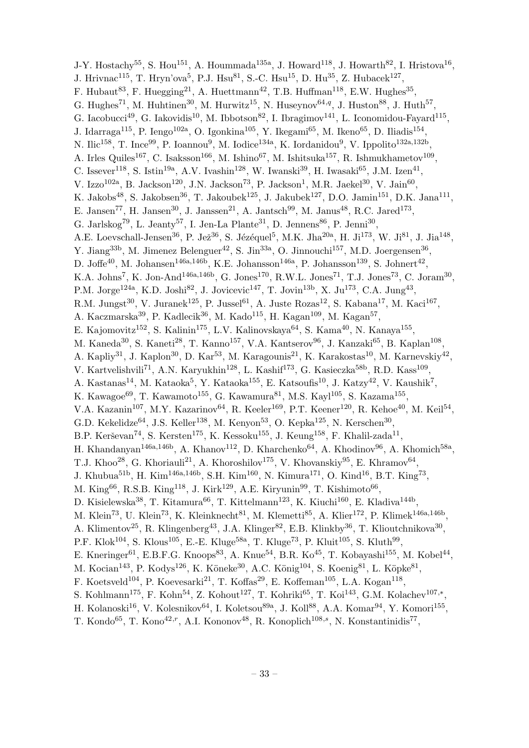J-Y. Hostachy[55], S. Hou[151], A. Hoummada[135a], J. Howard[118], J. Howarth[82], I. Hristova[16], J. Hrivnac[115], T. Hryn'ova[5], P.J. Hsu[81], S.-C. Hsu[15], D. Hu[35], Z. Hubacek[127], F. Hubaut[83], F. Huegging[21], A. Huettmann[42], T.B. Huffman[118], E.W. Hughes[35], G. Hughes[71], M. Huhtinen[30], M. Hurwitz[15], N. Huseynov[64,q], J. Huston[88], J. Huth[57], G. Iacobucci[49], G. Iakovidis[10], M. Ibbotson[82], I. Ibragimov[141], L. Iconomidou-Fayard[115], J. Idarraga[115], P. Iengo[102a], O. Igonkina[105], Y. Ikegami[65], M. Ikeno[65], D. Iliadis[154], N. Ilic[158], T. Ince[99], P. Ioannou[9], M. Iodice[134a], K. Iordanidou[9], V. Ippolito[132a,132b], A. Irles Quiles[167], C. Isaksson[166], M. Ishino[67], M. Ishitsuka[157], R. Ishmukhametov[109], C. Issever[118], S. Istin[19a], A.V. Ivashin[128], W. Iwanski[39], H. Iwasaki[65], J.M. Izen[41], V. Izzo[102a], B. Jackson[120], J.N. Jackson[73], P. Jackson[1], M.R. Jaekel[30], V. Jain[60], K. Jakobs[48], S. Jakobsen[36], T. Jakoubek[125], J. Jakubek[127], D.O. Jamin[151], D.K. Jana[111], E. Jansen[77], H. Jansen[30], J. Janssen[21], A. Jantsch[99], M. Janus[48], R.C. Jared[173], G. Jarlskog[79], L. Jeanty[57], I. Jen-La Plante[31], D. Jennens[86], P. Jenni[30], A.E. Loevschall-Jensen[36], P. Jež[36], S. Jézéquel[5], M.K. Jha[20a], H. Ji[173], W. Ji[81], J. Jia[148], Y. Jiang[33b], M. Jimenez Belenguer[42], S. Jin[33a], O. Jinnouchi[157], M.D. Joergensen[36], D. Joffe[40], M. Johansen[146a,146b], K.E. Johansson[146a], P. Johansson[139], S. Johnert[42], K.A. Johns[7], K. Jon-And[146a,146b], G. Jones[170], R.W.L. Jones[71], T.J. Jones[73], C. Joram[30], P.M. Jorge[124a], K.D. Joshi[82], J. Jovicevic[147], T. Jovin[13b], X. Ju[173], C.A. Jung[43], R.M. Jungst[30], V. Juranek[125], P. Jussel[61], A. Juste Rozas[12], S. Kabana[17], M. Kaci[167], A. Kaczmarska[39], P. Kadlecik[36], M. Kado[115], H. Kagan[109], M. Kagan[57], E. Kajomovitz[152], S. Kalinin[175], L.V. Kalinovskaya[64], S. Kama[40], N. Kanaya[155], M. Kaneda[30], S. Kaneti[28], T. Kanno[157], V.A. Kantserov[96], J. Kanzaki[65], B. Kaplan[108], A. Kapliy[31], J. Kaplon[30], D. Kar[53], M. Karagounis[21], K. Karakostas[10], M. Karnevskiy[42], V. Kartvelishvili[71], A.N. Karyukhin[128], L. Kashif[173], G. Kasieczka[58b], R.D. Kass[109], A. Kastanas[14], M. Kataoka[5], Y. Kataoka[155], E. Katsoufis[10], J. Katzy[42], V. Kaushik[7], K. Kawagoe[69], T. Kawamoto[155], G. Kawamura[81], M.S. Kayl[105], S. Kazama[155], V.A. Kazanin[107], M.Y. Kazarinov[64], R. Keeler[169], P.T. Keener[120], R. Kehoe[40], M. Keil[54], G.D. Kekelidze[64], J.S. Keller[138], M. Kenyon[53], O. Kepka[125], N. Kerschen[30], B.P. Kerševan[74], S. Kersten[175], K. Kessoku[155], J. Keung[158], F. Khalil-zada[11], H. Khandanyan[146a,146b], A. Khanov[112], D. Kharchenko[64], A. Khodinov[96], A. Khomich[58a], T.J. Khoo[28], G. Khoriauli[21], A. Khoroshilov[175], V. Khovanskiy[95], E. Khramov[64], J. Khubua[51b], H. Kim[146a,146b], S.H. Kim[160], N. Kimura[171], O. Kind[16], B.T. King[73], M. King[66], R.S.B. King[118], J. Kirk[129], A.E. Kiryunin[99], T. Kishimoto[66], D. Kisielewska[38], T. Kitamura[66], T. Kittelmann[123], K. Kiuchi[160], E. Kladiva[144b], M. Klein[73], U. Klein[73], K. Kleinknecht[81], M. Klemetti[85], A. Klier[172], P. Klimek[146a,146b], A. Klimentov[25], R. Klingenberg[43], J.A. Klinger[82], E.B. Klinkby[36], T. Klioutchnikova[30], P.F. Klok[104], S. Klous[105], E.-E. Kluge[58a], T. Kluge[73], P. Kluit[105], S. Kluth[99], E. Kneringer[61], E.B.F.G. Knoops[83], A. Knue[54], B.R. Ko[45], T. Kobayashi[155], M. Kobel[44], M. Kocian[143], P. Kodys[126], K. Köneke[30], A.C. König[104], S. Koenig[81], L. Köpke[81], F. Koetsveld[104], P. Koevesarki[21], T. Koffas[29], E. Koffeman[105], L.A. Kogan[118], S. Kohlmann[175], F. Kohn[54], Z. Kohout[127], T. Kohriki[65], T. Koi[143], G.M. Kolachev[107,*], H. Kolanoski[16], V. Kolesnikov[64], I. Koletsou[89a], J. Koll[88], A.A. Komar[94], Y. Komori[155], T. Kondo[65], T. Kono[42,r], A.I. Kononov[48], R. Konoplich[108,s], N. Konstantinidis[77],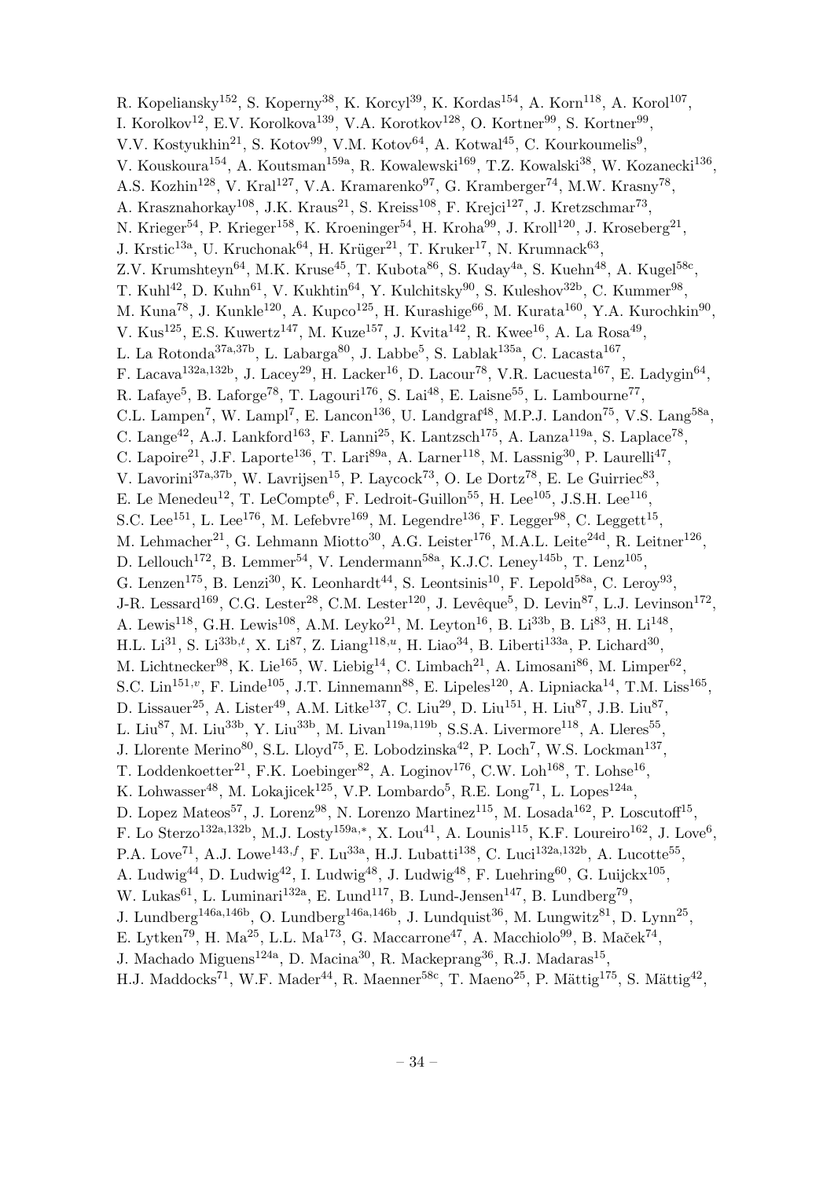R. Kopeliansky[152], S. Koperny[38], K. Korcyl[39], K. Kordas[154], A. Korn[118], A. Korol[107], I. Korolkov[12], E.V. Korolkova[139], V.A. Korotkov[128], O. Kortner[99], S. Kortner[99], V.V. Kostyukhin[21], S. Kotov[99], V.M. Kotov[64], A. Kotwal[45], C. Kourkoumelis[9], V. Kouskoura[154], A. Koutsman[159a], R. Kowalewski[169], T.Z. Kowalski[38], W. Kozanecki[136], A.S. Kozhin[128], V. Kral[127], V.A. Kramarenko[97], G. Kramberger[74], M.W. Krasny[78], A. Krasznahorkay[108], J.K. Kraus[21], S. Kreiss[108], F. Krejci[127], J. Kretzschmar[73], N. Krieger[54], P. Krieger[158], K. Kroeninger[54], H. Kroha[99], J. Kroll[120], J. Kroseberg[21], J. Krstic[13a], U. Kruchonak[64], H. Krüger[21], T. Kruker[17], N. Krumnack[63], Z.V. Krumshteyn[64], M.K. Kruse[45], T. Kubota[86], S. Kuday[4a], S. Kuehn[48], A. Kugel[58c], T. Kuhl[42], D. Kuhn[61], V. Kukhtin[64], Y. Kulchitsky[90], S. Kuleshov[32b], C. Kummer[98], M. Kuna[78], J. Kunkle[120], A. Kupco[125], H. Kurashige[66], M. Kurata[160], Y.A. Kurochkin[90], V. Kus[125], E.S. Kuwertz[147], M. Kuze[157], J. Kvita[142], R. Kwee[16], A. La Rosa[49], L. La Rotonda[37a,37b], L. Labarga[80], J. Labbe[5], S. Lablak[135a], C. Lacasta[167], F. Lacava[132a,132b], J. Lacey[29], H. Lacker[16], D. Lacour[78], V.R. Lacuesta[167], E. Ladygin[64], R. Lafaye[5], B. Laforge[78], T. Lagouri[176], S. Lai[48], E. Laisne[55], L. Lambourne[77], C.L. Lampen[7], W. Lampl[7], E. Lancon[136], U. Landgraf[48], M.P.J. Landon[75], V.S. Lang[58a], C. Lange[42], A.J. Lankford[163], F. Lanni[25], K. Lantzsch[175], A. Lanza[119a], S. Laplace[78], C. Lapoire[21], J.F. Laporte[136], T. Lari[89a], A. Larner[118], M. Lassnig[30], P. Laurelli[47], V. Lavorini[37a,37b], W. Lavrijsen[15], P. Laycock[73], O. Le Dortz[78], E. Le Guirriec[83], E. Le Menedeu[12], T. LeCompte[6], F. Ledroit-Guillon[55], H. Lee[105], J.S.H. Lee[116], S.C. Lee[151], L. Lee[176], M. Lefebvre[169], M. Legendre[136], F. Legger[98], C. Leggett[15], M. Lehmacher[21], G. Lehmann Miotto[30], A.G. Leister[176], M.A.L. Leite[24d], R. Leitner[126], D. Lellouch[172], B. Lemmer[54], V. Lendermann[58a], K.J.C. Leney[145b], T. Lenz[105], G. Lenzen[175], B. Lenzi[30], K. Leonhardt[44], S. Leontsinis[10], F. Lepold[58a], C. Leroy[93], J-R. Lessard[169], C.G. Lester[28], C.M. Lester[120], J. Levêque[5], D. Levin[87], L.J. Levinson[172], A. Lewis[118], G.H. Lewis[108], A.M. Leyko[21], M. Leyton[16], B. Li[33b], B. Li[83], H. Li[148], H.L. Li[31], S. Li[33b,t], X. Li[87], Z. Liang[118,u], H. Liao[34], B. Liberti[133a], P. Lichard[30], M. Lichtnecker[98], K. Lie[165], W. Liebig[14], C. Limbach[21], A. Limosani[86], M. Limper[62], S.C. Lin[151,v], F. Linde[105], J.T. Linnemann[88], E. Lipeles[120], A. Lipniacka[14], T.M. Liss[165], D. Lissauer[25], A. Lister[49], A.M. Litke[137], C. Liu[29], D. Liu[151], H. Liu[87], J.B. Liu[87], L. Liu[87], M. Liu[33b], Y. Liu[33b], M. Livan[119a,119b], S.S.A. Livermore[118], A. Lleres[55], J. Llorente Merino[80], S.L. Lloyd[75], E. Lobodzinska[42], P. Loch[7], W.S. Lockman[137], T. Loddenkoetter[21], F.K. Loebinger[82], A. Loginov[176], C.W. Loh[168], T. Lohse[16], K. Lohwasser[48], M. Lokajicek[125], V.P. Lombardo[5], R.E. Long[71], L. Lopes[124a], D. Lopez Mateos[57], J. Lorenz[98], N. Lorenzo Martinez[115], M. Losada[162], P. Loscutoff[15], F. Lo Sterzo[132a,132b], M.J. Losty[159a,*], X. Lou[41], A. Lounis[115], K.F. Loureiro[162], J. Love[6], P.A. Love[71], A.J. Lowe[143,f], F. Lu[33a], H.J. Lubatti[138], C. Luci[132a,132b], A. Lucotte[55], A. Ludwig[44], D. Ludwig[42], I. Ludwig[48], J. Ludwig[48], F. Luehring[60], G. Luijckx[105], W. Lukas[61], L. Luminari[132a], E. Lund[117], B. Lund-Jensen[147], B. Lundberg[79], J. Lundberg[146a,146b], O. Lundberg[146a,146b], J. Lundquist[36], M. Lungwitz[81], D. Lynn[25], E. Lytken[79], H. Ma[25], L.L. Ma[173], G. Maccarrone[47], A. Macchiolo[99], B. Maček[74], J. Machado Miguens[124a], D. Macina[30], R. Mackeprang[36], R.J. Madaras[15], H.J. Maddocks[71], W.F. Mader[44], R. Maenner[58c], T. Maeno[25], P. Mättig[175], S. Mättig[42],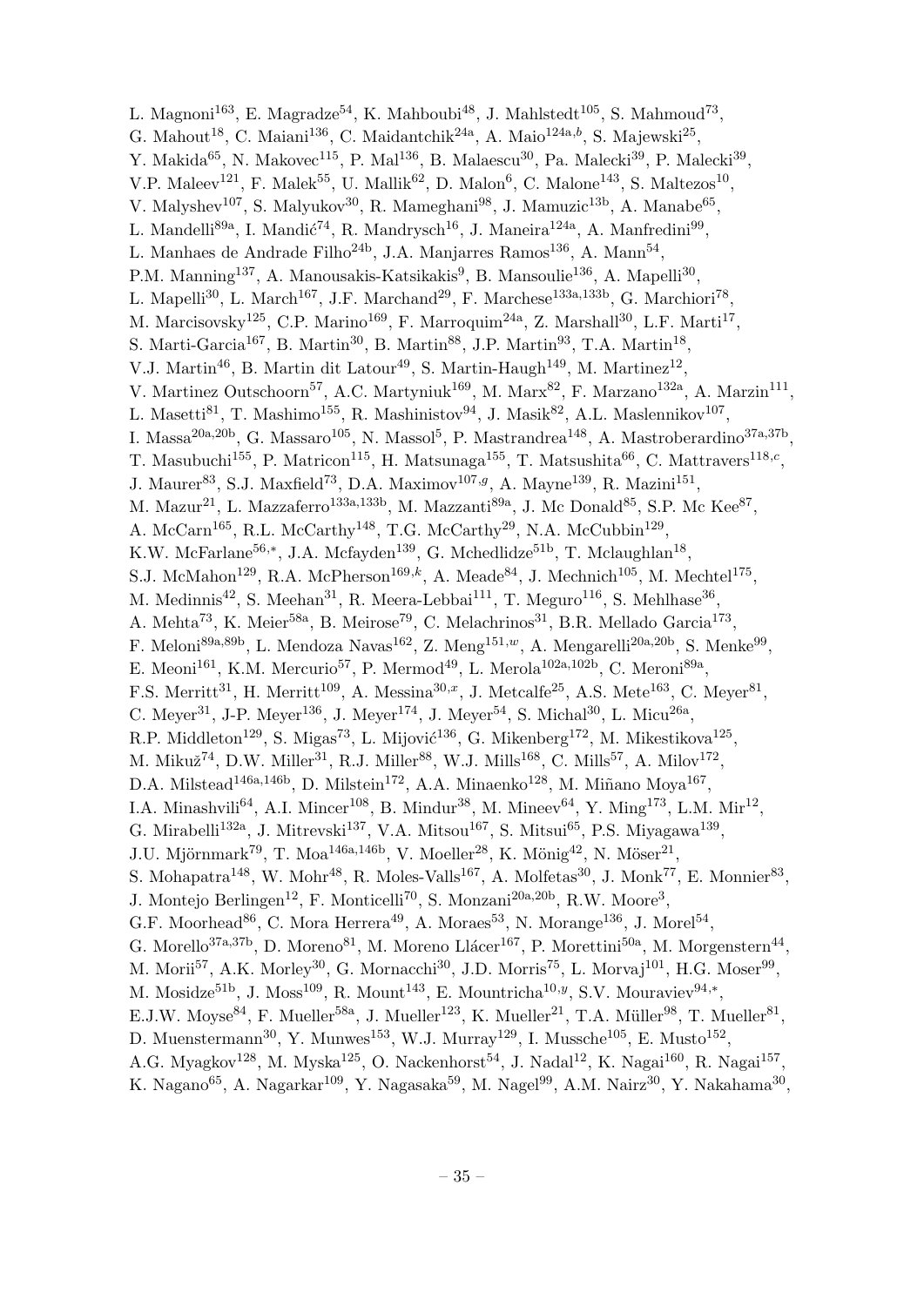L. Magnoni[163], E. Magradze[54], K. Mahboubi[48], J. Mahlstedt[105], S. Mahmoud[73], G. Mahout[18], C. Maiani[136], C. Maidantchik[24a], A. Maio[124a,b], S. Majewski[25], Y. Makida[65], N. Makovec[115], P. Mal[136], B. Malaescu[30], Pa. Malecki[39], P. Malecki[39], V.P. Maleev[121], F. Malek[55], U. Mallik[62], D. Malon[6], C. Malone[143], S. Maltezos[10], V. Malyshev[107], S. Malyukov[30], R. Mameghani[98], J. Mamuzic[13b], A. Manabe[65], L. Mandelli[89a], I. Mandić[74], R. Mandrysch[16], J. Maneira[124a], A. Manfredini[99], L. Manhaes de Andrade Filho[24b], J.A. Manjarres Ramos[136], A. Mann[54], P.M. Manning[137], A. Manousakis-Katsikakis[9], B. Mansoulie[136], A. Mapelli[30], L. Mapelli[30], L. March[167], J.F. Marchand[29], F. Marchese[133a,133b], G. Marchiori[78], M. Marcisovsky[125], C.P. Marino[169], F. Marroquim[24a], Z. Marshall[30], L.F. Marti[17], S. Marti-Garcia[167], B. Martin[30], B. Martin[88], J.P. Martin[93], T.A. Martin[18], V.J. Martin[46], B. Martin dit Latour[49], S. Martin-Haugh[149], M. Martinez[12], V. Martinez Outschoorn[57], A.C. Martyniuk[169], M. Marx[82], F. Marzano[132a], A. Marzin[111], L. Masetti[81], T. Mashimo[155], R. Mashinistov[94], J. Masik[82], A.L. Maslennikov[107], I. Massa[20a,20b], G. Massaro[105], N. Massol[5], P. Mastrandrea[148], A. Mastroberardino[37a,37b], T. Masubuchi[155], P. Matricon[115], H. Matsunaga[155], T. Matsushita[66], C. Mattravers[118,c], J. Maurer[83], S.J. Maxfield[73], D.A. Maximov[107,g], A. Mayne[139], R. Mazini[151], M. Mazur[21], L. Mazzaferro[133a,133b], M. Mazzanti[89a], J. Mc Donald[85], S.P. Mc Kee[87], A. McCarn[165], R.L. McCarthy[148], T.G. McCarthy[29], N.A. McCubbin[129], K.W. McFarlane[56,*], J.A. Mcfayden[139], G. Mchedlidze[51b], T. Mclaughlan[18], S.J. McMahon[129], R.A. McPherson[169,k], A. Meade[84], J. Mechnich[105], M. Mechtel[175], M. Medinnis[42], S. Meehan[31], R. Meera-Lebbai[111], T. Meguro[116], S. Mehlhase[36], A. Mehta[73], K. Meier[58a], B. Meirose[79], C. Melachrinos[31], B.R. Mellado Garcia[173], F. Meloni[89a,89b], L. Mendoza Navas[162], Z. Meng[151,w], A. Mengarelli[20a,20b], S. Menke[99], E. Meoni[161], K.M. Mercurio[57], P. Mermod[49], L. Merola[102a,102b], C. Meroni[89a], F.S. Merritt[31], H. Merritt[109], A. Messina[30,x], J. Metcalfe[25], A.S. Mete[163], C. Meyer[81], C. Meyer[31], J-P. Meyer[136], J. Meyer[174], J. Meyer[54], S. Michal[30], L. Micu[26a], R.P. Middleton[129], S. Migas[73], L. Mijović[136], G. Mikenberg[172], M. Mikestikova[125], M. Mikuž[74], D.W. Miller[31], R.J. Miller[88], W.J. Mills[168], C. Mills[57], A. Milov[172], D.A. Milstead[146a,146b], D. Milstein[172], A.A. Minaenko[128], M. Miñano Moya[167], I.A. Minashvili[64], A.I. Mincer[108], B. Mindur[38], M. Mineev[64], Y. Ming[173], L.M. Mir[12], G. Mirabelli[132a], J. Mitrevski[137], V.A. Mitsou[167], S. Mitsui[65], P.S. Miyagawa[139], J.U. Mjörnmark[79], T. Moa[146a,146b], V. Moeller[28], K. Mönig[42], N. Möser[21], S. Mohapatra[148], W. Mohr[48], R. Moles-Valls[167], A. Molfetas[30], J. Monk[77], E. Monnier[83], J. Montejo Berlingen[12], F. Monticelli[70], S. Monzani[20a,20b], R.W. Moore[3], G.F. Moorhead[86], C. Mora Herrera[49], A. Moraes[53], N. Morange[136], J. Morel[54], G. Morello[37a,37b], D. Moreno[81], M. Moreno Llácer[167], P. Morettini[50a], M. Morgenstern[44], M. Morii[57], A.K. Morley[30], G. Mornacchi[30], J.D. Morris[75], L. Morvaj[101], H.G. Moser[99], M. Mosidze[51b], J. Moss[109], R. Mount[143], E. Mountricha[10,y], S.V. Mouraviev[94,*], E.J.W. Moyse[84], F. Mueller[58a], J. Mueller[123], K. Mueller[21], T.A. Müller[98], T. Mueller[81], D. Muenstermann[30], Y. Munwes[153], W.J. Murray[129], I. Mussche[105], E. Musto[152], A.G. Myagkov[128], M. Myska[125], O. Nackenhorst[54], J. Nadal[12], K. Nagai[160], R. Nagai[157], K. Nagano[65], A. Nagarkar[109], Y. Nagasaka[59], M. Nagel[99], A.M. Nairz[30], Y. Nakahama[30],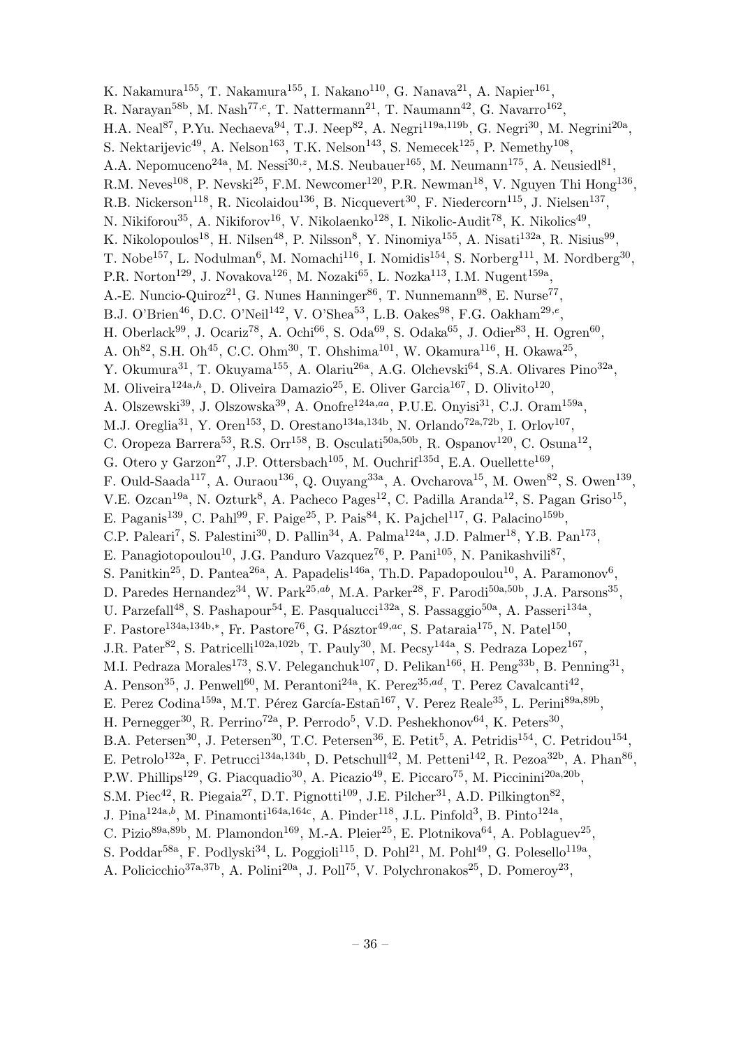K. Nakamura[155], T. Nakamura[155], I. Nakano[110], G. Nanava[21], A. Napier[161], R. Narayan[58b], M. Nash[77,c], T. Nattermann[21], T. Naumann[42], G. Navarro[162], H.A. Neal[87], P.Yu. Nechaeva[94], T.J. Neep[82], A. Negri[119a,119b], G. Negri[30], M. Negrini[20a], S. Nektarijevic[49], A. Nelson[163], T.K. Nelson[143], S. Nemecek[125], P. Nemethy[108], A.A. Nepomuceno[24a], M. Nessi[30,z], M.S. Neubauer[165], M. Neumann[175], A. Neusiedl[81], R.M. Neves[108], P. Nevski[25], F.M. Newcomer[120], P.R. Newman[18], V. Nguyen Thi Hong[136], R.B. Nickerson[118], R. Nicolaidou[136], B. Nicquevert[30], F. Niedercorn[115], J. Nielsen[137], N. Nikiforou[35], A. Nikiforov[16], V. Nikolaenko[128], I. Nikolic-Audit[78], K. Nikolics[49], K. Nikolopoulos[18], H. Nilsen[48], P. Nilsson[8], Y. Ninomiya[155], A. Nisati[132a], R. Nisius[99], T. Nobe[157], L. Nodulman[6], M. Nomachi[116], I. Nomidis[154], S. Norberg[111], M. Nordberg[30], P.R. Norton[129], J. Novakova[126], M. Nozaki[65], L. Nozka[113], I.M. Nugent[159a], A.-E. Nuncio-Quiroz[21], G. Nunes Hanninger[86], T. Nunnemann[98], E. Nurse[77], B.J. O'Brien[46], D.C. O'Neil[142], V. O'Shea[53], L.B. Oakes[98], F.G. Oakham[29,e], H. Oberlack[99], J. Ocariz[78], A. Ochi[66], S. Oda[69], S. Odaka[65], J. Odier[83], H. Ogren[60], A. Oh[82], S.H. Oh[45], C.C. Ohm[30], T. Ohshima[101], W. Okamura[116], H. Okawa[25], Y. Okumura[31], T. Okuyama[155], A. Olariu[26a], A.G. Olchevski[64], S.A. Olivares Pino[32a], M. Oliveira[124a,h], D. Oliveira Damazio[25], E. Oliver Garcia[167], D. Olivito[120], A. Olszewski[39], J. Olszowska[39], A. Onofre[124a,aa], P.U.E. Onyisi[31], C.J. Oram[159a], M.J. Oreglia[31], Y. Oren[153], D. Orestano[134a,134b], N. Orlando[72a,72b], I. Orlov[107], C. Oropeza Barrera[53], R.S. Orr[158], B. Osculati[50a,50b], R. Ospanov[120], C. Osuna[12], G. Otero y Garzon[27], J.P. Ottersbach[105], M. Ouchrif[135d], E.A. Ouellette[169], F. Ould-Saada[117], A. Ouraou[136], Q. Ouyang[33a], A. Ovcharova[15], M. Owen[82], S. Owen[139], V.E. Ozcan[19a], N. Ozturk[8], A. Pacheco Pages[12], C. Padilla Aranda[12], S. Pagan Griso[15], E. Paganis[139], C. Pahl[99], F. Paige[25], P. Pais[84], K. Pajchel[117], G. Palacino[159b], C.P. Paleari[7], S. Palestini[30], D. Pallin[34], A. Palma[124a], J.D. Palmer[18], Y.B. Pan[173], E. Panagiotopoulou[10], J.G. Panduro Vazquez[76], P. Pani[105], N. Panikashvili[87], S. Panitkin[25], D. Pantea[26a], A. Papadelis[146a], Th.D. Papadopoulou[10], A. Paramonov[6], D. Paredes Hernandez[34], W. Park[25,ab], M.A. Parker[28], F. Parodi[50a,50b], J.A. Parsons[35], U. Parzefall[48], S. Pashapour[54], E. Pasqualucci[132a], S. Passaggio[50a], A. Passeri[134a], F. Pastore[134a,134b,*], Fr. Pastore[76], G. Pásztor[49,ac], S. Pataraia[175], N. Patel[150], J.R. Pater[82], S. Patricelli[102a,102b], T. Pauly[30], M. Pecsy[144a], S. Pedraza Lopez[167], M.I. Pedraza Morales[173], S.V. Peleganchuk[107], D. Pelikan[166], H. Peng[33b], B. Penning[31], A. Penson[35], J. Penwell[60], M. Perantoni[24a], K. Perez[35,ad], T. Perez Cavalcanti[42], E. Perez Codina[159a], M.T. Pérez García-Estañ[167], V. Perez Reale[35], L. Perini[89a,89b], H. Pernegger[30], R. Perrino[72a], P. Perrodo[5], V.D. Peshekhonov[64], K. Peters[30], B.A. Petersen[30], J. Petersen[30], T.C. Petersen[36], E. Petit[5], A. Petridis[154], C. Petridou[154], E. Petrolo[132a], F. Petrucci[134a,134b], D. Petschull[42], M. Petteni[142], R. Pezoa[32b], A. Phan[86], P.W. Phillips[129], G. Piacquadio[30], A. Picazio[49], E. Piccaro[75], M. Piccinini[20a,20b], S.M. Piec[42], R. Piegaia[27], D.T. Pignotti[109], J.E. Pilcher[31], A.D. Pilkington[82], J. Pina[124a,b], M. Pinamonti[164a,164c], A. Pinder[118], J.L. Pinfold[3], B. Pinto[124a], C. Pizio[89a,89b], M. Plamondon[169], M.-A. Pleier[25], E. Plotnikova[64], A. Poblaguev[25], S. Poddar[58a], F. Podlyski[34], L. Poggioli[115], D. Pohl[21], M. Pohl[49], G. Polesello[119a], A. Policicchio[37a,37b], A. Polini[20a], J. Poll[75], V. Polychronakos[25], D. Pomeroy[23],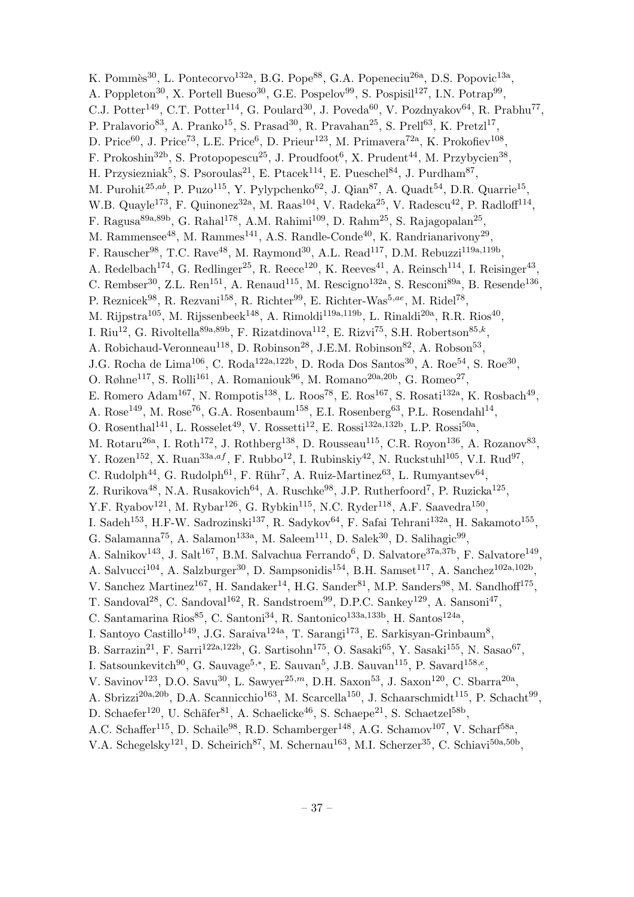K. Pommès[30], L. Pontecorvo[132a], B.G. Pope[88], G.A. Popeneciu[26a], D.S. Popovic[13a], A. Poppleton[30], X. Portell Bueso[30], G.E. Pospelov[99], S. Pospisil[127], I.N. Potrap[99], C.J. Potter[149], C.T. Potter[114], G. Poulard[30], J. Poveda[60], V. Pozdnyakov[64], R. Prabhu[77], P. Pralavorio[83], A. Pranko[15], S. Prasad[30], R. Pravahan[25], S. Prell[63], K. Pretzl[17], D. Price[60], J. Price[73], L.E. Price[6], D. Prieur[123], M. Primavera[72a], K. Prokofiev[108], F. Prokoshin[32b], S. Protopopescu[25], J. Proudfoot[6], X. Prudent[44], M. Przybycien[38], H. Przysiezniak[5], S. Psoroulas[21], E. Ptacek[114], E. Pueschel[84], J. Purdham[87], M. Purohit[25,ab], P. Puzo[115], Y. Pylypchenko[62], J. Qian[87], A. Quadt[54], D.R. Quarrie[15], W.B. Quayle[173], F. Quinonez[32a], M. Raas[104], V. Radeka[25], V. Radescu[42], P. Radloff[114], F. Ragusa[89a,89b], G. Rahal[178], A.M. Rahimi[109], D. Rahm[25], S. Rajagopalan[25], M. Rammensee[48], M. Rammes[141], A.S. Randle-Conde[40], K. Randrianarivony[29], F. Rauscher[98], T.C. Rave[48], M. Raymond[30], A.L. Read[117], D.M. Rebuzzi[119a,119b], A. Redelbach[174], G. Redlinger[25], R. Reece[120], K. Reeves[41], A. Reinsch[114], I. Reisinger[43], C. Rembser[30], Z.L. Ren[151], A. Renaud[115], M. Rescigno[132a], S. Resconi[89a], B. Resende[136], P. Reznicek[98], R. Rezvani[158], R. Richter[99], E. Richter-Was[5,ae], M. Ridel[78], M. Rijpstra[105], M. Rijssenbeek[148], A. Rimoldi[119a,119b], L. Rinaldi[20a], R.R. Rios[40], I. Riu[12], G. Rivoltella[89a,89b], F. Rizatdinova[112], E. Rizvi[75], S.H. Robertson[85,k], A. Robichaud-Veronneau[118], D. Robinson[28], J.E.M. Robinson[82], A. Robson[53], J.G. Rocha de Lima[106], C. Roda[122a,122b], D. Roda Dos Santos[30], A. Roe[54], S. Roe[30], O. Røhne[117], S. Rolli[161], A. Romaniouk[96], M. Romano[20a,20b], G. Romeo[27], E. Romero Adam[167], N. Rompotis[138], L. Roos[78], E. Ros[167], S. Rosati[132a], K. Rosbach[49], A. Rose[149], M. Rose[76], G.A. Rosenbaum[158], E.I. Rosenberg[63], P.L. Rosendahl[14], O. Rosenthal[141], L. Rosselet[49], V. Rossetti[12], E. Rossi[132a,132b], L.P. Rossi[50a], M. Rotaru[26a], I. Roth[172], J. Rothberg[138], D. Rousseau[115], C.R. Royon[136], A. Rozanov[83], Y. Rozen[152], X. Ruan[33a,af], F. Rubbo[12], I. Rubinskiy[42], N. Ruckstuhl[105], V.I. Rud[97], C. Rudolph[44], G. Rudolph[61], F. Rühr[7], A. Ruiz-Martinez[63], L. Rumyantsev[64], Z. Rurikova[48], N.A. Rusakovich[64], A. Ruschke[98], J.P. Rutherfoord[7], P. Ruzicka[125], Y.F. Ryabov[121], M. Rybar[126], G. Rybkin[115], N.C. Ryder[118], A.F. Saavedra[150], I. Sadeh[153], H.F-W. Sadrozinski[137], R. Sadykov[64], F. Safai Tehrani[132a], H. Sakamoto[155], G. Salamanna[75], A. Salamon[133a], M. Saleem[111], D. Salek[30], D. Salihagic[99], A. Salnikov[143], J. Salt[167], B.M. Salvachua Ferrando[6], D. Salvatore[37a,37b], F. Salvatore[149], A. Salvucci[104], A. Salzburger[30], D. Sampsonidis[154], B.H. Samset[117], A. Sanchez[102a,102b], V. Sanchez Martinez[167], H. Sandaker[14], H.G. Sander[81], M.P. Sanders[98], M. Sandhoff[175], T. Sandoval[28], C. Sandoval[162], R. Sandstroem[99], D.P.C. Sankey[129], A. Sansoni[47], C. Santamarina Rios[85], C. Santoni[34], R. Santonico[133a,133b], H. Santos[124a], I. Santoyo Castillo[149], J.G. Saraiva[124a], T. Sarangi[173], E. Sarkisyan-Grinbaum[8], B. Sarrazin[21], F. Sarri[122a,122b], G. Sartisohn[175], O. Sasaki[65], Y. Sasaki[155], N. Sasao[67], I. Satsounkevitch[90], G. Sauvage[5,*], E. Sauvan[5], J.B. Sauvan[115], P. Savard[158,e], V. Savinov[123], D.O. Savu[30], L. Sawyer[25,m], D.H. Saxon[53], J. Saxon[120], C. Sbarra[20a], A. Sbrizzi[20a,20b], D.A. Scannicchio[163], M. Scarcella[150], J. Schaarschmidt[115], P. Schacht[99], D. Schaefer[120], U. Schäfer[81], A. Schaelicke[46], S. Schaepe[21], S. Schaetzel[58b], A.C. Schaffer[115], D. Schaile[98], R.D. Schamberger[148], A.G. Schamov[107], V. Scharf[58a], V.A. Schegelsky[121], D. Scheirich[87], M. Schernau[163], M.I. Scherzer[35], C. Schiavi[50a,50b],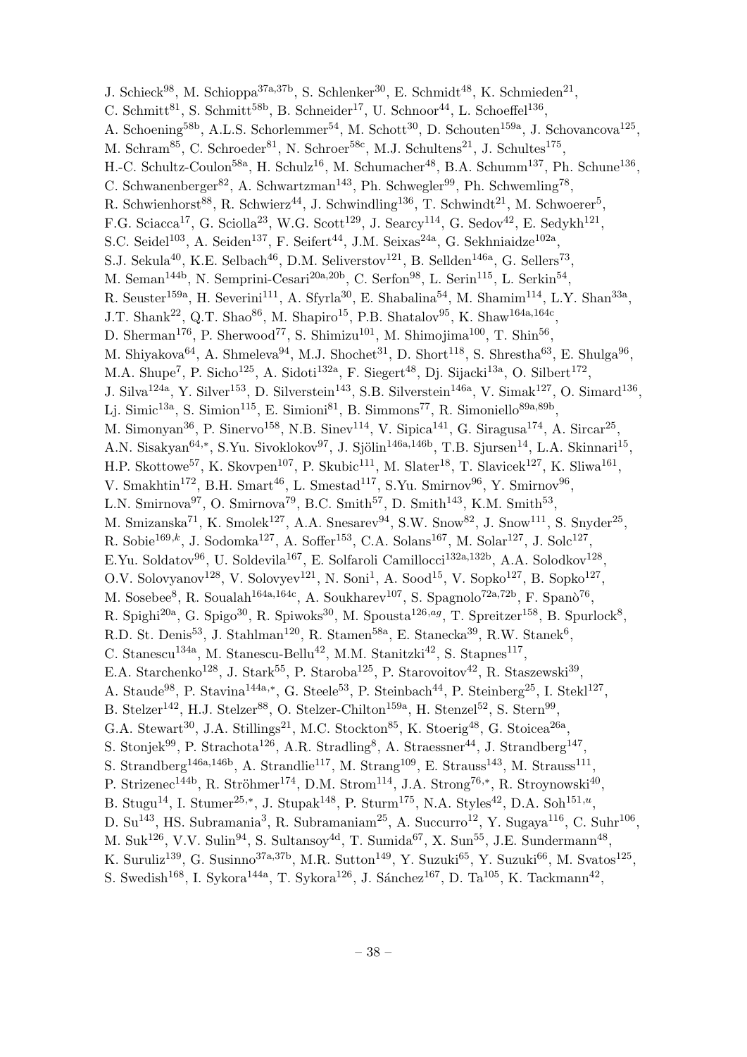J. Schieck[98], M. Schioppa[37a,37b], S. Schlenker[30], E. Schmidt[48], K. Schmieden[21], C. Schmitt[81], S. Schmitt[58b], B. Schneider[17], U. Schnoor[44], L. Schoeffel[136], A. Schoening[58b], A.L.S. Schorlemmer[54], M. Schott[30], D. Schouten[159a], J. Schovancova[125], M. Schram[85], C. Schroeder[81], N. Schroer[58c], M.J. Schultens[21], J. Schultes[175], H.-C. Schultz-Coulon[58a], H. Schulz[16], M. Schumacher[48], B.A. Schumm[137], Ph. Schune[136], C. Schwanenberger[82], A. Schwartzman[143], Ph. Schwegler[99], Ph. Schwemling[78], R. Schwienhorst[88], R. Schwierz[44], J. Schwindling[136], T. Schwindt[21], M. Schwoerer[5], F.G. Sciacca[17], G. Sciolla[23], W.G. Scott[129], J. Searcy[114], G. Sedov[42], E. Sedykh[121], S.C. Seidel[103], A. Seiden[137], F. Seifert[44], J.M. Seixas[24a], G. Sekhniaidze[102a], S.J. Sekula[40], K.E. Selbach[46], D.M. Seliverstov[121], B. Sellden[146a], G. Sellers[73], M. Seman[144b], N. Semprini-Cesari[20a,20b], C. Serfon[98], L. Serin[115], L. Serkin[54], R. Seuster[159a], H. Severini[111], A. Sfyrla[30], E. Shabalina[54], M. Shamim[114], L.Y. Shan[33a], J.T. Shank[22], Q.T. Shao[86], M. Shapiro[15], P.B. Shatalov[95], K. Shaw[164a,164c], D. Sherman[176], P. Sherwood[77], S. Shimizu[101], M. Shimojima[100], T. Shin[56], M. Shiyakova[64], A. Shmeleva[94], M.J. Shochet[31], D. Short[118], S. Shrestha[63], E. Shulga[96], M.A. Shupe[7], P. Sicho[125], A. Sidoti[132a], F. Siegert[48], Dj. Sijacki[13a], O. Silbert[172], J. Silva[124a], Y. Silver[153], D. Silverstein[143], S.B. Silverstein[146a], V. Simak[127], O. Simard[136], Lj. Simic[13a], S. Simion[115], E. Simioni[81], B. Simmons[77], R. Simoniello[89a,89b], M. Simonyan[36], P. Sinervo[158], N.B. Sinev[114], V. Sipica[141], G. Siragusa[174], A. Sircar[25], A.N. Sisakyan[64,*], S.Yu. Sivoklokov[97], J. Sjölin[146a,146b], T.B. Sjursen[14], L.A. Skinnari[15], H.P. Skottowe[57], K. Skovpen[107], P. Skubic[111], M. Slater[18], T. Slavicek[127], K. Sliwa[161], V. Smakhtin[172], B.H. Smart[46], L. Smestad[117], S.Yu. Smirnov[96], Y. Smirnov[96], L.N. Smirnova[97], O. Smirnova[79], B.C. Smith[57], D. Smith[143], K.M. Smith[53], M. Smizanska[71], K. Smolek[127], A.A. Snesarev[94], S.W. Snow[82], J. Snow[111], S. Snyder[25], R. Sobie[169,k], J. Sodomka[127], A. Soffer[153], C.A. Solans[167], M. Solar[127], J. Solc[127], E.Yu. Soldatov[96], U. Soldevila[167], E. Solfaroli Camillocci[132a,132b], A.A. Solodkov[128], O.V. Solovyanov[128], V. Solovyev[121], N. Soni[1], A. Sood[15], V. Sopko[127], B. Sopko[127], M. Sosebee[8], R. Soualah[164a,164c], A. Soukharev[107], S. Spagnolo[72a,72b], F. Spanò[76], R. Spighi[20a], G. Spigo[30], R. Spiwoks[30], M. Spousta[126,ag], T. Spreitzer[158], B. Spurlock[8], R.D. St. Denis[53], J. Stahlman[120], R. Stamen[58a], E. Stanecka[39], R.W. Stanek[6], C. Stanescu[134a], M. Stanescu-Bellu[42], M.M. Stanitzki[42], S. Stapnes[117], E.A. Starchenko[128], J. Stark[55], P. Staroba[125], P. Starovoitov[42], R. Staszewski[39], A. Staude[98], P. Stavina[144a,*], G. Steele[53], P. Steinbach[44], P. Steinberg[25], I. Stekl[127], B. Stelzer[142], H.J. Stelzer[88], O. Stelzer-Chilton[159a], H. Stenzel[52], S. Stern[99], G.A. Stewart[30], J.A. Stillings[21], M.C. Stockton[85], K. Stoerig[48], G. Stoicea[26a], S. Stonjek[99], P. Strachota[126], A.R. Stradling[8], A. Straessner[44], J. Strandberg[147], S. Strandberg[146a,146b], A. Strandlie[117], M. Strang[109], E. Strauss[143], M. Strauss[111], P. Strizenec[144b], R. Ströhmer[174], D.M. Strom[114], J.A. Strong[76,*], R. Stroynowski[40], B. Stugu[14], I. Stumer[25,*], J. Stupak[148], P. Sturm[175], N.A. Styles[42], D.A. Soh[151,u], D. Su[143], HS. Subramania[3], R. Subramaniam[25], A. Succurro[12], Y. Sugaya[116], C. Suhr[106], M. Suk[126], V.V. Sulin[94], S. Sultansoy[4d], T. Sumida[67], X. Sun[55], J.E. Sundermann[48], K. Suruliz[139], G. Susinno[37a,37b], M.R. Sutton[149], Y. Suzuki[65], Y. Suzuki[66], M. Svatos[125], S. Swedish[168], I. Sykora[144a], T. Sykora[126], J. Sánchez[167], D. Ta[105], K. Tackmann[42],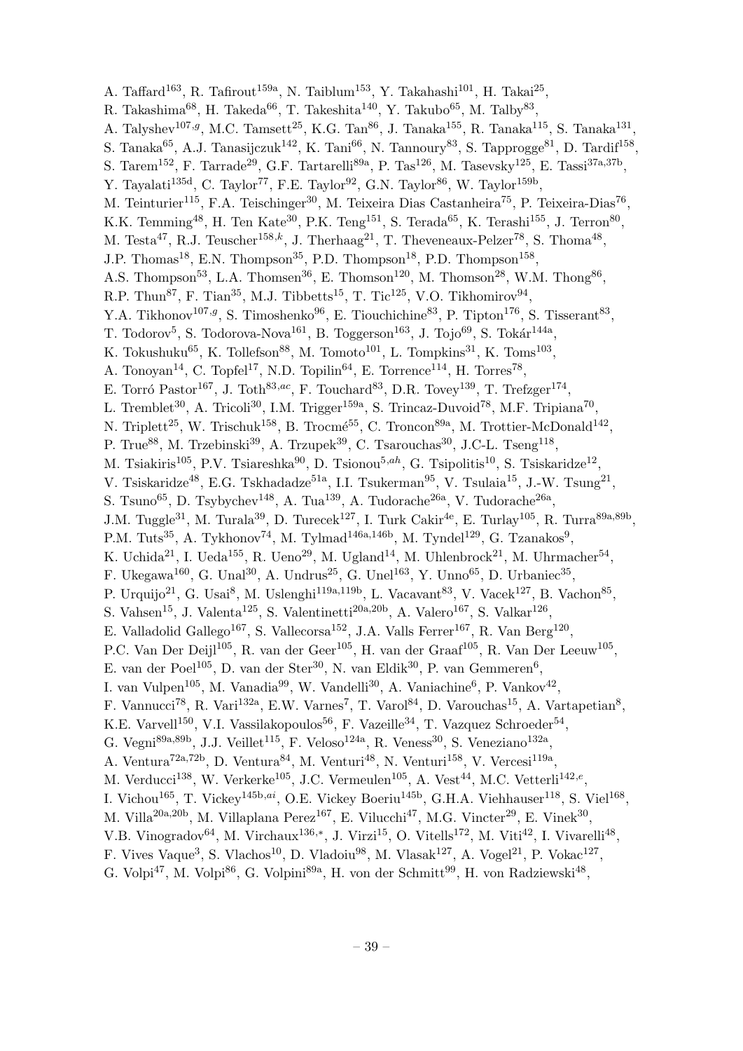A. Taffard[163], R. Tafirout[159a], N. Taiblum[153], Y. Takahashi[101], H. Takai[25], R. Takashima[68], H. Takeda[66], T. Takeshita[140], Y. Takubo[65], M. Talby[83], A. Talyshev[107,g], M.C. Tamsett[25], K.G. Tan[86], J. Tanaka[155], R. Tanaka[115], S. Tanaka[131], S. Tanaka[65], A.J. Tanasijczuk[142], K. Tani[66], N. Tannoury[83], S. Tapprogge[81], D. Tardif[158], S. Tarem[152], F. Tarrade[29], G.F. Tartarelli[89a], P. Tas[126], M. Tasevsky[125], E. Tassi[37a,37b], Y. Tayalati[135d], C. Taylor[77], F.E. Taylor[92], G.N. Taylor[86], W. Taylor[159b], M. Teinturier[115], F.A. Teischinger[30], M. Teixeira Dias Castanheira[75], P. Teixeira-Dias[76], K.K. Temming[48], H. Ten Kate[30], P.K. Teng[151], S. Terada[65], K. Terashi[155], J. Terron[80], M. Testa[47], R.J. Teuscher[158,k], J. Therhaag[21], T. Theveneaux-Pelzer[78], S. Thoma[48], J.P. Thomas[18], E.N. Thompson[35], P.D. Thompson[18], P.D. Thompson[158], A.S. Thompson[53], L.A. Thomsen[36], E. Thomson[120], M. Thomson[28], W.M. Thong[86], R.P. Thun[87], F. Tian[35], M.J. Tibbetts[15], T. Tic[125], V.O. Tikhomirov[94], Y.A. Tikhonov[107,g], S. Timoshenko[96], E. Tiouchichine[83], P. Tipton[176], S. Tisserant[83], T. Todorov[5], S. Todorova-Nova[161], B. Toggerson[163], J. Tojo[69], S. Tokár[144a], K. Tokushuku[65], K. Tollefson[88], M. Tomoto[101], L. Tompkins[31], K. Toms[103], A. Tonoyan[14], C. Topfel[17], N.D. Topilin[64], E. Torrence[114], H. Torres[78], E. Torró Pastor[167], J. Toth[83,ac], F. Touchard[83], D.R. Tovey[139], T. Trefzger[174], L. Tremblet[30], A. Tricoli[30], I.M. Trigger[159a], S. Trincaz-Duvoid[78], M.F. Tripiana[70], N. Triplett[25], W. Trischuk[158], B. Trocmé[55], C. Troncon[89a], M. Trottier-McDonald[142], P. True[88], M. Trzebinski[39], A. Trzupek[39], C. Tsarouchas[30], J.C-L. Tseng[118], M. Tsiakiris[105], P.V. Tsiareshka[90], D. Tsionou[5,ah], G. Tsipolitis[10], S. Tsiskaridze[12], V. Tsiskaridze[48], E.G. Tskhadadze[51a], I.I. Tsukerman[95], V. Tsulaia[15], J.-W. Tsung[21], S. Tsuno[65], D. Tsybychev[148], A. Tua[139], A. Tudorache[26a], V. Tudorache[26a], J.M. Tuggle[31], M. Turala[39], D. Turecek[127], I. Turk Cakir[4e], E. Turlay[105], R. Turra[89a,89b], P.M. Tuts[35], A. Tykhonov[74], M. Tylmad[146a,146b], M. Tyndel[129], G. Tzanakos[9], K. Uchida[21], I. Ueda[155], R. Ueno[29], M. Ugland[14], M. Uhlenbrock[21], M. Uhrmacher[54], F. Ukegawa[160], G. Unal[30], A. Undrus[25], G. Unel[163], Y. Unno[65], D. Urbaniec[35], P. Urquijo[21], G. Usai[8], M. Uslenghi[119a,119b], L. Vacavant[83], V. Vacek[127], B. Vachon[85], S. Vahsen[15], J. Valenta[125], S. Valentinetti[20a,20b], A. Valero[167], S. Valkar[126], E. Valladolid Gallego[167], S. Vallecorsa[152], J.A. Valls Ferrer[167], R. Van Berg[120], P.C. Van Der Deijl[105], R. van der Geer[105], H. van der Graaf[105], R. Van Der Leeuw[105], E. van der Poel[105], D. van der Ster[30], N. van Eldik[30], P. van Gemmeren[6], I. van Vulpen[105], M. Vanadia[99], W. Vandelli[30], A. Vaniachine[6], P. Vankov[42], F. Vannucci[78], R. Vari[132a], E.W. Varnes[7], T. Varol[84], D. Varouchas[15], A. Vartapetian[8], K.E. Varvell[150], V.I. Vassilakopoulos[56], F. Vazeille[34], T. Vazquez Schroeder[54], G. Vegni[89a,89b], J.J. Veillet[115], F. Veloso[124a], R. Veness[30], S. Veneziano[132a], A. Ventura[72a,72b], D. Ventura[84], M. Venturi[48], N. Venturi[158], V. Vercesi[119a], M. Verducci[138], W. Verkerke[105], J.C. Vermeulen[105], A. Vest[44], M.C. Vetterli[142,e], I. Vichou[165], T. Vickey[145b,ai], O.E. Vickey Boeriu[145b], G.H.A. Viehhauser[118], S. Viel[168], M. Villa[20a,20b], M. Villaplana Perez[167], E. Vilucchi[47], M.G. Vincter[29], E. Vinek[30], V.B. Vinogradov[64], M. Virchaux[136,*], J. Virzi[15], O. Vitells[172], M. Viti[42], I. Vivarelli[48], F. Vives Vaque[3], S. Vlachos[10], D. Vladoiu[98], M. Vlasak[127], A. Vogel[21], P. Vokac[127], G. Volpi[47], M. Volpi[86], G. Volpini[89a], H. von der Schmitt[99], H. von Radziewski[48],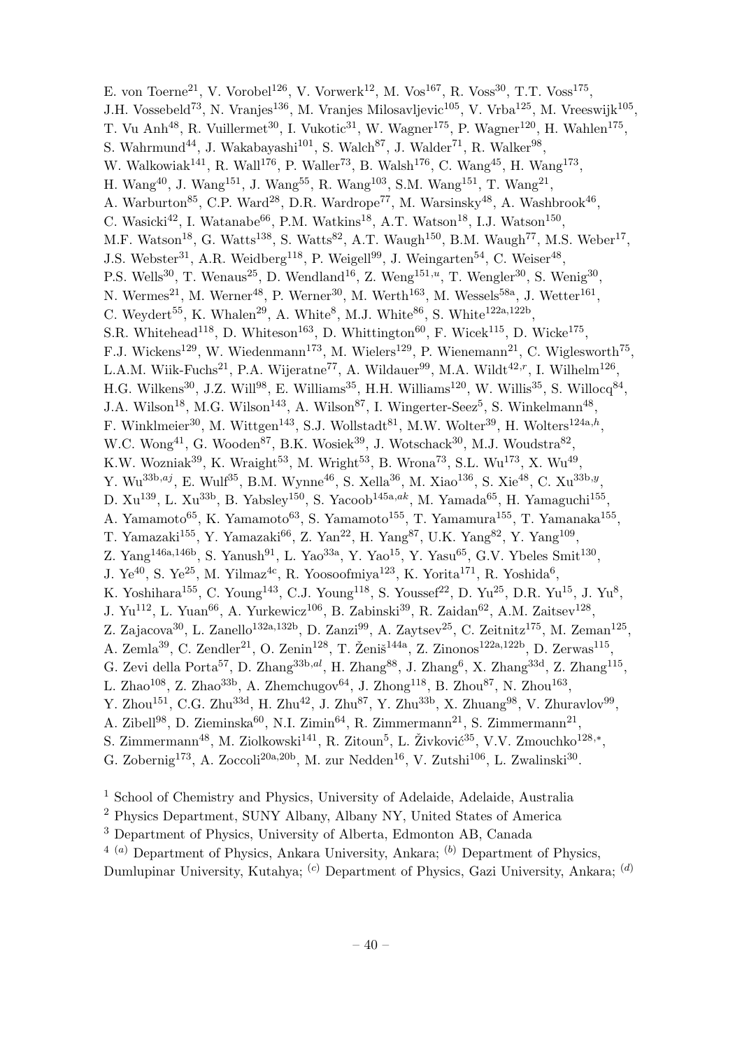E. von Toerne[21], V. Vorobel[126], V. Vorwerk[12], M. Vos[167], R. Voss[30], T.T. Voss[175], J.H. Vossebeld[73], N. Vranjes[136], M. Vranjes Milosavljevic[105], V. Vrba[125], M. Vreeswijk[105], T. Vu Anh[48], R. Vuillermet[30], I. Vukotic[31], W. Wagner[175], P. Wagner[120], H. Wahlen[175], S. Wahrmund[44], J. Wakabayashi[101], S. Walch[87], J. Walder[71], R. Walker[98], W. Walkowiak[141], R. Wall[176], P. Waller[73], B. Walsh[176], C. Wang[45], H. Wang[173], H. Wang[40], J. Wang[151], J. Wang[55], R. Wang[103], S.M. Wang[151], T. Wang[21], A. Warburton[85], C.P. Ward[28], D.R. Wardrope[77], M. Warsinsky[48], A. Washbrook[46], C. Wasicki[42], I. Watanabe[66], P.M. Watkins[18], A.T. Watson[18], I.J. Watson[150], M.F. Watson[18], G. Watts[138], S. Watts[82], A.T. Waugh[150], B.M. Waugh[77], M.S. Weber[17], J.S. Webster[31], A.R. Weidberg[118], P. Weigell[99], J. Weingarten[54], C. Weiser[48], P.S. Wells[30], T. Wenaus[25], D. Wendland[16], Z. Weng[151,u], T. Wengler[30], S. Wenig[30], N. Wermes[21], M. Werner[48], P. Werner[30], M. Werth[163], M. Wessels[58a], J. Wetter[161], C. Weydert[55], K. Whalen[29], A. White[8], M.J. White[86], S. White[122a,122b], S.R. Whitehead[118], D. Whiteson[163], D. Whittington[60], F. Wicek[115], D. Wicke[175], F.J. Wickens[129], W. Wiedenmann[173], M. Wielers[129], P. Wienemann[21], C. Wiglesworth[75], L.A.M. Wiik-Fuchs[21], P.A. Wijeratne[77], A. Wildauer[99], M.A. Wildt[42,r], I. Wilhelm[126], H.G. Wilkens[30], J.Z. Will[98], E. Williams[35], H.H. Williams[120], W. Willis[35], S. Willocq[84], J.A. Wilson[18], M.G. Wilson[143], A. Wilson[87], I. Wingerter-Seez[5], S. Winkelmann[48], F. Winklmeier[30], M. Wittgen[143], S.J. Wollstadt[81], M.W. Wolter[39], H. Wolters[124a,h], W.C. Wong[41], G. Wooden[87], B.K. Wosiek[39], J. Wotschack[30], M.J. Woudstra[82], K.W. Wozniak[39], K. Wraight[53], M. Wright[53], B. Wrona[73], S.L. Wu[173], X. Wu[49], Y. Wu[33b,aj], E. Wulf[35], B.M. Wynne[46], S. Xella[36], M. Xiao[136], S. Xie[48], C. Xu[33b,y], D. Xu[139], L. Xu[33b], B. Yabsley[150], S. Yacoob[145a,ak], M. Yamada[65], H. Yamaguchi[155], A. Yamamoto[65], K. Yamamoto[63], S. Yamamoto[155], T. Yamamura[155], T. Yamanaka[155], T. Yamazaki[155], Y. Yamazaki[66], Z. Yan[22], H. Yang[87], U.K. Yang[82], Y. Yang[109], Z. Yang[146a,146b], S. Yanush[91], L. Yao[33a], Y. Yao[15], Y. Yasu[65], G.V. Ybeles Smit[130], J. Ye[40], S. Ye[25], M. Yilmaz[4c], R. Yoosoofmiya[123], K. Yorita[171], R. Yoshida[6], K. Yoshihara[155], C. Young[143], C.J. Young[118], S. Youssef[22], D. Yu[25], D.R. Yu[15], J. Yu[8], J. Yu[112], L. Yuan[66], A. Yurkewicz[106], B. Zabinski[39], R. Zaidan[62], A.M. Zaitsev[128], Z. Zajacova[30], L. Zanello[132a,132b], D. Zanzi[99], A. Zaytsev[25], C. Zeitnitz[175], M. Zeman[125], A. Zemla[39], C. Zendler[21], O. Zenin[128], T. Ženiš[144a], Z. Zinonos[122a,122b], D. Zerwas[115], G. Zevi della Porta[57], D. Zhang[33b,al], H. Zhang[88], J. Zhang[6], X. Zhang[33d], Z. Zhang[115], L. Zhao[108], Z. Zhao[33b], A. Zhemchugov[64], J. Zhong[118], B. Zhou[87], N. Zhou[163], Y. Zhou[151], C.G. Zhu[33d], H. Zhu[42], J. Zhu[87], Y. Zhu[33b], X. Zhuang[98], V. Zhuravlov[99], A. Zibell[98], D. Zieminska[60], N.I. Zimin[64], R. Zimmermann[21], S. Zimmermann[21], S. Zimmermann[48], M. Ziolkowski[141], R. Zitoun[5], L. Živković[35], V.V. Zmouchko[128,*], G. Zobernig[173], A. Zoccoli[20a,20b], M. zur Nedden[16], V. Zutshi[106], L. Zwalinski[30].

[1] School of Chemistry and Physics, University of Adelaide, Adelaide, Australia

[2] Physics Department, SUNY Albany, Albany NY, United States of America

[3] Department of Physics, University of Alberta, Edmonton AB, Canada

[4] [(a)] Department of Physics, Ankara University, Ankara; [(b)] Department of Physics, Dumlupinar University, Kutahya; [(c)] Department of Physics, Gazi University, Ankara; [(d)]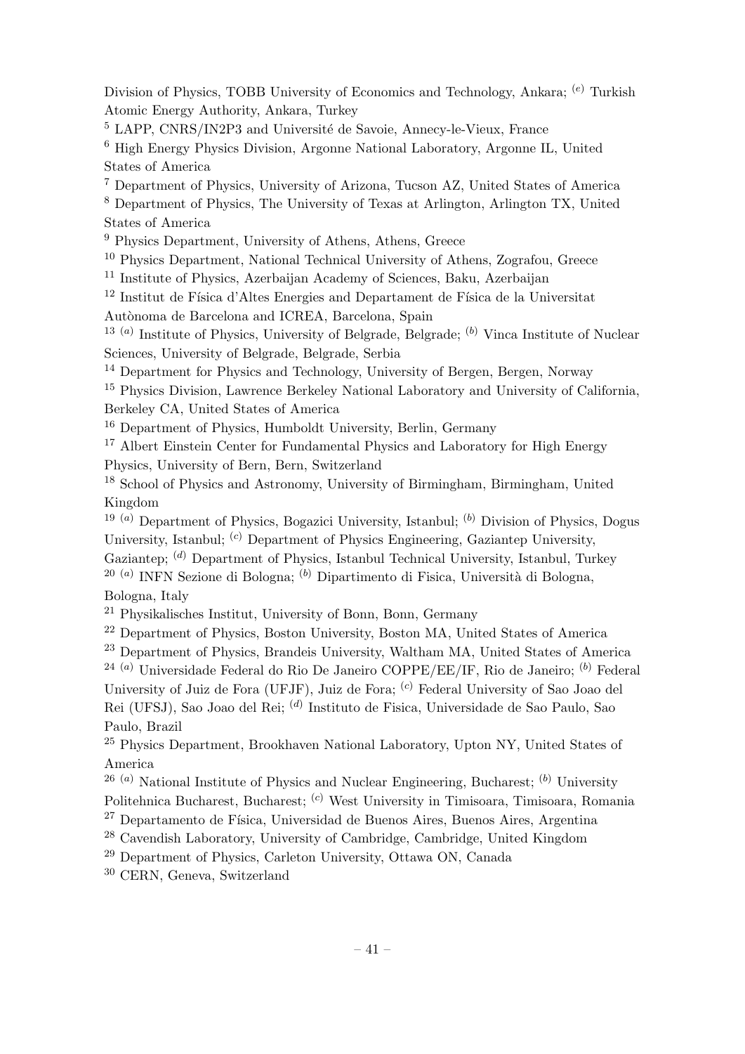Division of Physics, TOBB University of Economics and Technology, Ankara; [(e)] Turkish Atomic Energy Authority, Ankara, Turkey

[5] LAPP, CNRS/IN2P3 and Université de Savoie, Annecy-le-Vieux, France

[6] High Energy Physics Division, Argonne National Laboratory, Argonne IL, United States of America

[7] Department of Physics, University of Arizona, Tucson AZ, United States of America

[8] Department of Physics, The University of Texas at Arlington, Arlington TX, United States of America

[9] Physics Department, University of Athens, Athens, Greece

[10] Physics Department, National Technical University of Athens, Zografou, Greece

[11] Institute of Physics, Azerbaijan Academy of Sciences, Baku, Azerbaijan

[12] Institut de Física d'Altes Energies and Departament de Física de la Universitat Autònoma de Barcelona and ICREA, Barcelona, Spain

[13] [(a)] Institute of Physics, University of Belgrade, Belgrade; [(b)] Vinca Institute of Nuclear Sciences, University of Belgrade, Belgrade, Serbia

[14] Department for Physics and Technology, University of Bergen, Bergen, Norway

[15] Physics Division, Lawrence Berkeley National Laboratory and University of California, Berkeley CA, United States of America

[16] Department of Physics, Humboldt University, Berlin, Germany

[17] Albert Einstein Center for Fundamental Physics and Laboratory for High Energy Physics, University of Bern, Bern, Switzerland

[18] School of Physics and Astronomy, University of Birmingham, Birmingham, United Kingdom

[19] [(a)] Department of Physics, Bogazici University, Istanbul; [(b)] Division of Physics, Dogus University, Istanbul; [(c)] Department of Physics Engineering, Gaziantep University, Gaziantep; [(d)] Department of Physics, Istanbul Technical University, Istanbul, Turkey

[20] [(a)] INFN Sezione di Bologna; [(b)] Dipartimento di Fisica, Università di Bologna, Bologna, Italy

[21] Physikalisches Institut, University of Bonn, Bonn, Germany

[22] Department of Physics, Boston University, Boston MA, United States of America

[23] Department of Physics, Brandeis University, Waltham MA, United States of America

[24] [(a)] Universidade Federal do Rio De Janeiro COPPE/EE/IF, Rio de Janeiro; [(b)] Federal University of Juiz de Fora (UFJF), Juiz de Fora; [(c)] Federal University of Sao Joao del Rei (UFSJ), Sao Joao del Rei; [(d)] Instituto de Fisica, Universidade de Sao Paulo, Sao Paulo, Brazil

[25] Physics Department, Brookhaven National Laboratory, Upton NY, United States of America

[26] [(a)] National Institute of Physics and Nuclear Engineering, Bucharest; [(b)] University Politehnica Bucharest, Bucharest; [(c)] West University in Timisoara, Timisoara, Romania

[27] Departamento de Física, Universidad de Buenos Aires, Buenos Aires, Argentina

[28] Cavendish Laboratory, University of Cambridge, Cambridge, United Kingdom

[29] Department of Physics, Carleton University, Ottawa ON, Canada

[30] CERN, Geneva, Switzerland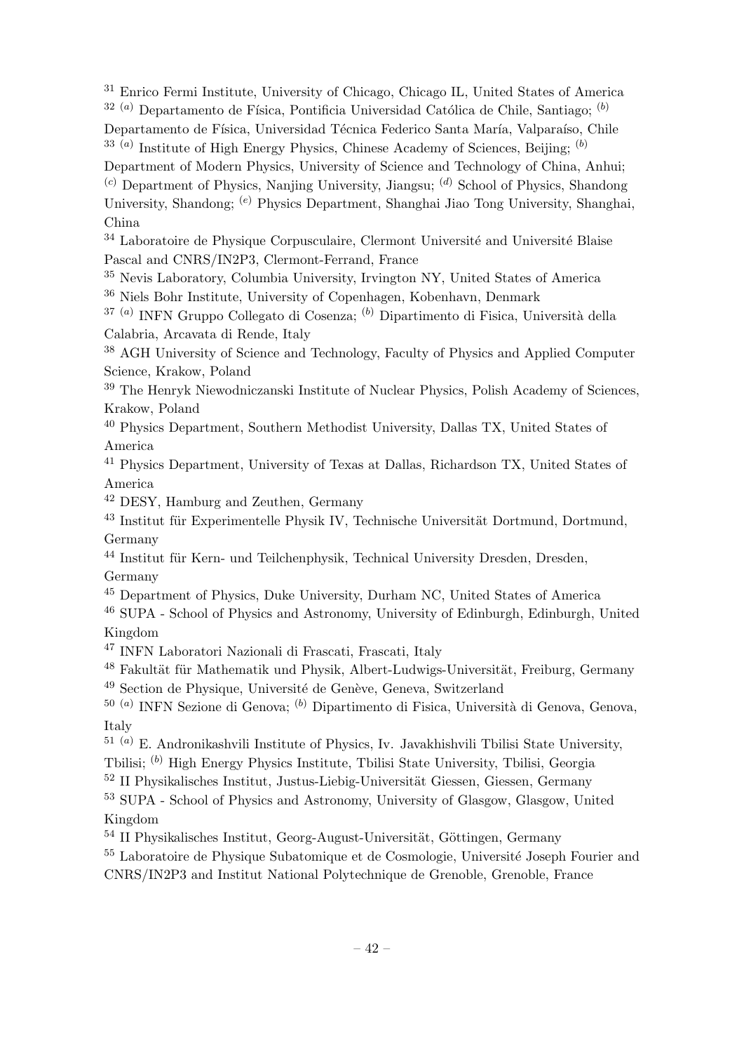[31] Enrico Fermi Institute, University of Chicago, Chicago IL, United States of America
[32] [(a)] Departamento de Física, Pontificia Universidad Católica de Chile, Santiago; [(b)] Departamento de Física, Universidad Técnica Federico Santa María, Valparaíso, Chile
[33] [(a)] Institute of High Energy Physics, Chinese Academy of Sciences, Beijing; [(b)] Department of Modern Physics, University of Science and Technology of China, Anhui; [(c)] Department of Physics, Nanjing University, Jiangsu; [(d)] School of Physics, Shandong University, Shandong; [(e)] Physics Department, Shanghai Jiao Tong University, Shanghai, China
[34] Laboratoire de Physique Corpusculaire, Clermont Université and Université Blaise Pascal and CNRS/IN2P3, Clermont-Ferrand, France
[35] Nevis Laboratory, Columbia University, Irvington NY, United States of America
[36] Niels Bohr Institute, University of Copenhagen, Kobenhavn, Denmark
[37] [(a)] INFN Gruppo Collegato di Cosenza; [(b)] Dipartimento di Fisica, Università della Calabria, Arcavata di Rende, Italy
[38] AGH University of Science and Technology, Faculty of Physics and Applied Computer Science, Krakow, Poland
[39] The Henryk Niewodniczanski Institute of Nuclear Physics, Polish Academy of Sciences, Krakow, Poland
[40] Physics Department, Southern Methodist University, Dallas TX, United States of America
[41] Physics Department, University of Texas at Dallas, Richardson TX, United States of America
[42] DESY, Hamburg and Zeuthen, Germany
[43] Institut für Experimentelle Physik IV, Technische Universität Dortmund, Dortmund, Germany
[44] Institut für Kern- und Teilchenphysik, Technical University Dresden, Dresden, Germany
[45] Department of Physics, Duke University, Durham NC, United States of America
[46] SUPA - School of Physics and Astronomy, University of Edinburgh, Edinburgh, United Kingdom
[47] INFN Laboratori Nazionali di Frascati, Frascati, Italy
[48] Fakultät für Mathematik und Physik, Albert-Ludwigs-Universität, Freiburg, Germany
[49] Section de Physique, Université de Genève, Geneva, Switzerland
[50] [(a)] INFN Sezione di Genova; [(b)] Dipartimento di Fisica, Università di Genova, Genova, Italy
[51] [(a)] E. Andronikashvili Institute of Physics, Iv. Javakhishvili Tbilisi State University, Tbilisi; [(b)] High Energy Physics Institute, Tbilisi State University, Tbilisi, Georgia
[52] II Physikalisches Institut, Justus-Liebig-Universität Giessen, Giessen, Germany
[53] SUPA - School of Physics and Astronomy, University of Glasgow, Glasgow, United Kingdom
[54] II Physikalisches Institut, Georg-August-Universität, Göttingen, Germany
[55] Laboratoire de Physique Subatomique et de Cosmologie, Université Joseph Fourier and CNRS/IN2P3 and Institut National Polytechnique de Grenoble, Grenoble, France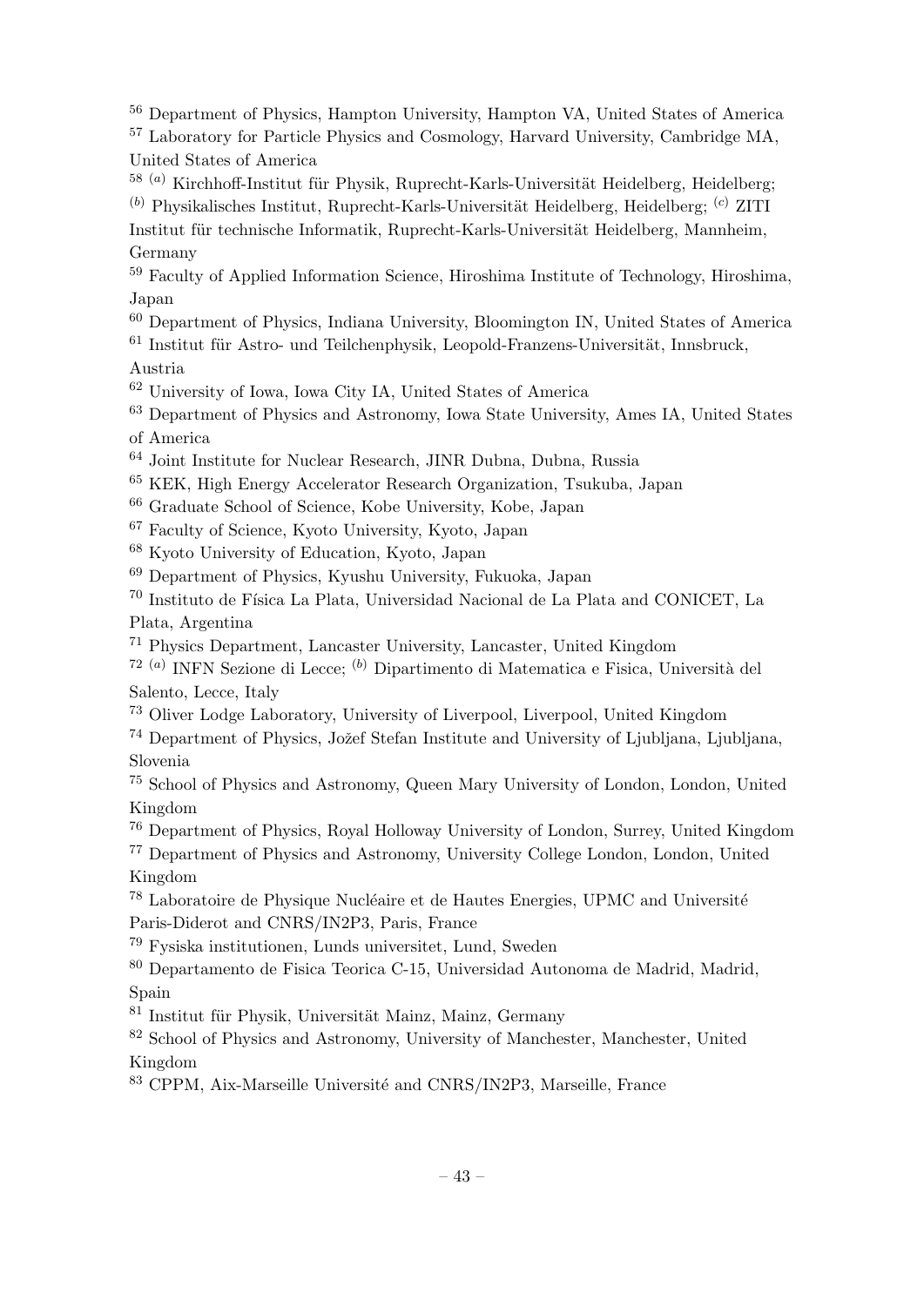[56] Department of Physics, Hampton University, Hampton VA, United States of America
[57] Laboratory for Particle Physics and Cosmology, Harvard University, Cambridge MA, United States of America
[58] [(a)] Kirchhoff-Institut für Physik, Ruprecht-Karls-Universität Heidelberg, Heidelberg; [(b)] Physikalisches Institut, Ruprecht-Karls-Universität Heidelberg, Heidelberg; [(c)] ZITI Institut für technische Informatik, Ruprecht-Karls-Universität Heidelberg, Mannheim, Germany
[59] Faculty of Applied Information Science, Hiroshima Institute of Technology, Hiroshima, Japan
[60] Department of Physics, Indiana University, Bloomington IN, United States of America
[61] Institut für Astro- und Teilchenphysik, Leopold-Franzens-Universität, Innsbruck, Austria
[62] University of Iowa, Iowa City IA, United States of America
[63] Department of Physics and Astronomy, Iowa State University, Ames IA, United States of America
[64] Joint Institute for Nuclear Research, JINR Dubna, Dubna, Russia
[65] KEK, High Energy Accelerator Research Organization, Tsukuba, Japan
[66] Graduate School of Science, Kobe University, Kobe, Japan
[67] Faculty of Science, Kyoto University, Kyoto, Japan
[68] Kyoto University of Education, Kyoto, Japan
[69] Department of Physics, Kyushu University, Fukuoka, Japan
[70] Instituto de Física La Plata, Universidad Nacional de La Plata and CONICET, La Plata, Argentina
[71] Physics Department, Lancaster University, Lancaster, United Kingdom
[72] [(a)] INFN Sezione di Lecce; [(b)] Dipartimento di Matematica e Fisica, Università del Salento, Lecce, Italy
[73] Oliver Lodge Laboratory, University of Liverpool, Liverpool, United Kingdom
[74] Department of Physics, Jožef Stefan Institute and University of Ljubljana, Ljubljana, Slovenia
[75] School of Physics and Astronomy, Queen Mary University of London, London, United Kingdom
[76] Department of Physics, Royal Holloway University of London, Surrey, United Kingdom
[77] Department of Physics and Astronomy, University College London, London, United Kingdom
[78] Laboratoire de Physique Nucléaire et de Hautes Energies, UPMC and Université Paris-Diderot and CNRS/IN2P3, Paris, France
[79] Fysiska institutionen, Lunds universitet, Lund, Sweden
[80] Departamento de Fisica Teorica C-15, Universidad Autonoma de Madrid, Madrid, Spain
[81] Institut für Physik, Universität Mainz, Mainz, Germany
[82] School of Physics and Astronomy, University of Manchester, Manchester, United Kingdom
[83] CPPM, Aix-Marseille Université and CNRS/IN2P3, Marseille, France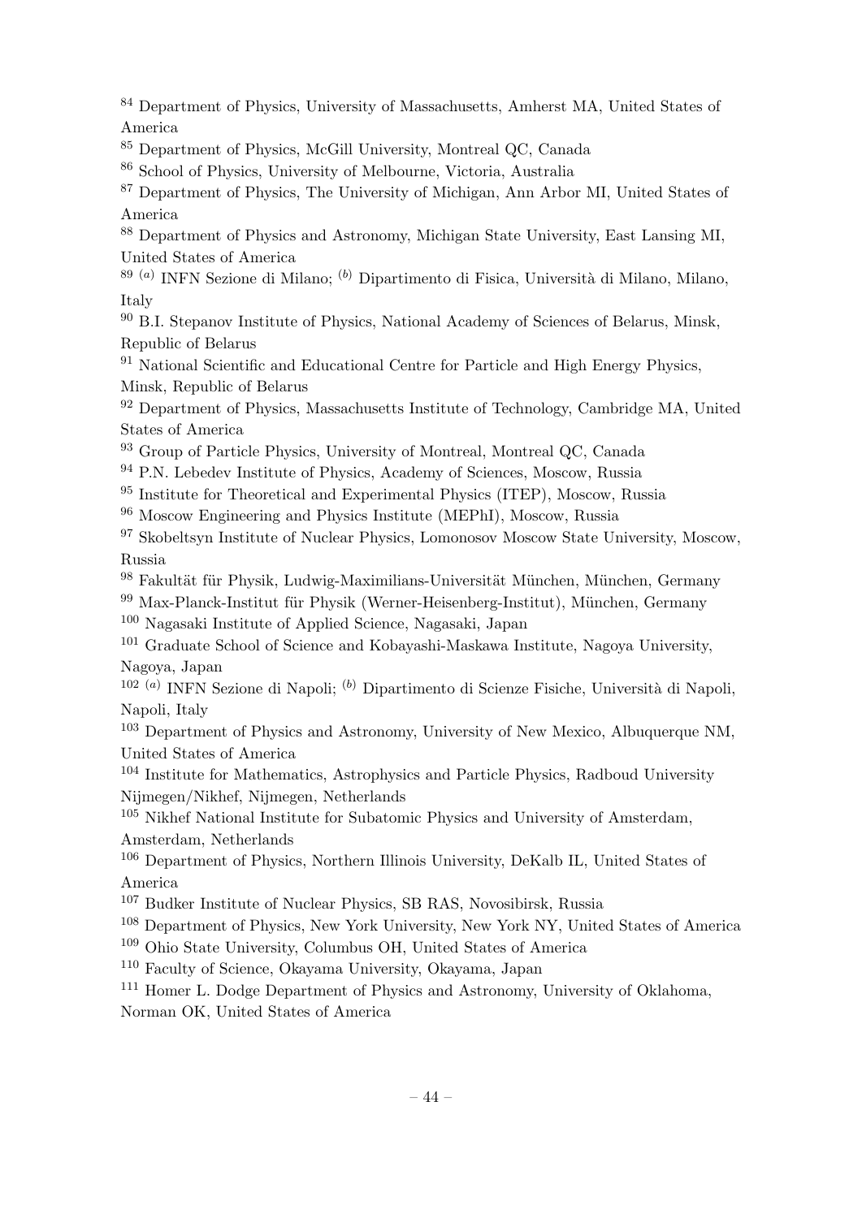[84] Department of Physics, University of Massachusetts, Amherst MA, United States of America

[85] Department of Physics, McGill University, Montreal QC, Canada

[86] School of Physics, University of Melbourne, Victoria, Australia

[87] Department of Physics, The University of Michigan, Ann Arbor MI, United States of America

[88] Department of Physics and Astronomy, Michigan State University, East Lansing MI, United States of America

[89] [(a)] INFN Sezione di Milano; [(b)] Dipartimento di Fisica, Università di Milano, Milano, Italy

[90] B.I. Stepanov Institute of Physics, National Academy of Sciences of Belarus, Minsk, Republic of Belarus

[91] National Scientific and Educational Centre for Particle and High Energy Physics, Minsk, Republic of Belarus

[92] Department of Physics, Massachusetts Institute of Technology, Cambridge MA, United States of America

[93] Group of Particle Physics, University of Montreal, Montreal QC, Canada

[94] P.N. Lebedev Institute of Physics, Academy of Sciences, Moscow, Russia

[95] Institute for Theoretical and Experimental Physics (ITEP), Moscow, Russia

[96] Moscow Engineering and Physics Institute (MEPhI), Moscow, Russia

[97] Skobeltsyn Institute of Nuclear Physics, Lomonosov Moscow State University, Moscow, Russia

[98] Fakultät für Physik, Ludwig-Maximilians-Universität München, München, Germany

[99] Max-Planck-Institut für Physik (Werner-Heisenberg-Institut), München, Germany

[100] Nagasaki Institute of Applied Science, Nagasaki, Japan

[101] Graduate School of Science and Kobayashi-Maskawa Institute, Nagoya University, Nagoya, Japan

[102] [(a)] INFN Sezione di Napoli; [(b)] Dipartimento di Scienze Fisiche, Università di Napoli, Napoli, Italy

[103] Department of Physics and Astronomy, University of New Mexico, Albuquerque NM, United States of America

[104] Institute for Mathematics, Astrophysics and Particle Physics, Radboud University Nijmegen/Nikhef, Nijmegen, Netherlands

[105] Nikhef National Institute for Subatomic Physics and University of Amsterdam, Amsterdam, Netherlands

[106] Department of Physics, Northern Illinois University, DeKalb IL, United States of America

[107] Budker Institute of Nuclear Physics, SB RAS, Novosibirsk, Russia

[108] Department of Physics, New York University, New York NY, United States of America

[109] Ohio State University, Columbus OH, United States of America

[110] Faculty of Science, Okayama University, Okayama, Japan

[111] Homer L. Dodge Department of Physics and Astronomy, University of Oklahoma, Norman OK, United States of America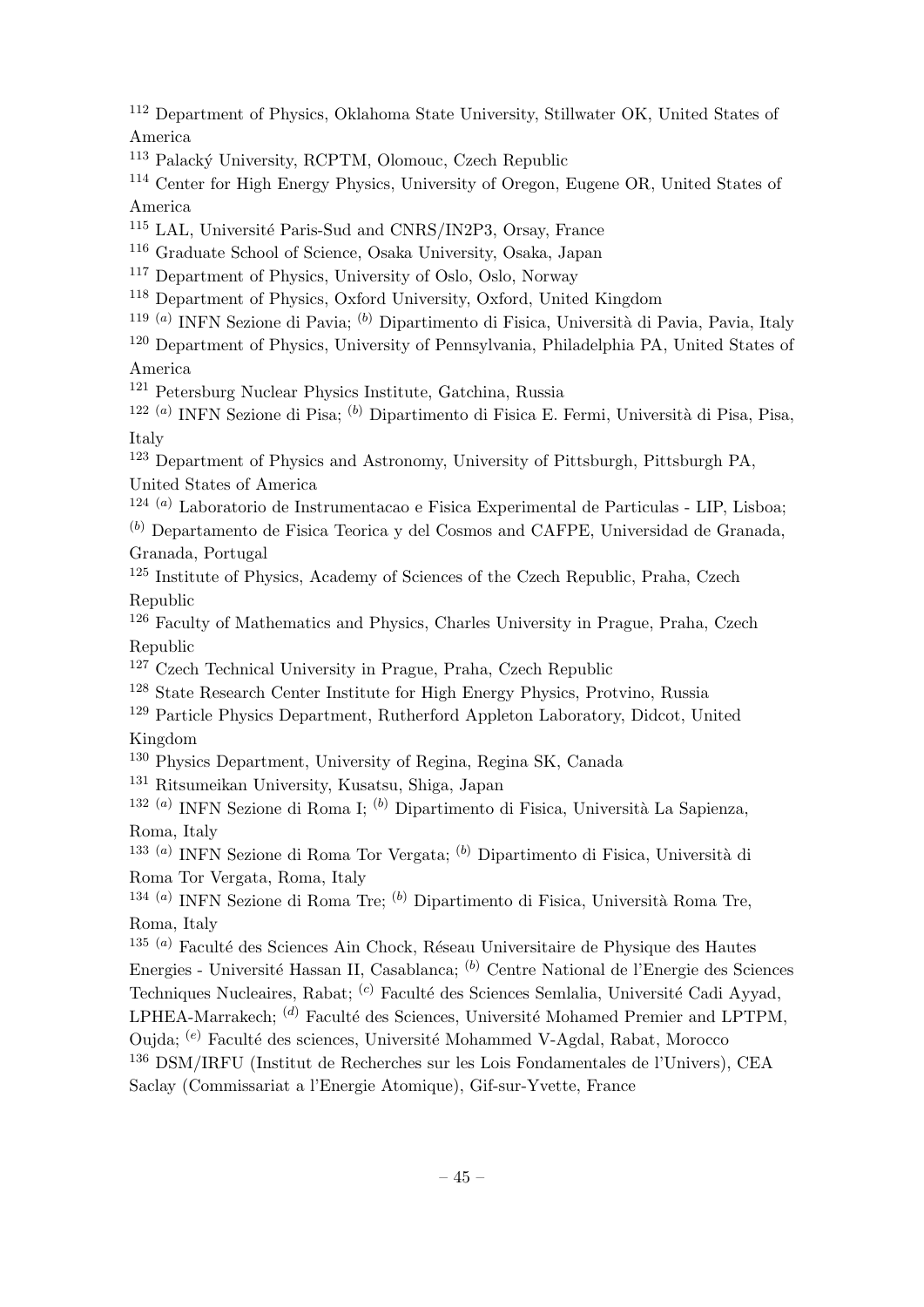[112] Department of Physics, Oklahoma State University, Stillwater OK, United States of America

[113] Palacký University, RCPTM, Olomouc, Czech Republic

[114] Center for High Energy Physics, University of Oregon, Eugene OR, United States of America

[115] LAL, Université Paris-Sud and CNRS/IN2P3, Orsay, France

[116] Graduate School of Science, Osaka University, Osaka, Japan

[117] Department of Physics, University of Oslo, Oslo, Norway

[118] Department of Physics, Oxford University, Oxford, United Kingdom

[119] [(a)] INFN Sezione di Pavia; [(b)] Dipartimento di Fisica, Università di Pavia, Pavia, Italy

[120] Department of Physics, University of Pennsylvania, Philadelphia PA, United States of America

[121] Petersburg Nuclear Physics Institute, Gatchina, Russia

[122] [(a)] INFN Sezione di Pisa; [(b)] Dipartimento di Fisica E. Fermi, Università di Pisa, Pisa, Italy

[123] Department of Physics and Astronomy, University of Pittsburgh, Pittsburgh PA, United States of America

[124] [(a)] Laboratorio de Instrumentacao e Fisica Experimental de Particulas - LIP, Lisboa; [(b)] Departamento de Fisica Teorica y del Cosmos and CAFPE, Universidad de Granada, Granada, Portugal

[125] Institute of Physics, Academy of Sciences of the Czech Republic, Praha, Czech Republic

[126] Faculty of Mathematics and Physics, Charles University in Prague, Praha, Czech Republic

[127] Czech Technical University in Prague, Praha, Czech Republic

[128] State Research Center Institute for High Energy Physics, Protvino, Russia

[129] Particle Physics Department, Rutherford Appleton Laboratory, Didcot, United Kingdom

[130] Physics Department, University of Regina, Regina SK, Canada

[131] Ritsumeikan University, Kusatsu, Shiga, Japan

[132] [(a)] INFN Sezione di Roma I; [(b)] Dipartimento di Fisica, Università La Sapienza, Roma, Italy

[133] [(a)] INFN Sezione di Roma Tor Vergata; [(b)] Dipartimento di Fisica, Università di Roma Tor Vergata, Roma, Italy

[134] [(a)] INFN Sezione di Roma Tre; [(b)] Dipartimento di Fisica, Università Roma Tre, Roma, Italy

[135] [(a)] Faculté des Sciences Ain Chock, Réseau Universitaire de Physique des Hautes Energies - Université Hassan II, Casablanca; [(b)] Centre National de l'Energie des Sciences Techniques Nucleaires, Rabat; [(c)] Faculté des Sciences Semlalia, Université Cadi Ayyad, LPHEA-Marrakech; [(d)] Faculté des Sciences, Université Mohamed Premier and LPTPM, Oujda; [(e)] Faculté des sciences, Université Mohammed V-Agdal, Rabat, Morocco

[136] DSM/IRFU (Institut de Recherches sur les Lois Fondamentales de l'Univers), CEA Saclay (Commissariat a l'Energie Atomique), Gif-sur-Yvette, France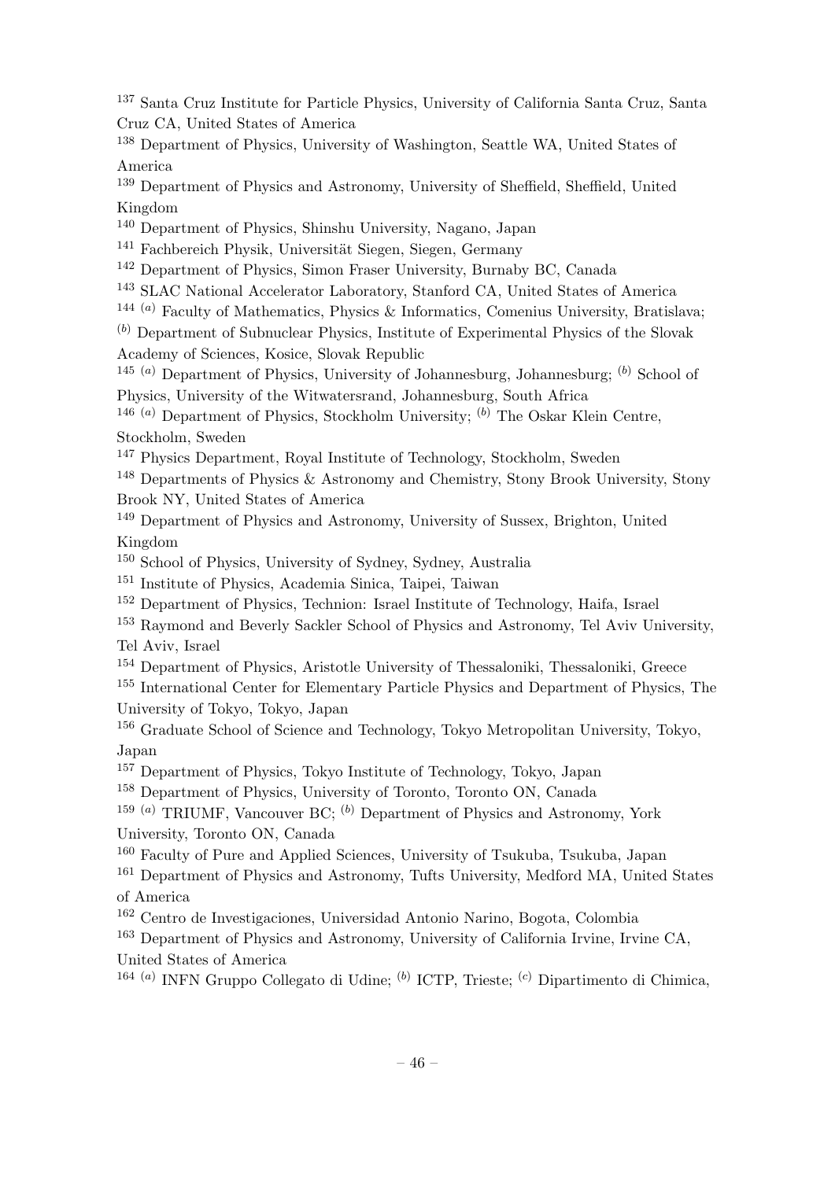[137] Santa Cruz Institute for Particle Physics, University of California Santa Cruz, Santa Cruz CA, United States of America

[138] Department of Physics, University of Washington, Seattle WA, United States of America

[139] Department of Physics and Astronomy, University of Sheffield, Sheffield, United Kingdom

[140] Department of Physics, Shinshu University, Nagano, Japan

[141] Fachbereich Physik, Universität Siegen, Siegen, Germany

[142] Department of Physics, Simon Fraser University, Burnaby BC, Canada

[143] SLAC National Accelerator Laboratory, Stanford CA, United States of America

[144] [(a)] Faculty of Mathematics, Physics & Informatics, Comenius University, Bratislava; [(b)] Department of Subnuclear Physics, Institute of Experimental Physics of the Slovak Academy of Sciences, Kosice, Slovak Republic

[145] [(a)] Department of Physics, University of Johannesburg, Johannesburg; [(b)] School of Physics, University of the Witwatersrand, Johannesburg, South Africa

[146] [(a)] Department of Physics, Stockholm University; [(b)] The Oskar Klein Centre, Stockholm, Sweden

[147] Physics Department, Royal Institute of Technology, Stockholm, Sweden

[148] Departments of Physics & Astronomy and Chemistry, Stony Brook University, Stony Brook NY, United States of America

[149] Department of Physics and Astronomy, University of Sussex, Brighton, United Kingdom

[150] School of Physics, University of Sydney, Sydney, Australia

[151] Institute of Physics, Academia Sinica, Taipei, Taiwan

[152] Department of Physics, Technion: Israel Institute of Technology, Haifa, Israel

[153] Raymond and Beverly Sackler School of Physics and Astronomy, Tel Aviv University, Tel Aviv, Israel

[154] Department of Physics, Aristotle University of Thessaloniki, Thessaloniki, Greece

[155] International Center for Elementary Particle Physics and Department of Physics, The University of Tokyo, Tokyo, Japan

[156] Graduate School of Science and Technology, Tokyo Metropolitan University, Tokyo, Japan

[157] Department of Physics, Tokyo Institute of Technology, Tokyo, Japan

[158] Department of Physics, University of Toronto, Toronto ON, Canada

[159] [(a)] TRIUMF, Vancouver BC; [(b)] Department of Physics and Astronomy, York University, Toronto ON, Canada

[160] Faculty of Pure and Applied Sciences, University of Tsukuba, Tsukuba, Japan

[161] Department of Physics and Astronomy, Tufts University, Medford MA, United States of America

[162] Centro de Investigaciones, Universidad Antonio Narino, Bogota, Colombia

[163] Department of Physics and Astronomy, University of California Irvine, Irvine CA, United States of America

[164] [(a)] INFN Gruppo Collegato di Udine; [(b)] ICTP, Trieste; [(c)] Dipartimento di Chimica,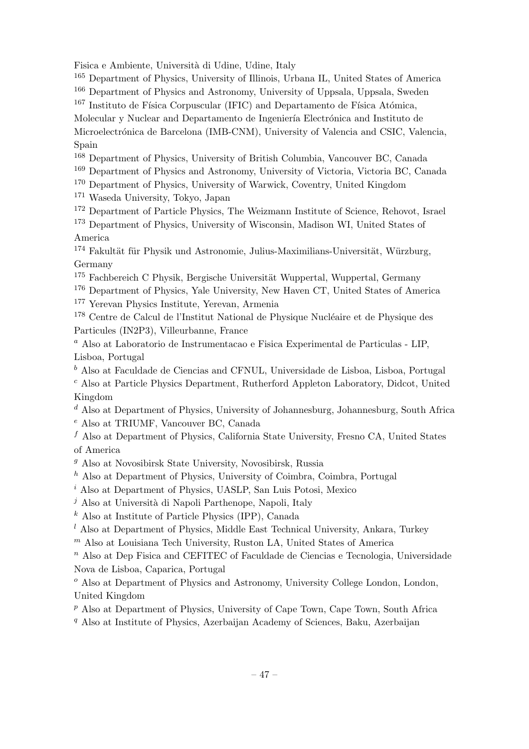Fisica e Ambiente, Università di Udine, Udine, Italy

[165] Department of Physics, University of Illinois, Urbana IL, United States of America

[166] Department of Physics and Astronomy, University of Uppsala, Uppsala, Sweden

[167] Instituto de Física Corpuscular (IFIC) and Departamento de Física Atómica, Molecular y Nuclear and Departamento de Ingeniería Electrónica and Instituto de Microelectrónica de Barcelona (IMB-CNM), University of Valencia and CSIC, Valencia, Spain

[168] Department of Physics, University of British Columbia, Vancouver BC, Canada

[169] Department of Physics and Astronomy, University of Victoria, Victoria BC, Canada

[170] Department of Physics, University of Warwick, Coventry, United Kingdom

[171] Waseda University, Tokyo, Japan

[172] Department of Particle Physics, The Weizmann Institute of Science, Rehovot, Israel

[173] Department of Physics, University of Wisconsin, Madison WI, United States of America

[174] Fakultät für Physik und Astronomie, Julius-Maximilians-Universität, Würzburg, Germany

[175] Fachbereich C Physik, Bergische Universität Wuppertal, Wuppertal, Germany

[176] Department of Physics, Yale University, New Haven CT, United States of America

[177] Yerevan Physics Institute, Yerevan, Armenia

[178] Centre de Calcul de l'Institut National de Physique Nucléaire et de Physique des Particules (IN2P3), Villeurbanne, France

[a] Also at Laboratorio de Instrumentacao e Fisica Experimental de Particulas - LIP, Lisboa, Portugal

[b] Also at Faculdade de Ciencias and CFNUL, Universidade de Lisboa, Lisboa, Portugal

[c] Also at Particle Physics Department, Rutherford Appleton Laboratory, Didcot, United Kingdom

[d] Also at Department of Physics, University of Johannesburg, Johannesburg, South Africa

[e] Also at TRIUMF, Vancouver BC, Canada

[f] Also at Department of Physics, California State University, Fresno CA, United States of America

[g] Also at Novosibirsk State University, Novosibirsk, Russia

[h] Also at Department of Physics, University of Coimbra, Coimbra, Portugal

[i] Also at Department of Physics, UASLP, San Luis Potosi, Mexico

[j] Also at Università di Napoli Parthenope, Napoli, Italy

[k] Also at Institute of Particle Physics (IPP), Canada

[l] Also at Department of Physics, Middle East Technical University, Ankara, Turkey

[m] Also at Louisiana Tech University, Ruston LA, United States of America

[n] Also at Dep Fisica and CEFITEC of Faculdade de Ciencias e Tecnologia, Universidade Nova de Lisboa, Caparica, Portugal

[o] Also at Department of Physics and Astronomy, University College London, London, United Kingdom

[p] Also at Department of Physics, University of Cape Town, Cape Town, South Africa

[q] Also at Institute of Physics, Azerbaijan Academy of Sciences, Baku, Azerbaijan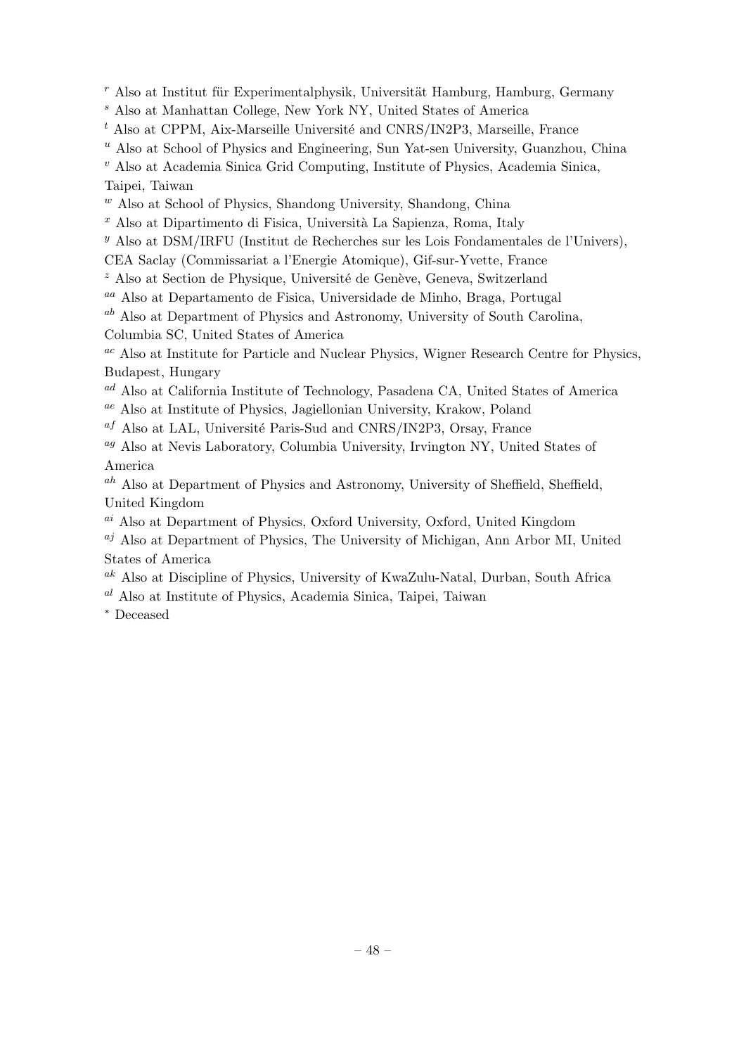[r] Also at Institut für Experimentalphysik, Universität Hamburg, Hamburg, Germany

[s] Also at Manhattan College, New York NY, United States of America

[t] Also at CPPM, Aix-Marseille Université and CNRS/IN2P3, Marseille, France

[u] Also at School of Physics and Engineering, Sun Yat-sen University, Guanzhou, China

[v] Also at Academia Sinica Grid Computing, Institute of Physics, Academia Sinica, Taipei, Taiwan

[w] Also at School of Physics, Shandong University, Shandong, China

[x] Also at Dipartimento di Fisica, Università La Sapienza, Roma, Italy

[y] Also at DSM/IRFU (Institut de Recherches sur les Lois Fondamentales de l'Univers), CEA Saclay (Commissariat a l'Energie Atomique), Gif-sur-Yvette, France

[z] Also at Section de Physique, Université de Genève, Geneva, Switzerland

[aa] Also at Departamento de Fisica, Universidade de Minho, Braga, Portugal

[ab] Also at Department of Physics and Astronomy, University of South Carolina, Columbia SC, United States of America

[ac] Also at Institute for Particle and Nuclear Physics, Wigner Research Centre for Physics, Budapest, Hungary

[ad] Also at California Institute of Technology, Pasadena CA, United States of America

[ae] Also at Institute of Physics, Jagiellonian University, Krakow, Poland

[af] Also at LAL, Université Paris-Sud and CNRS/IN2P3, Orsay, France

[ag] Also at Nevis Laboratory, Columbia University, Irvington NY, United States of America

[ah] Also at Department of Physics and Astronomy, University of Sheffield, Sheffield, United Kingdom

[ai] Also at Department of Physics, Oxford University, Oxford, United Kingdom

[aj] Also at Department of Physics, The University of Michigan, Ann Arbor MI, United States of America

[ak] Also at Discipline of Physics, University of KwaZulu-Natal, Durban, South Africa

[al] Also at Institute of Physics, Academia Sinica, Taipei, Taiwan

[*] Deceased